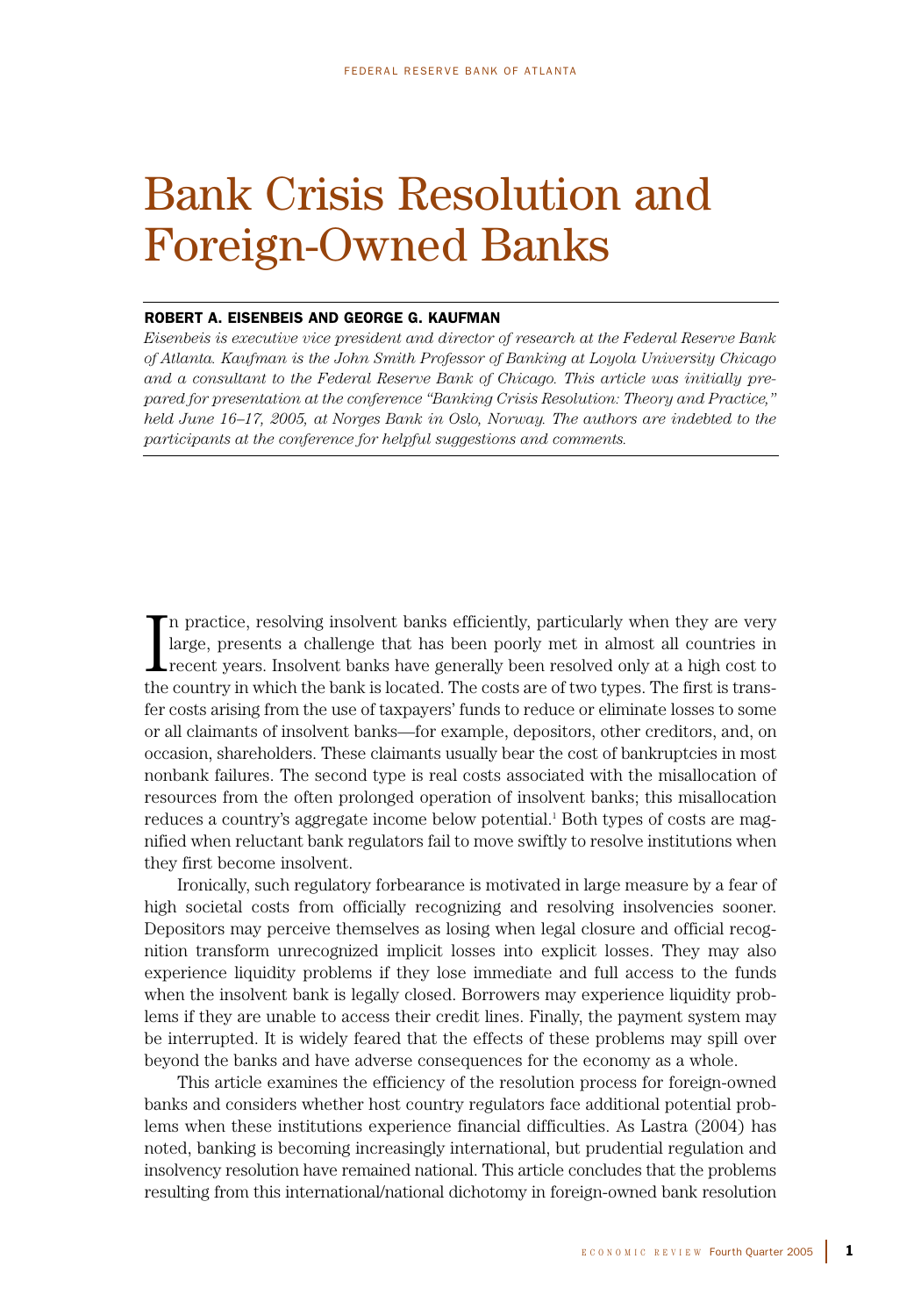# Bank Crisis Resolution and Foreign-Owned Banks

**ROBERT A. EISENBEIS AND GEORGE G. KAUFMAN**

*Eisenbeis is executive vice president and director of research at the Federal Reserve Bank of Atlanta. Kaufman is the John Smith Professor of Banking at Loyola University Chicago and a consultant to the Federal Reserve Bank of Chicago. This article was initially prepared for presentation at the conference "Banking Crisis Resolution: Theory and Practice," held June 16–17, 2005, at Norges Bank in Oslo, Norway. The authors are indebted to the participants at the conference for helpful suggestions and comments.*

In practice, resolving insolvent banks efficiently, particularly when they are very large, presents a challenge that has been poorly met in almost all countries in recent years. Insolvent banks have generally been resolved only at a high cost to the country in which the bank is located. The costs are of two types. The first is transfer costs arising from the use of taxpayers' funds to reduce or eliminate losses to some or all claimants of insolvent banks—for example, depositors, other creditors, and, on occasion, shareholders. These claimants usually bear the cost of bankruptcies in most nonbank failures. The second type is real costs associated with the misallocation of resources from the often prolonged operation of insolvent banks; this misallocation reduces a country's aggregate income below potential.[1] Both types of costs are magnified when reluctant bank regulators fail to move swiftly to resolve institutions when they first become insolvent.

Ironically, such regulatory forbearance is motivated in large measure by a fear of high societal costs from officially recognizing and resolving insolvencies sooner. Depositors may perceive themselves as losing when legal closure and official recognition transform unrecognized implicit losses into explicit losses. They may also experience liquidity problems if they lose immediate and full access to the funds when the insolvent bank is legally closed. Borrowers may experience liquidity problems if they are unable to access their credit lines. Finally, the payment system may be interrupted. It is widely feared that the effects of these problems may spill over beyond the banks and have adverse consequences for the economy as a whole.

This article examines the efficiency of the resolution process for foreign-owned banks and considers whether host country regulators face additional potential problems when these institutions experience financial difficulties. As Lastra (2004) has noted, banking is becoming increasingly international, but prudential regulation and insolvency resolution have remained national. This article concludes that the problems resulting from this international/national dichotomy in foreign-owned bank resolution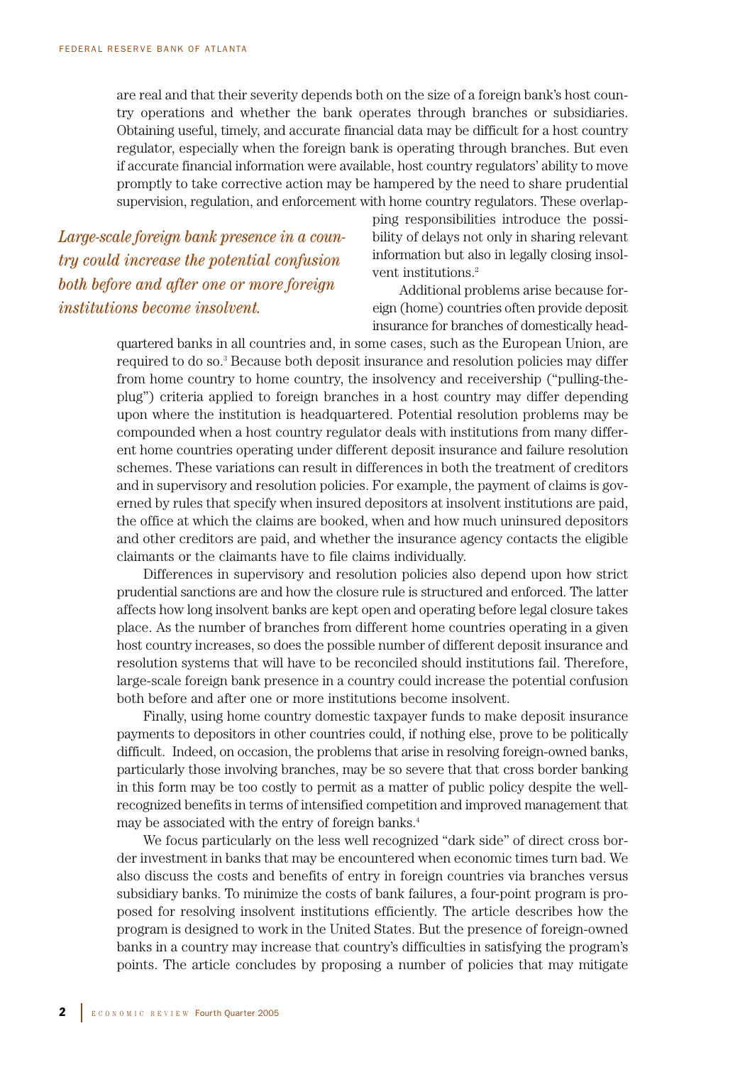are real and that their severity depends both on the size of a foreign bank's host country operations and whether the bank operates through branches or subsidiaries. Obtaining useful, timely, and accurate financial data may be difficult for a host country regulator, especially when the foreign bank is operating through branches. But even if accurate financial information were available, host country regulators' ability to move promptly to take corrective action may be hampered by the need to share prudential supervision, regulation, and enforcement with home country regulators. These overlapping responsibilities introduce the possibility of delays not only in sharing relevant information but also in legally closing insolvent institutions.[2]

*Large-scale foreign bank presence in a country could increase the potential confusion both before and after one or more foreign institutions become insolvent.*

Additional problems arise because foreign (home) countries often provide deposit insurance for branches of domestically headquartered banks in all countries and, in some cases, such as the European Union, are required to do so.[3] Because both deposit insurance and resolution policies may differ from home country to home country, the insolvency and receivership ("pulling-the-plug") criteria applied to foreign branches in a host country may differ depending upon where the institution is headquartered. Potential resolution problems may be compounded when a host country regulator deals with institutions from many different home countries operating under different deposit insurance and failure resolution schemes. These variations can result in differences in both the treatment of creditors and in supervisory and resolution policies. For example, the payment of claims is governed by rules that specify when insured depositors at insolvent institutions are paid, the office at which the claims are booked, when and how much uninsured depositors and other creditors are paid, and whether the insurance agency contacts the eligible claimants or the claimants have to file claims individually.

Differences in supervisory and resolution policies also depend upon how strict prudential sanctions are and how the closure rule is structured and enforced. The latter affects how long insolvent banks are kept open and operating before legal closure takes place. As the number of branches from different home countries operating in a given host country increases, so does the possible number of different deposit insurance and resolution systems that will have to be reconciled should institutions fail. Therefore, large-scale foreign bank presence in a country could increase the potential confusion both before and after one or more institutions become insolvent.

Finally, using home country domestic taxpayer funds to make deposit insurance payments to depositors in other countries could, if nothing else, prove to be politically difficult. Indeed, on occasion, the problems that arise in resolving foreign-owned banks, particularly those involving branches, may be so severe that that cross border banking in this form may be too costly to permit as a matter of public policy despite the well-recognized benefits in terms of intensified competition and improved management that may be associated with the entry of foreign banks.[4]

We focus particularly on the less well recognized "dark side" of direct cross border investment in banks that may be encountered when economic times turn bad. We also discuss the costs and benefits of entry in foreign countries via branches versus subsidiary banks. To minimize the costs of bank failures, a four-point program is proposed for resolving insolvent institutions efficiently. The article describes how the program is designed to work in the United States. But the presence of foreign-owned banks in a country may increase that country's difficulties in satisfying the program's points. The article concludes by proposing a number of policies that may mitigate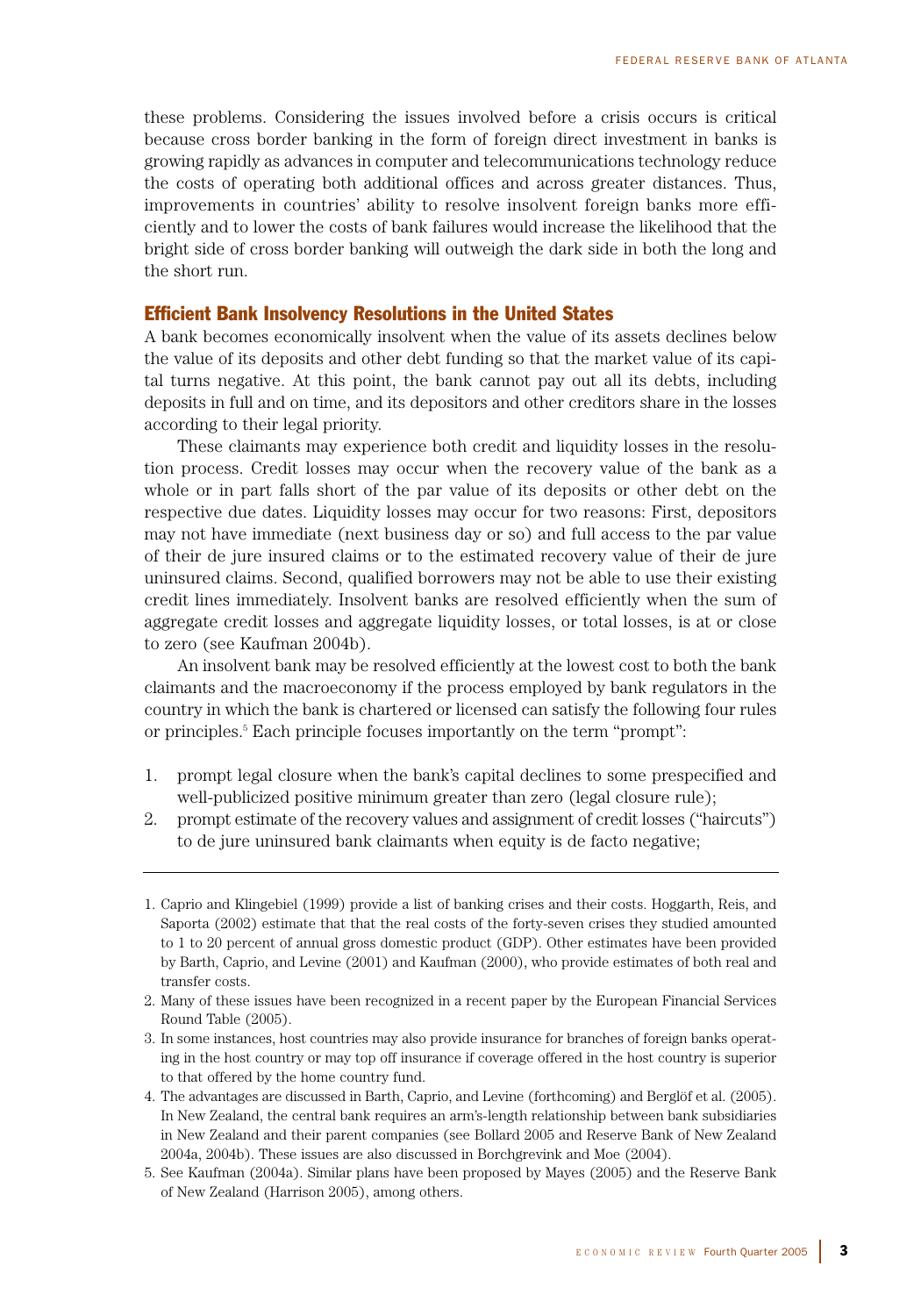these problems. Considering the issues involved before a crisis occurs is critical because cross border banking in the form of foreign direct investment in banks is growing rapidly as advances in computer and telecommunications technology reduce the costs of operating both additional offices and across greater distances. Thus, improvements in countries' ability to resolve insolvent foreign banks more efficiently and to lower the costs of bank failures would increase the likelihood that the bright side of cross border banking will outweigh the dark side in both the long and the short run.

## Efficient Bank Insolvency Resolutions in the United States

A bank becomes economically insolvent when the value of its assets declines below the value of its deposits and other debt funding so that the market value of its capital turns negative. At this point, the bank cannot pay out all its debts, including deposits in full and on time, and its depositors and other creditors share in the losses according to their legal priority.

These claimants may experience both credit and liquidity losses in the resolution process. Credit losses may occur when the recovery value of the bank as a whole or in part falls short of the par value of its deposits or other debt on the respective due dates. Liquidity losses may occur for two reasons: First, depositors may not have immediate (next business day or so) and full access to the par value of their de jure insured claims or to the estimated recovery value of their de jure uninsured claims. Second, qualified borrowers may not be able to use their existing credit lines immediately. Insolvent banks are resolved efficiently when the sum of aggregate credit losses and aggregate liquidity losses, or total losses, is at or close to zero (see Kaufman 2004b).

An insolvent bank may be resolved efficiently at the lowest cost to both the bank claimants and the macroeconomy if the process employed by bank regulators in the country in which the bank is chartered or licensed can satisfy the following four rules or principles.[5] Each principle focuses importantly on the term "prompt":

1. prompt legal closure when the bank's capital declines to some prespecified and well-publicized positive minimum greater than zero (legal closure rule);
2. prompt estimate of the recovery values and assignment of credit losses ("haircuts") to de jure uninsured bank claimants when equity is de facto negative;

---

1. Caprio and Klingebiel (1999) provide a list of banking crises and their costs. Hoggarth, Reis, and Saporta (2002) estimate that that the real costs of the forty-seven crises they studied amounted to 1 to 20 percent of annual gross domestic product (GDP). Other estimates have been provided by Barth, Caprio, and Levine (2001) and Kaufman (2000), who provide estimates of both real and transfer costs.
2. Many of these issues have been recognized in a recent paper by the European Financial Services Round Table (2005).
3. In some instances, host countries may also provide insurance for branches of foreign banks operating in the host country or may top off insurance if coverage offered in the host country is superior to that offered by the home country fund.
4. The advantages are discussed in Barth, Caprio, and Levine (forthcoming) and Berglöf et al. (2005). In New Zealand, the central bank requires an arm's-length relationship between bank subsidiaries in New Zealand and their parent companies (see Bollard 2005 and Reserve Bank of New Zealand 2004a, 2004b). These issues are also discussed in Borchgrevink and Moe (2004).
5. See Kaufman (2004a). Similar plans have been proposed by Mayes (2005) and the Reserve Bank of New Zealand (Harrison 2005), among others.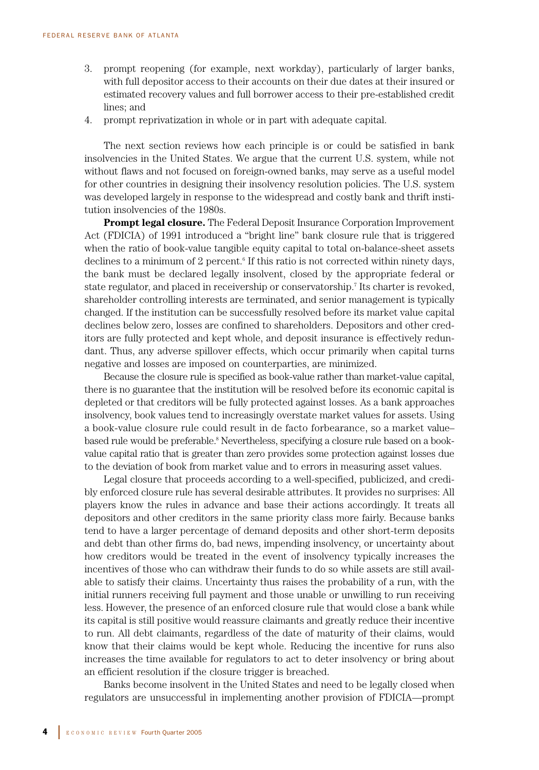3. prompt reopening (for example, next workday), particularly of larger banks, with full depositor access to their accounts on their due dates at their insured or estimated recovery values and full borrower access to their pre-established credit lines; and
4. prompt reprivatization in whole or in part with adequate capital.

The next section reviews how each principle is or could be satisfied in bank insolvencies in the United States. We argue that the current U.S. system, while not without flaws and not focused on foreign-owned banks, may serve as a useful model for other countries in designing their insolvency resolution policies. The U.S. system was developed largely in response to the widespread and costly bank and thrift institution insolvencies of the 1980s.

**Prompt legal closure.** The Federal Deposit Insurance Corporation Improvement Act (FDICIA) of 1991 introduced a "bright line" bank closure rule that is triggered when the ratio of book-value tangible equity capital to total on-balance-sheet assets declines to a minimum of 2 percent.[6] If this ratio is not corrected within ninety days, the bank must be declared legally insolvent, closed by the appropriate federal or state regulator, and placed in receivership or conservatorship.[7] Its charter is revoked, shareholder controlling interests are terminated, and senior management is typically changed. If the institution can be successfully resolved before its market value capital declines below zero, losses are confined to shareholders. Depositors and other creditors are fully protected and kept whole, and deposit insurance is effectively redundant. Thus, any adverse spillover effects, which occur primarily when capital turns negative and losses are imposed on counterparties, are minimized.

Because the closure rule is specified as book-value rather than market-value capital, there is no guarantee that the institution will be resolved before its economic capital is depleted or that creditors will be fully protected against losses. As a bank approaches insolvency, book values tend to increasingly overstate market values for assets. Using a book-value closure rule could result in de facto forbearance, so a market value–based rule would be preferable.[8] Nevertheless, specifying a closure rule based on a book-value capital ratio that is greater than zero provides some protection against losses due to the deviation of book from market value and to errors in measuring asset values.

Legal closure that proceeds according to a well-specified, publicized, and credibly enforced closure rule has several desirable attributes. It provides no surprises: All players know the rules in advance and base their actions accordingly. It treats all depositors and other creditors in the same priority class more fairly. Because banks tend to have a larger percentage of demand deposits and other short-term deposits and debt than other firms do, bad news, impending insolvency, or uncertainty about how creditors would be treated in the event of insolvency typically increases the incentives of those who can withdraw their funds to do so while assets are still available to satisfy their claims. Uncertainty thus raises the probability of a run, with the initial runners receiving full payment and those unable or unwilling to run receiving less. However, the presence of an enforced closure rule that would close a bank while its capital is still positive would reassure claimants and greatly reduce their incentive to run. All debt claimants, regardless of the date of maturity of their claims, would know that their claims would be kept whole. Reducing the incentive for runs also increases the time available for regulators to act to deter insolvency or bring about an efficient resolution if the closure trigger is breached.

Banks become insolvent in the United States and need to be legally closed when regulators are unsuccessful in implementing another provision of FDICIA—prompt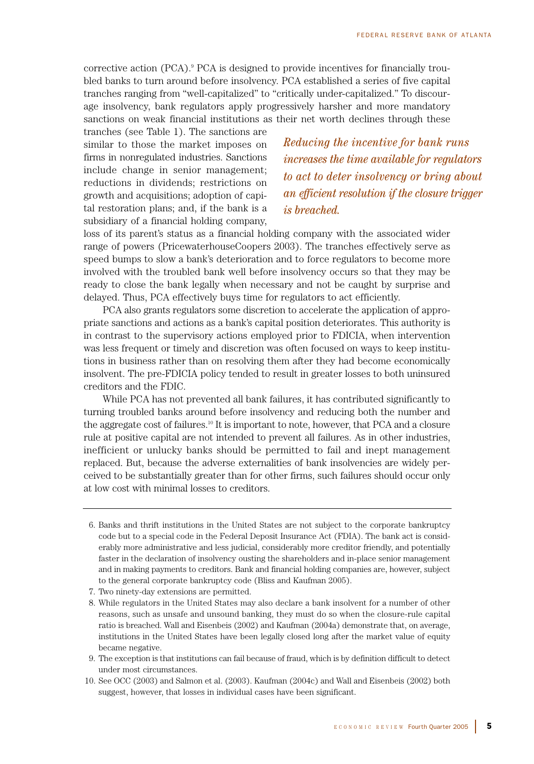corrective action (PCA).[9] PCA is designed to provide incentives for financially troubled banks to turn around before insolvency. PCA established a series of five capital tranches ranging from "well-capitalized" to "critically under-capitalized." To discourage insolvency, bank regulators apply progressively harsher and more mandatory sanctions on weak financial institutions as their net worth declines through these tranches (see Table 1). The sanctions are similar to those the market imposes on firms in nonregulated industries. Sanctions include change in senior management; reductions in dividends; restrictions on growth and acquisitions; adoption of capital restoration plans; and, if the bank is a subsidiary of a financial holding company, loss of its parent's status as a financial holding company with the associated wider range of powers (PricewaterhouseCoopers 2003). The tranches effectively serve as speed bumps to slow a bank's deterioration and to force regulators to become more involved with the troubled bank well before insolvency occurs so that they may be ready to close the bank legally when necessary and not be caught by surprise and delayed. Thus, PCA effectively buys time for regulators to act efficiently.

*Reducing the incentive for bank runs increases the time available for regulators to act to deter insolvency or bring about an efficient resolution if the closure trigger is breached.*

PCA also grants regulators some discretion to accelerate the application of appropriate sanctions and actions as a bank's capital position deteriorates. This authority is in contrast to the supervisory actions employed prior to FDICIA, when intervention was less frequent or timely and discretion was often focused on ways to keep institutions in business rather than on resolving them after they had become economically insolvent. The pre-FDICIA policy tended to result in greater losses to both uninsured creditors and the FDIC.

While PCA has not prevented all bank failures, it has contributed significantly to turning troubled banks around before insolvency and reducing both the number and the aggregate cost of failures.[10] It is important to note, however, that PCA and a closure rule at positive capital are not intended to prevent all failures. As in other industries, inefficient or unlucky banks should be permitted to fail and inept management replaced. But, because the adverse externalities of bank insolvencies are widely perceived to be substantially greater than for other firms, such failures should occur only at low cost with minimal losses to creditors.

---

6. Banks and thrift institutions in the United States are not subject to the corporate bankruptcy code but to a special code in the Federal Deposit Insurance Act (FDIA). The bank act is considerably more administrative and less judicial, considerably more creditor friendly, and potentially faster in the declaration of insolvency ousting the shareholders and in-place senior management and in making payments to creditors. Bank and financial holding companies are, however, subject to the general corporate bankruptcy code (Bliss and Kaufman 2005).

7. Two ninety-day extensions are permitted.

8. While regulators in the United States may also declare a bank insolvent for a number of other reasons, such as unsafe and unsound banking, they must do so when the closure-rule capital ratio is breached. Wall and Eisenbeis (2002) and Kaufman (2004a) demonstrate that, on average, institutions in the United States have been legally closed long after the market value of equity became negative.

9. The exception is that institutions can fail because of fraud, which is by definition difficult to detect under most circumstances.

10. See OCC (2003) and Salmon et al. (2003). Kaufman (2004c) and Wall and Eisenbeis (2002) both suggest, however, that losses in individual cases have been significant.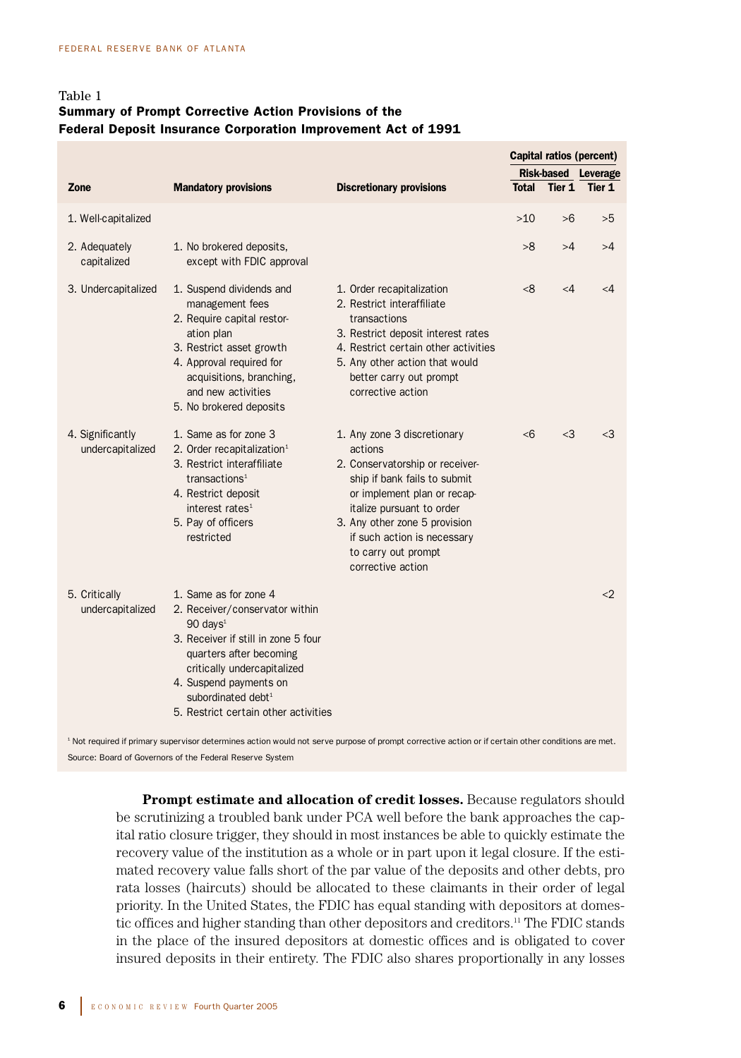Table 1

**Summary of Prompt Corrective Action Provisions of the Federal Deposit Insurance Corporation Improvement Act of 1991**

| Zone | Mandatory provisions | Discretionary provisions | Capital ratios (percent) Risk-based Total | Risk-based Tier 1 | Leverage Tier 1 |
|---|---|---|---|---|---|
| 1. Well-capitalized | | | >10 | >6 | >5 |
| 2. Adequately capitalized | 1. No brokered deposits, except with FDIC approval | | >8 | >4 | >4 |
| 3. Undercapitalized | 1. Suspend dividends and management fees<br>2. Require capital restoration plan<br>3. Restrict asset growth<br>4. Approval required for acquisitions, branching, and new activities<br>5. No brokered deposits | 1. Order recapitalization<br>2. Restrict interaffiliate transactions<br>3. Restrict deposit interest rates<br>4. Restrict certain other activities<br>5. Any other action that would better carry out prompt corrective action | <8 | <4 | <4 |
| 4. Significantly undercapitalized | 1. Same as for zone 3<br>2. Order recapitalization[1]<br>3. Restrict interaffiliate transactions[1]<br>4. Restrict deposit interest rates[1]<br>5. Pay of officers restricted | 1. Any zone 3 discretionary actions<br>2. Conservatorship or receivership if bank fails to submit or implement plan or recapitalize pursuant to order<br>3. Any other zone 5 provision if such action is necessary to carry out prompt corrective action | <6 | <3 | <3 |
| 5. Critically undercapitalized | 1. Same as for zone 4<br>2. Receiver/conservator within 90 days[1]<br>3. Receiver if still in zone 5 four quarters after becoming critically undercapitalized<br>4. Suspend payments on subordinated debt[1]<br>5. Restrict certain other activities | | | | <2 |

[1] Not required if primary supervisor determines action would not serve purpose of prompt corrective action or if certain other conditions are met.

Source: Board of Governors of the Federal Reserve System

**Prompt estimate and allocation of credit losses.** Because regulators should be scrutinizing a troubled bank under PCA well before the bank approaches the capital ratio closure trigger, they should in most instances be able to quickly estimate the recovery value of the institution as a whole or in part upon it legal closure. If the estimated recovery value falls short of the par value of the deposits and other debts, pro rata losses (haircuts) should be allocated to these claimants in their order of legal priority. In the United States, the FDIC has equal standing with depositors at domestic offices and higher standing than other depositors and creditors.[11] The FDIC stands in the place of the insured depositors at domestic offices and is obligated to cover insured deposits in their entirety. The FDIC also shares proportionally in any losses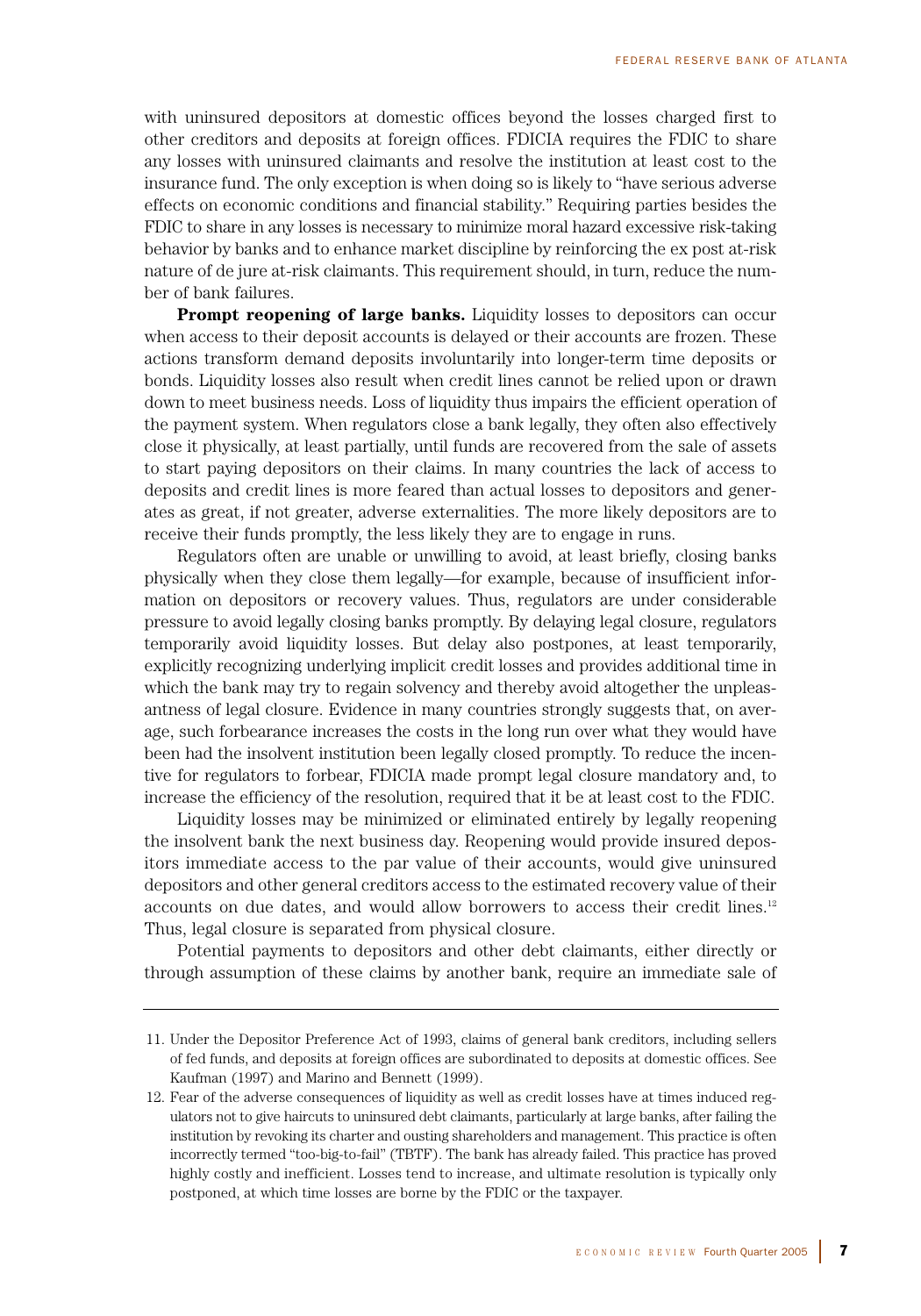with uninsured depositors at domestic offices beyond the losses charged first to other creditors and deposits at foreign offices. FDICIA requires the FDIC to share any losses with uninsured claimants and resolve the institution at least cost to the insurance fund. The only exception is when doing so is likely to "have serious adverse effects on economic conditions and financial stability." Requiring parties besides the FDIC to share in any losses is necessary to minimize moral hazard excessive risk-taking behavior by banks and to enhance market discipline by reinforcing the ex post at-risk nature of de jure at-risk claimants. This requirement should, in turn, reduce the number of bank failures.

**Prompt reopening of large banks.** Liquidity losses to depositors can occur when access to their deposit accounts is delayed or their accounts are frozen. These actions transform demand deposits involuntarily into longer-term time deposits or bonds. Liquidity losses also result when credit lines cannot be relied upon or drawn down to meet business needs. Loss of liquidity thus impairs the efficient operation of the payment system. When regulators close a bank legally, they often also effectively close it physically, at least partially, until funds are recovered from the sale of assets to start paying depositors on their claims. In many countries the lack of access to deposits and credit lines is more feared than actual losses to depositors and generates as great, if not greater, adverse externalities. The more likely depositors are to receive their funds promptly, the less likely they are to engage in runs.

Regulators often are unable or unwilling to avoid, at least briefly, closing banks physically when they close them legally—for example, because of insufficient information on depositors or recovery values. Thus, regulators are under considerable pressure to avoid legally closing banks promptly. By delaying legal closure, regulators temporarily avoid liquidity losses. But delay also postpones, at least temporarily, explicitly recognizing underlying implicit credit losses and provides additional time in which the bank may try to regain solvency and thereby avoid altogether the unpleasantness of legal closure. Evidence in many countries strongly suggests that, on average, such forbearance increases the costs in the long run over what they would have been had the insolvent institution been legally closed promptly. To reduce the incentive for regulators to forbear, FDICIA made prompt legal closure mandatory and, to increase the efficiency of the resolution, required that it be at least cost to the FDIC.

Liquidity losses may be minimized or eliminated entirely by legally reopening the insolvent bank the next business day. Reopening would provide insured depositors immediate access to the par value of their accounts, would give uninsured depositors and other general creditors access to the estimated recovery value of their accounts on due dates, and would allow borrowers to access their credit lines.[12] Thus, legal closure is separated from physical closure.

Potential payments to depositors and other debt claimants, either directly or through assumption of these claims by another bank, require an immediate sale of

---

11. Under the Depositor Preference Act of 1993, claims of general bank creditors, including sellers of fed funds, and deposits at foreign offices are subordinated to deposits at domestic offices. See Kaufman (1997) and Marino and Bennett (1999).

12. Fear of the adverse consequences of liquidity as well as credit losses have at times induced regulators not to give haircuts to uninsured debt claimants, particularly at large banks, after failing the institution by revoking its charter and ousting shareholders and management. This practice is often incorrectly termed "too-big-to-fail" (TBTF). The bank has already failed. This practice has proved highly costly and inefficient. Losses tend to increase, and ultimate resolution is typically only postponed, at which time losses are borne by the FDIC or the taxpayer.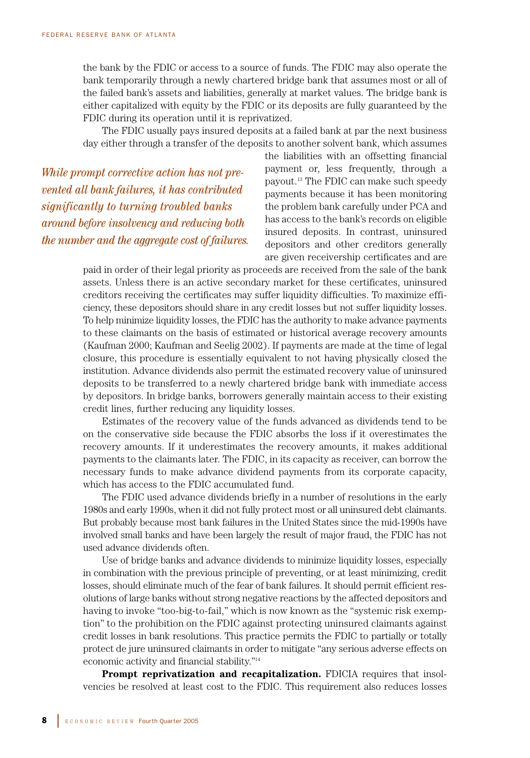the bank by the FDIC or access to a source of funds. The FDIC may also operate the bank temporarily through a newly chartered bridge bank that assumes most or all of the failed bank's assets and liabilities, generally at market values. The bridge bank is either capitalized with equity by the FDIC or its deposits are fully guaranteed by the FDIC during its operation until it is reprivatized.

The FDIC usually pays insured deposits at a failed bank at par the next business day either through a transfer of the deposits to another solvent bank, which assumes the liabilities with an offsetting financial payment or, less frequently, through a payout.[13] The FDIC can make such speedy payments because it has been monitoring the problem bank carefully under PCA and has access to the bank's records on eligible insured deposits. In contrast, uninsured depositors and other creditors generally are given receivership certificates and are paid in order of their legal priority as proceeds are received from the sale of the bank assets. Unless there is an active secondary market for these certificates, uninsured creditors receiving the certificates may suffer liquidity difficulties. To maximize efficiency, these depositors should share in any credit losses but not suffer liquidity losses. To help minimize liquidity losses, the FDIC has the authority to make advance payments to these claimants on the basis of estimated or historical average recovery amounts (Kaufman 2000; Kaufman and Seelig 2002). If payments are made at the time of legal closure, this procedure is essentially equivalent to not having physically closed the institution. Advance dividends also permit the estimated recovery value of uninsured deposits to be transferred to a newly chartered bridge bank with immediate access by depositors. In bridge banks, borrowers generally maintain access to their existing credit lines, further reducing any liquidity losses.

*While prompt corrective action has not prevented all bank failures, it has contributed significantly to turning troubled banks around before insolvency and reducing both the number and the aggregate cost of failures.*

Estimates of the recovery value of the funds advanced as dividends tend to be on the conservative side because the FDIC absorbs the loss if it overestimates the recovery amounts. If it underestimates the recovery amounts, it makes additional payments to the claimants later. The FDIC, in its capacity as receiver, can borrow the necessary funds to make advance dividend payments from its corporate capacity, which has access to the FDIC accumulated fund.

The FDIC used advance dividends briefly in a number of resolutions in the early 1980s and early 1990s, when it did not fully protect most or all uninsured debt claimants. But probably because most bank failures in the United States since the mid-1990s have involved small banks and have been largely the result of major fraud, the FDIC has not used advance dividends often.

Use of bridge banks and advance dividends to minimize liquidity losses, especially in combination with the previous principle of preventing, or at least minimizing, credit losses, should eliminate much of the fear of bank failures. It should permit efficient resolutions of large banks without strong negative reactions by the affected depositors and having to invoke "too-big-to-fail," which is now known as the "systemic risk exemption" to the prohibition on the FDIC against protecting uninsured claimants against credit losses in bank resolutions. This practice permits the FDIC to partially or totally protect de jure uninsured claimants in order to mitigate "any serious adverse effects on economic activity and financial stability."[14]

**Prompt reprivatization and recapitalization.** FDICIA requires that insolvencies be resolved at least cost to the FDIC. This requirement also reduces losses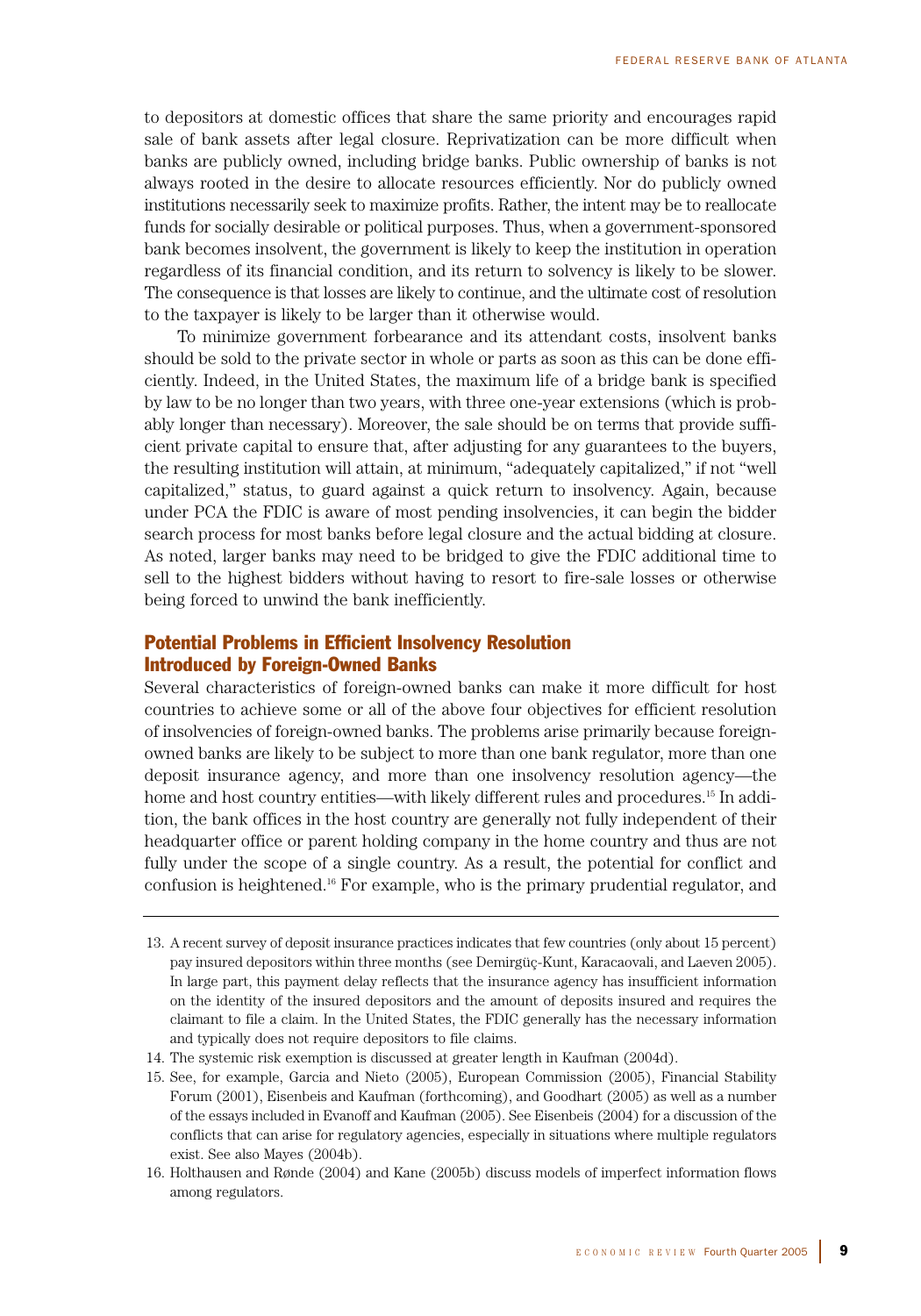to depositors at domestic offices that share the same priority and encourages rapid sale of bank assets after legal closure. Reprivatization can be more difficult when banks are publicly owned, including bridge banks. Public ownership of banks is not always rooted in the desire to allocate resources efficiently. Nor do publicly owned institutions necessarily seek to maximize profits. Rather, the intent may be to reallocate funds for socially desirable or political purposes. Thus, when a government-sponsored bank becomes insolvent, the government is likely to keep the institution in operation regardless of its financial condition, and its return to solvency is likely to be slower. The consequence is that losses are likely to continue, and the ultimate cost of resolution to the taxpayer is likely to be larger than it otherwise would.

To minimize government forbearance and its attendant costs, insolvent banks should be sold to the private sector in whole or parts as soon as this can be done efficiently. Indeed, in the United States, the maximum life of a bridge bank is specified by law to be no longer than two years, with three one-year extensions (which is probably longer than necessary). Moreover, the sale should be on terms that provide sufficient private capital to ensure that, after adjusting for any guarantees to the buyers, the resulting institution will attain, at minimum, "adequately capitalized," if not "well capitalized," status, to guard against a quick return to insolvency. Again, because under PCA the FDIC is aware of most pending insolvencies, it can begin the bidder search process for most banks before legal closure and the actual bidding at closure. As noted, larger banks may need to be bridged to give the FDIC additional time to sell to the highest bidders without having to resort to fire-sale losses or otherwise being forced to unwind the bank inefficiently.

## Potential Problems in Efficient Insolvency Resolution Introduced by Foreign-Owned Banks

Several characteristics of foreign-owned banks can make it more difficult for host countries to achieve some or all of the above four objectives for efficient resolution of insolvencies of foreign-owned banks. The problems arise primarily because foreign-owned banks are likely to be subject to more than one bank regulator, more than one deposit insurance agency, and more than one insolvency resolution agency—the home and host country entities—with likely different rules and procedures.[15] In addition, the bank offices in the host country are generally not fully independent of their headquarter office or parent holding company in the home country and thus are not fully under the scope of a single country. As a result, the potential for conflict and confusion is heightened.[16] For example, who is the primary prudential regulator, and

---

13. A recent survey of deposit insurance practices indicates that few countries (only about 15 percent) pay insured depositors within three months (see Demirgüç-Kunt, Karacaovali, and Laeven 2005). In large part, this payment delay reflects that the insurance agency has insufficient information on the identity of the insured depositors and the amount of deposits insured and requires the claimant to file a claim. In the United States, the FDIC generally has the necessary information and typically does not require depositors to file claims.

14. The systemic risk exemption is discussed at greater length in Kaufman (2004d).

15. See, for example, Garcia and Nieto (2005), European Commission (2005), Financial Stability Forum (2001), Eisenbeis and Kaufman (forthcoming), and Goodhart (2005) as well as a number of the essays included in Evanoff and Kaufman (2005). See Eisenbeis (2004) for a discussion of the conflicts that can arise for regulatory agencies, especially in situations where multiple regulators exist. See also Mayes (2004b).

16. Holthausen and Rønde (2004) and Kane (2005b) discuss models of imperfect information flows among regulators.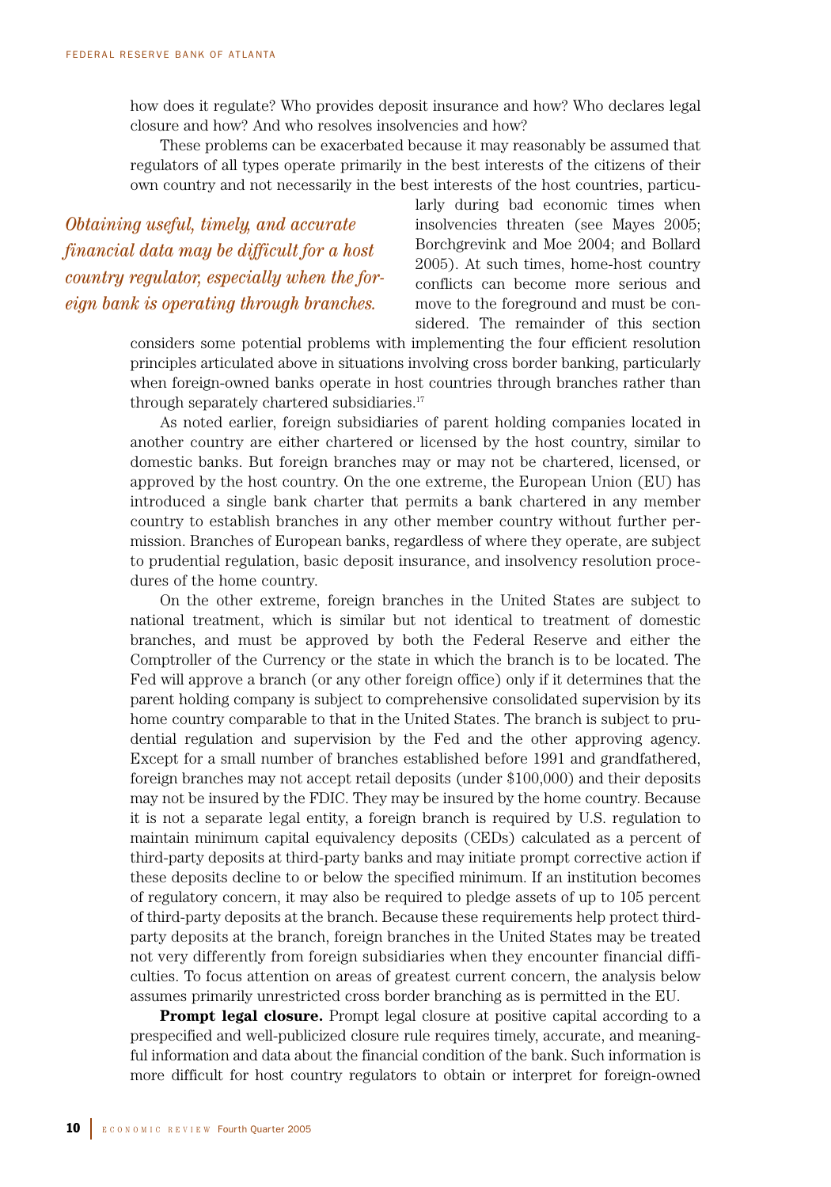how does it regulate? Who provides deposit insurance and how? Who declares legal closure and how? And who resolves insolvencies and how?

These problems can be exacerbated because it may reasonably be assumed that regulators of all types operate primarily in the best interests of the citizens of their own country and not necessarily in the best interests of the host countries, particularly during bad economic times when insolvencies threaten (see Mayes 2005; Borchgrevink and Moe 2004; and Bollard 2005). At such times, home-host country conflicts can become more serious and move to the foreground and must be considered. The remainder of this section considers some potential problems with implementing the four efficient resolution principles articulated above in situations involving cross border banking, particularly when foreign-owned banks operate in host countries through branches rather than through separately chartered subsidiaries.[17]

*Obtaining useful, timely, and accurate financial data may be difficult for a host country regulator, especially when the foreign bank is operating through branches.*

As noted earlier, foreign subsidiaries of parent holding companies located in another country are either chartered or licensed by the host country, similar to domestic banks. But foreign branches may or may not be chartered, licensed, or approved by the host country. On the one extreme, the European Union (EU) has introduced a single bank charter that permits a bank chartered in any member country to establish branches in any other member country without further permission. Branches of European banks, regardless of where they operate, are subject to prudential regulation, basic deposit insurance, and insolvency resolution procedures of the home country.

On the other extreme, foreign branches in the United States are subject to national treatment, which is similar but not identical to treatment of domestic branches, and must be approved by both the Federal Reserve and either the Comptroller of the Currency or the state in which the branch is to be located. The Fed will approve a branch (or any other foreign office) only if it determines that the parent holding company is subject to comprehensive consolidated supervision by its home country comparable to that in the United States. The branch is subject to prudential regulation and supervision by the Fed and the other approving agency. Except for a small number of branches established before 1991 and grandfathered, foreign branches may not accept retail deposits (under $100,000) and their deposits may not be insured by the FDIC. They may be insured by the home country. Because it is not a separate legal entity, a foreign branch is required by U.S. regulation to maintain minimum capital equivalency deposits (CEDs) calculated as a percent of third-party deposits at third-party banks and may initiate prompt corrective action if these deposits decline to or below the specified minimum. If an institution becomes of regulatory concern, it may also be required to pledge assets of up to 105 percent of third-party deposits at the branch. Because these requirements help protect third-party deposits at the branch, foreign branches in the United States may be treated not very differently from foreign subsidiaries when they encounter financial difficulties. To focus attention on areas of greatest current concern, the analysis below assumes primarily unrestricted cross border branching as is permitted in the EU.

**Prompt legal closure.** Prompt legal closure at positive capital according to a prespecified and well-publicized closure rule requires timely, accurate, and meaningful information and data about the financial condition of the bank. Such information is more difficult for host country regulators to obtain or interpret for foreign-owned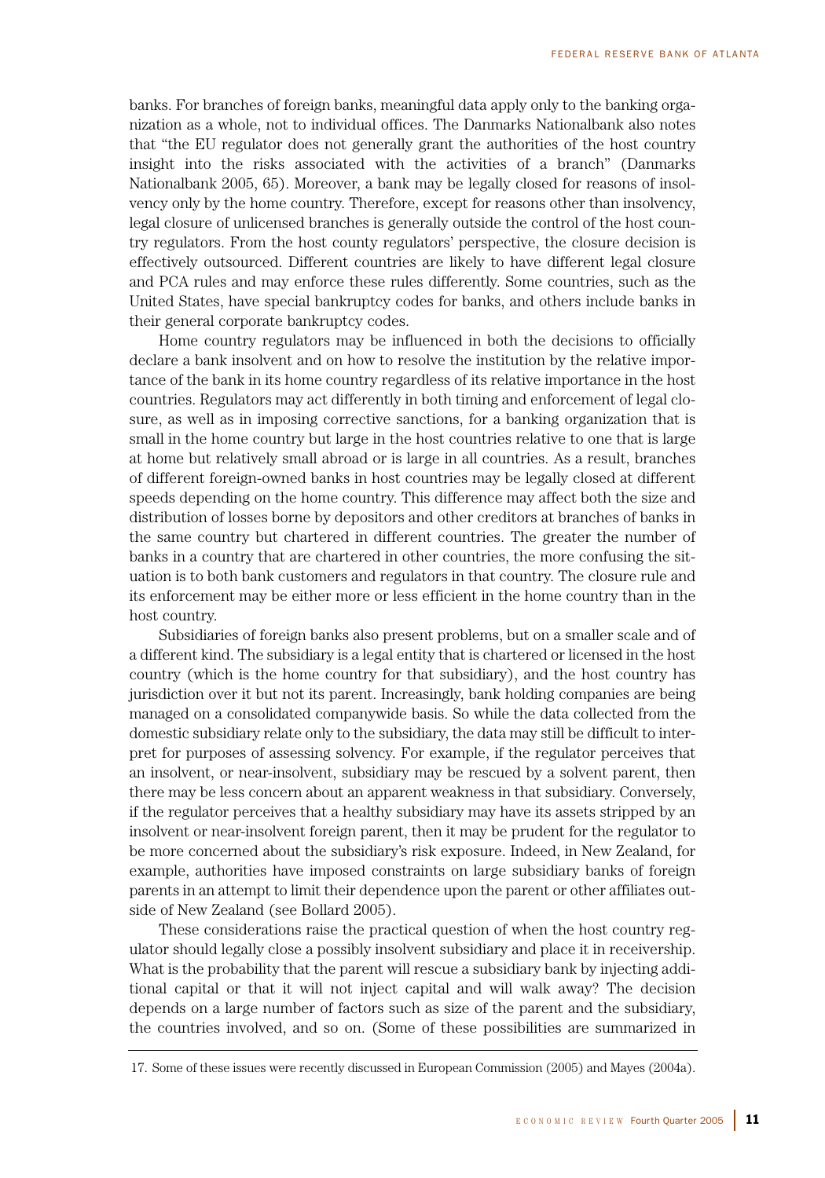banks. For branches of foreign banks, meaningful data apply only to the banking organization as a whole, not to individual offices. The Danmarks Nationalbank also notes that "the EU regulator does not generally grant the authorities of the host country insight into the risks associated with the activities of a branch" (Danmarks Nationalbank 2005, 65). Moreover, a bank may be legally closed for reasons of insolvency only by the home country. Therefore, except for reasons other than insolvency, legal closure of unlicensed branches is generally outside the control of the host country regulators. From the host county regulators' perspective, the closure decision is effectively outsourced. Different countries are likely to have different legal closure and PCA rules and may enforce these rules differently. Some countries, such as the United States, have special bankruptcy codes for banks, and others include banks in their general corporate bankruptcy codes.

Home country regulators may be influenced in both the decisions to officially declare a bank insolvent and on how to resolve the institution by the relative importance of the bank in its home country regardless of its relative importance in the host countries. Regulators may act differently in both timing and enforcement of legal closure, as well as in imposing corrective sanctions, for a banking organization that is small in the home country but large in the host countries relative to one that is large at home but relatively small abroad or is large in all countries. As a result, branches of different foreign-owned banks in host countries may be legally closed at different speeds depending on the home country. This difference may affect both the size and distribution of losses borne by depositors and other creditors at branches of banks in the same country but chartered in different countries. The greater the number of banks in a country that are chartered in other countries, the more confusing the situation is to both bank customers and regulators in that country. The closure rule and its enforcement may be either more or less efficient in the home country than in the host country.

Subsidiaries of foreign banks also present problems, but on a smaller scale and of a different kind. The subsidiary is a legal entity that is chartered or licensed in the host country (which is the home country for that subsidiary), and the host country has jurisdiction over it but not its parent. Increasingly, bank holding companies are being managed on a consolidated companywide basis. So while the data collected from the domestic subsidiary relate only to the subsidiary, the data may still be difficult to interpret for purposes of assessing solvency. For example, if the regulator perceives that an insolvent, or near-insolvent, subsidiary may be rescued by a solvent parent, then there may be less concern about an apparent weakness in that subsidiary. Conversely, if the regulator perceives that a healthy subsidiary may have its assets stripped by an insolvent or near-insolvent foreign parent, then it may be prudent for the regulator to be more concerned about the subsidiary's risk exposure. Indeed, in New Zealand, for example, authorities have imposed constraints on large subsidiary banks of foreign parents in an attempt to limit their dependence upon the parent or other affiliates outside of New Zealand (see Bollard 2005).

These considerations raise the practical question of when the host country regulator should legally close a possibly insolvent subsidiary and place it in receivership. What is the probability that the parent will rescue a subsidiary bank by injecting additional capital or that it will not inject capital and will walk away? The decision depends on a large number of factors such as size of the parent and the subsidiary, the countries involved, and so on. (Some of these possibilities are summarized in

17. Some of these issues were recently discussed in European Commission (2005) and Mayes (2004a).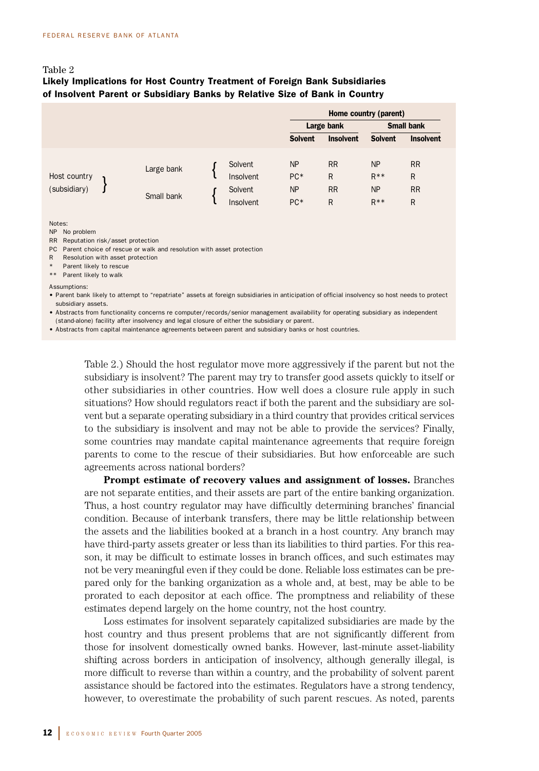Table 2

**Likely Implications for Host Country Treatment of Foreign Bank Subsidiaries of Insolvent Parent or Subsidiary Banks by Relative Size of Bank in Country**

| | | | Home country (parent) | | | |
|---|---|---|---|---|---|---|
| | | | Large bank | | Small bank | |
| | | | Solvent | Insolvent | Solvent | Insolvent |
| Host country (subsidiary) | Large bank | Solvent | NP | RR | NP | RR |
| | | Insolvent | PC* | R | R** | R |
| | Small bank | Solvent | NP | RR | NP | RR |
| | | Insolvent | PC* | R | R** | R |

Notes:
- NP No problem
- RR Reputation risk/asset protection
- PC Parent choice of rescue or walk and resolution with asset protection
- R Resolution with asset protection
- \* Parent likely to rescue
- \*\* Parent likely to walk

Assumptions:
- Parent bank likely to attempt to "repatriate" assets at foreign subsidiaries in anticipation of official insolvency so host needs to protect subsidiary assets.
- Abstracts from functionality concerns re computer/records/senior management availability for operating subsidiary as independent (stand-alone) facility after insolvency and legal closure of either the subsidiary or parent.
- Abstracts from capital maintenance agreements between parent and subsidiary banks or host countries.

Table 2.) Should the host regulator move more aggressively if the parent but not the subsidiary is insolvent? The parent may try to transfer good assets quickly to itself or other subsidiaries in other countries. How well does a closure rule apply in such situations? How should regulators react if both the parent and the subsidiary are solvent but a separate operating subsidiary in a third country that provides critical services to the subsidiary is insolvent and may not be able to provide the services? Finally, some countries may mandate capital maintenance agreements that require foreign parents to come to the rescue of their subsidiaries. But how enforceable are such agreements across national borders?

**Prompt estimate of recovery values and assignment of losses.** Branches are not separate entities, and their assets are part of the entire banking organization. Thus, a host country regulator may have difficultly determining branches' financial condition. Because of interbank transfers, there may be little relationship between the assets and the liabilities booked at a branch in a host country. Any branch may have third-party assets greater or less than its liabilities to third parties. For this reason, it may be difficult to estimate losses in branch offices, and such estimates may not be very meaningful even if they could be done. Reliable loss estimates can be prepared only for the banking organization as a whole and, at best, may be able to be prorated to each depositor at each office. The promptness and reliability of these estimates depend largely on the home country, not the host country.

Loss estimates for insolvent separately capitalized subsidiaries are made by the host country and thus present problems that are not significantly different from those for insolvent domestically owned banks. However, last-minute asset-liability shifting across borders in anticipation of insolvency, although generally illegal, is more difficult to reverse than within a country, and the probability of solvent parent assistance should be factored into the estimates. Regulators have a strong tendency, however, to overestimate the probability of such parent rescues. As noted, parents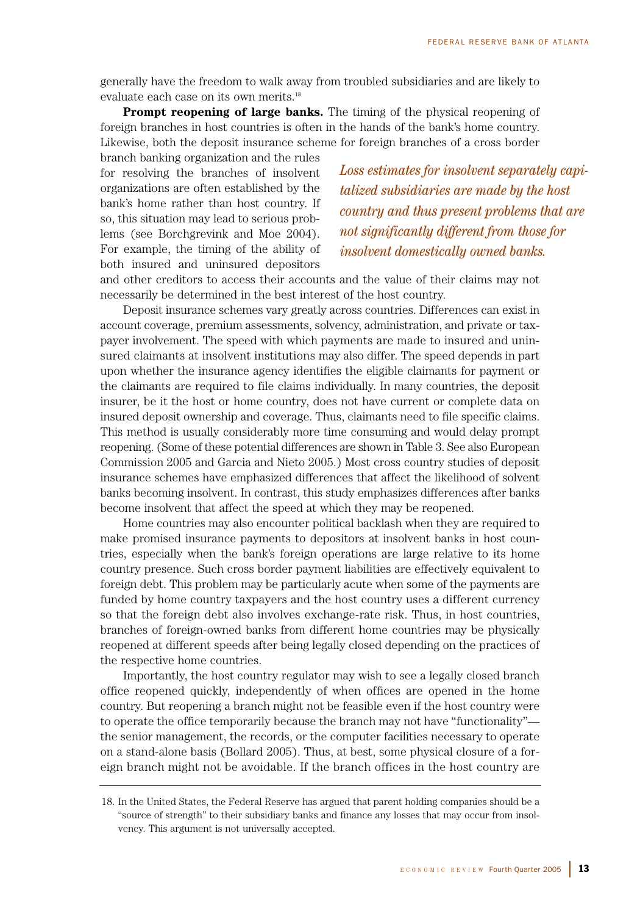generally have the freedom to walk away from troubled subsidiaries and are likely to evaluate each case on its own merits.[18]

**Prompt reopening of large banks.** The timing of the physical reopening of foreign branches in host countries is often in the hands of the bank's home country. Likewise, both the deposit insurance scheme for foreign branches of a cross border branch banking organization and the rules for resolving the branches of insolvent organizations are often established by the bank's home rather than host country. If so, this situation may lead to serious problems (see Borchgrevink and Moe 2004). For example, the timing of the ability of both insured and uninsured depositors and other creditors to access their accounts and the value of their claims may not necessarily be determined in the best interest of the host country.

*Loss estimates for insolvent separately capitalized subsidiaries are made by the host country and thus present problems that are not significantly different from those for insolvent domestically owned banks.*

Deposit insurance schemes vary greatly across countries. Differences can exist in account coverage, premium assessments, solvency, administration, and private or taxpayer involvement. The speed with which payments are made to insured and uninsured claimants at insolvent institutions may also differ. The speed depends in part upon whether the insurance agency identifies the eligible claimants for payment or the claimants are required to file claims individually. In many countries, the deposit insurer, be it the host or home country, does not have current or complete data on insured deposit ownership and coverage. Thus, claimants need to file specific claims. This method is usually considerably more time consuming and would delay prompt reopening. (Some of these potential differences are shown in Table 3. See also European Commission 2005 and Garcia and Nieto 2005.) Most cross country studies of deposit insurance schemes have emphasized differences that affect the likelihood of solvent banks becoming insolvent. In contrast, this study emphasizes differences after banks become insolvent that affect the speed at which they may be reopened.

Home countries may also encounter political backlash when they are required to make promised insurance payments to depositors at insolvent banks in host countries, especially when the bank's foreign operations are large relative to its home country presence. Such cross border payment liabilities are effectively equivalent to foreign debt. This problem may be particularly acute when some of the payments are funded by home country taxpayers and the host country uses a different currency so that the foreign debt also involves exchange-rate risk. Thus, in host countries, branches of foreign-owned banks from different home countries may be physically reopened at different speeds after being legally closed depending on the practices of the respective home countries.

Importantly, the host country regulator may wish to see a legally closed branch office reopened quickly, independently of when offices are opened in the home country. But reopening a branch might not be feasible even if the host country were to operate the office temporarily because the branch may not have "functionality"—the senior management, the records, or the computer facilities necessary to operate on a stand-alone basis (Bollard 2005). Thus, at best, some physical closure of a foreign branch might not be avoidable. If the branch offices in the host country are

18. In the United States, the Federal Reserve has argued that parent holding companies should be a "source of strength" to their subsidiary banks and finance any losses that may occur from insolvency. This argument is not universally accepted.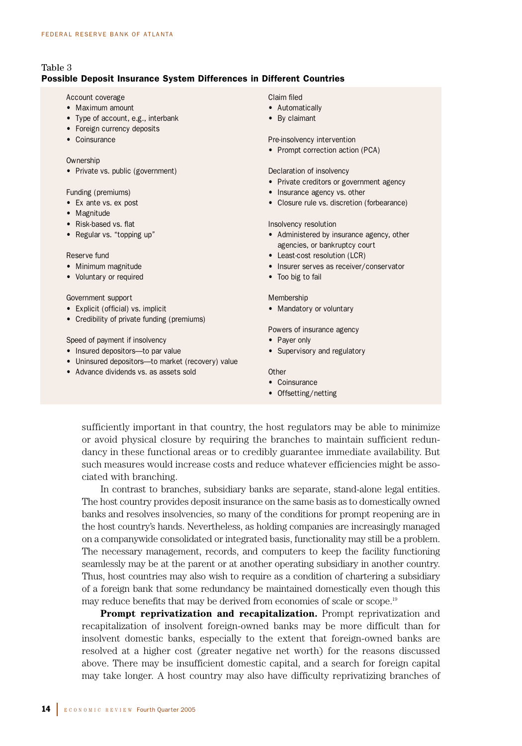Table 3

**Possible Deposit Insurance System Differences in Different Countries**

Account coverage
- Maximum amount
- Type of account, e.g., interbank
- Foreign currency deposits
- Coinsurance

Ownership
- Private vs. public (government)

Funding (premiums)
- Ex ante vs. ex post
- Magnitude
- Risk-based vs. flat
- Regular vs. "topping up"

Reserve fund
- Minimum magnitude
- Voluntary or required

Government support
- Explicit (official) vs. implicit
- Credibility of private funding (premiums)

Speed of payment if insolvency
- Insured depositors—to par value
- Uninsured depositors—to market (recovery) value
- Advance dividends vs. as assets sold

Claim filed
- Automatically
- By claimant

Pre-insolvency intervention
- Prompt correction action (PCA)

Declaration of insolvency
- Private creditors or government agency
- Insurance agency vs. other
- Closure rule vs. discretion (forbearance)

Insolvency resolution
- Administered by insurance agency, other agencies, or bankruptcy court
- Least-cost resolution (LCR)
- Insurer serves as receiver/conservator
- Too big to fail

Membership
- Mandatory or voluntary

Powers of insurance agency
- Payer only
- Supervisory and regulatory

Other
- Coinsurance
- Offsetting/netting

sufficiently important in that country, the host regulators may be able to minimize or avoid physical closure by requiring the branches to maintain sufficient redundancy in these functional areas or to credibly guarantee immediate availability. But such measures would increase costs and reduce whatever efficiencies might be associated with branching.

In contrast to branches, subsidiary banks are separate, stand-alone legal entities. The host country provides deposit insurance on the same basis as to domestically owned banks and resolves insolvencies, so many of the conditions for prompt reopening are in the host country's hands. Nevertheless, as holding companies are increasingly managed on a companywide consolidated or integrated basis, functionality may still be a problem. The necessary management, records, and computers to keep the facility functioning seamlessly may be at the parent or at another operating subsidiary in another country. Thus, host countries may also wish to require as a condition of chartering a subsidiary of a foreign bank that some redundancy be maintained domestically even though this may reduce benefits that may be derived from economies of scale or scope.[19]

**Prompt reprivatization and recapitalization.** Prompt reprivatization and recapitalization of insolvent foreign-owned banks may be more difficult than for insolvent domestic banks, especially to the extent that foreign-owned banks are resolved at a higher cost (greater negative net worth) for the reasons discussed above. There may be insufficient domestic capital, and a search for foreign capital may take longer. A host country may also have difficulty reprivatizing branches of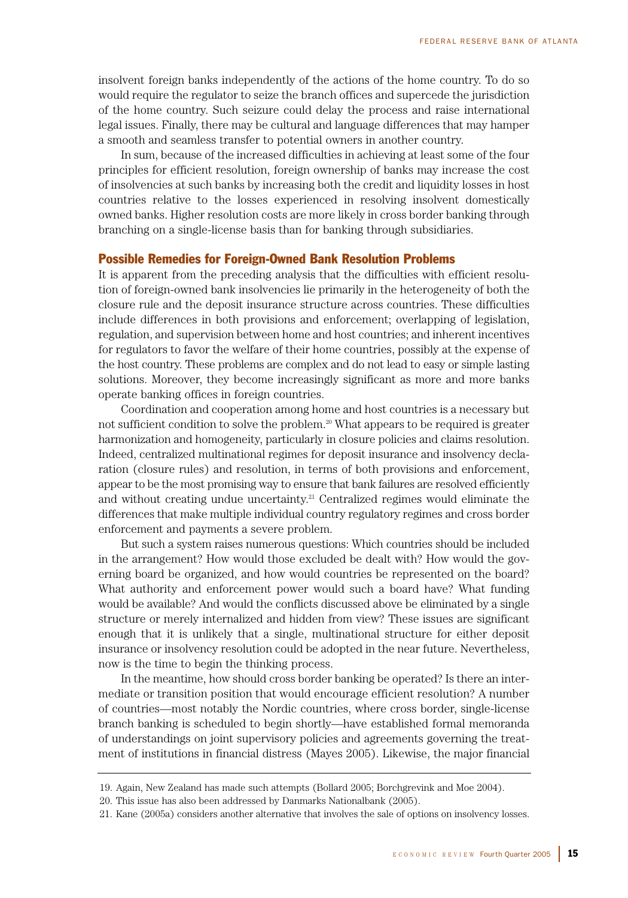insolvent foreign banks independently of the actions of the home country. To do so would require the regulator to seize the branch offices and supercede the jurisdiction of the home country. Such seizure could delay the process and raise international legal issues. Finally, there may be cultural and language differences that may hamper a smooth and seamless transfer to potential owners in another country.

In sum, because of the increased difficulties in achieving at least some of the four principles for efficient resolution, foreign ownership of banks may increase the cost of insolvencies at such banks by increasing both the credit and liquidity losses in host countries relative to the losses experienced in resolving insolvent domestically owned banks. Higher resolution costs are more likely in cross border banking through branching on a single-license basis than for banking through subsidiaries.

## Possible Remedies for Foreign-Owned Bank Resolution Problems

It is apparent from the preceding analysis that the difficulties with efficient resolution of foreign-owned bank insolvencies lie primarily in the heterogeneity of both the closure rule and the deposit insurance structure across countries. These difficulties include differences in both provisions and enforcement; overlapping of legislation, regulation, and supervision between home and host countries; and inherent incentives for regulators to favor the welfare of their home countries, possibly at the expense of the host country. These problems are complex and do not lead to easy or simple lasting solutions. Moreover, they become increasingly significant as more and more banks operate banking offices in foreign countries.

Coordination and cooperation among home and host countries is a necessary but not sufficient condition to solve the problem.[20] What appears to be required is greater harmonization and homogeneity, particularly in closure policies and claims resolution. Indeed, centralized multinational regimes for deposit insurance and insolvency declaration (closure rules) and resolution, in terms of both provisions and enforcement, appear to be the most promising way to ensure that bank failures are resolved efficiently and without creating undue uncertainty.[21] Centralized regimes would eliminate the differences that make multiple individual country regulatory regimes and cross border enforcement and payments a severe problem.

But such a system raises numerous questions: Which countries should be included in the arrangement? How would those excluded be dealt with? How would the governing board be organized, and how would countries be represented on the board? What authority and enforcement power would such a board have? What funding would be available? And would the conflicts discussed above be eliminated by a single structure or merely internalized and hidden from view? These issues are significant enough that it is unlikely that a single, multinational structure for either deposit insurance or insolvency resolution could be adopted in the near future. Nevertheless, now is the time to begin the thinking process.

In the meantime, how should cross border banking be operated? Is there an intermediate or transition position that would encourage efficient resolution? A number of countries—most notably the Nordic countries, where cross border, single-license branch banking is scheduled to begin shortly—have established formal memoranda of understandings on joint supervisory policies and agreements governing the treatment of institutions in financial distress (Mayes 2005). Likewise, the major financial

19. Again, New Zealand has made such attempts (Bollard 2005; Borchgrevink and Moe 2004).

20. This issue has also been addressed by Danmarks Nationalbank (2005).

21. Kane (2005a) considers another alternative that involves the sale of options on insolvency losses.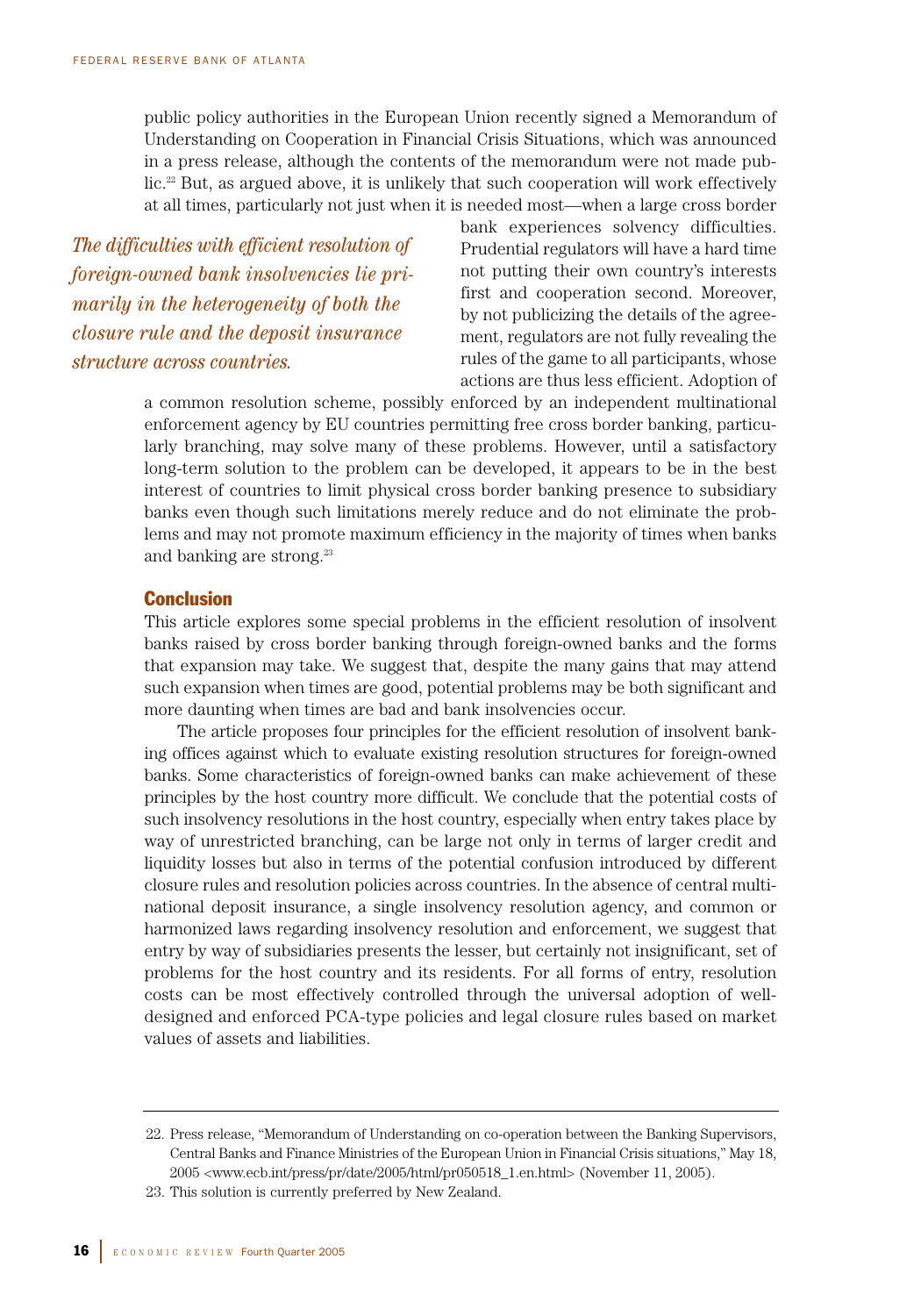public policy authorities in the European Union recently signed a Memorandum of Understanding on Cooperation in Financial Crisis Situations, which was announced in a press release, although the contents of the memorandum were not made public.[22] But, as argued above, it is unlikely that such cooperation will work effectively at all times, particularly not just when it is needed most—when a large cross border bank experiences solvency difficulties. Prudential regulators will have a hard time not putting their own country's interests first and cooperation second. Moreover, by not publicizing the details of the agreement, regulators are not fully revealing the rules of the game to all participants, whose actions are thus less efficient. Adoption of a common resolution scheme, possibly enforced by an independent multinational enforcement agency by EU countries permitting free cross border banking, particularly branching, may solve many of these problems. However, until a satisfactory long-term solution to the problem can be developed, it appears to be in the best interest of countries to limit physical cross border banking presence to subsidiary banks even though such limitations merely reduce and do not eliminate the problems and may not promote maximum efficiency in the majority of times when banks and banking are strong.[23]

*The difficulties with efficient resolution of foreign-owned bank insolvencies lie primarily in the heterogeneity of both the closure rule and the deposit insurance structure across countries.*

## Conclusion

This article explores some special problems in the efficient resolution of insolvent banks raised by cross border banking through foreign-owned banks and the forms that expansion may take. We suggest that, despite the many gains that may attend such expansion when times are good, potential problems may be both significant and more daunting when times are bad and bank insolvencies occur.

The article proposes four principles for the efficient resolution of insolvent banking offices against which to evaluate existing resolution structures for foreign-owned banks. Some characteristics of foreign-owned banks can make achievement of these principles by the host country more difficult. We conclude that the potential costs of such insolvency resolutions in the host country, especially when entry takes place by way of unrestricted branching, can be large not only in terms of larger credit and liquidity losses but also in terms of the potential confusion introduced by different closure rules and resolution policies across countries. In the absence of central multinational deposit insurance, a single insolvency resolution agency, and common or harmonized laws regarding insolvency resolution and enforcement, we suggest that entry by way of subsidiaries presents the lesser, but certainly not insignificant, set of problems for the host country and its residents. For all forms of entry, resolution costs can be most effectively controlled through the universal adoption of well-designed and enforced PCA-type policies and legal closure rules based on market values of assets and liabilities.

---

22. Press release, "Memorandum of Understanding on co-operation between the Banking Supervisors, Central Banks and Finance Ministries of the European Union in Financial Crisis situations," May 18, 2005 <www.ecb.int/press/pr/date/2005/html/pr050518_1.en.html> (November 11, 2005).

23. This solution is currently preferred by New Zealand.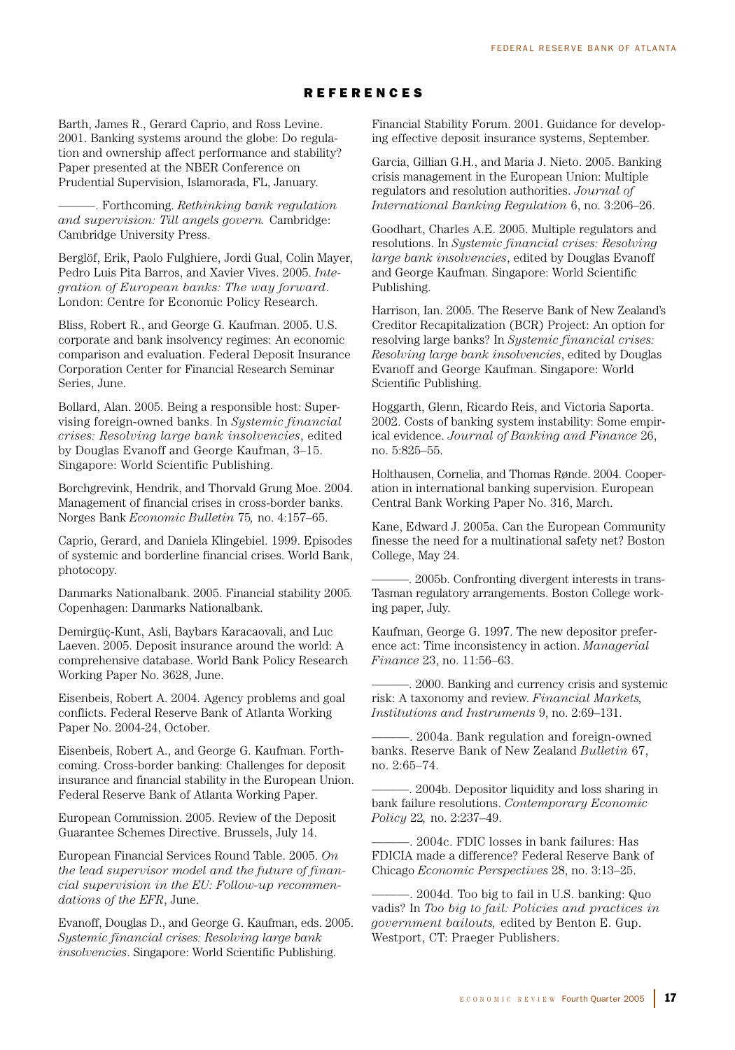## REFERENCES

Barth, James R., Gerard Caprio, and Ross Levine. 2001. Banking systems around the globe: Do regulation and ownership affect performance and stability? Paper presented at the NBER Conference on Prudential Supervision, Islamorada, FL, January.

———. Forthcoming. *Rethinking bank regulation and supervision: Till angels govern.* Cambridge: Cambridge University Press.

Berglöf, Erik, Paolo Fulghiere, Jordi Gual, Colin Mayer, Pedro Luis Pita Barros, and Xavier Vives. 2005. *Integration of European banks: The way forward*. London: Centre for Economic Policy Research.

Bliss, Robert R., and George G. Kaufman. 2005. U.S. corporate and bank insolvency regimes: An economic comparison and evaluation. Federal Deposit Insurance Corporation Center for Financial Research Seminar Series, June.

Bollard, Alan. 2005. Being a responsible host: Supervising foreign-owned banks. In *Systemic financial crises: Resolving large bank insolvencies*, edited by Douglas Evanoff and George Kaufman, 3–15. Singapore: World Scientific Publishing.

Borchgrevink, Hendrik, and Thorvald Grung Moe. 2004. Management of financial crises in cross-border banks. Norges Bank *Economic Bulletin* 75*,* no. 4:157–65.

Caprio, Gerard, and Daniela Klingebiel. 1999. Episodes of systemic and borderline financial crises. World Bank, photocopy.

Danmarks Nationalbank. 2005. Financial stability 2005*.* Copenhagen: Danmarks Nationalbank.

Demirgüç-Kunt, Asli, Baybars Karacaovali, and Luc Laeven. 2005. Deposit insurance around the world: A comprehensive database. World Bank Policy Research Working Paper No. 3628, June.

Eisenbeis, Robert A. 2004. Agency problems and goal conflicts. Federal Reserve Bank of Atlanta Working Paper No. 2004-24, October.

Eisenbeis, Robert A., and George G. Kaufman. Forthcoming. Cross-border banking: Challenges for deposit insurance and financial stability in the European Union. Federal Reserve Bank of Atlanta Working Paper.

European Commission. 2005. Review of the Deposit Guarantee Schemes Directive. Brussels, July 14.

European Financial Services Round Table. 2005. *On the lead supervisor model and the future of financial supervision in the EU: Follow-up recommendations of the EFR*, June.

Evanoff, Douglas D., and George G. Kaufman, eds. 2005. *Systemic financial crises: Resolving large bank insolvencies*. Singapore: World Scientific Publishing.

Financial Stability Forum. 2001. Guidance for developing effective deposit insurance systems, September.

Garcia, Gillian G.H., and Maria J. Nieto. 2005. Banking crisis management in the European Union: Multiple regulators and resolution authorities. *Journal of International Banking Regulation* 6, no. 3:206–26.

Goodhart, Charles A.E. 2005. Multiple regulators and resolutions. In *Systemic financial crises: Resolving large bank insolvencies*, edited by Douglas Evanoff and George Kaufman. Singapore: World Scientific Publishing.

Harrison, Ian. 2005. The Reserve Bank of New Zealand's Creditor Recapitalization (BCR) Project: An option for resolving large banks? In *Systemic financial crises: Resolving large bank insolvencies*, edited by Douglas Evanoff and George Kaufman. Singapore: World Scientific Publishing.

Hoggarth, Glenn, Ricardo Reis, and Victoria Saporta. 2002. Costs of banking system instability: Some empirical evidence. *Journal of Banking and Finance* 26, no. 5:825–55.

Holthausen, Cornelia, and Thomas Rønde. 2004. Cooperation in international banking supervision. European Central Bank Working Paper No. 316, March.

Kane, Edward J. 2005a. Can the European Community finesse the need for a multinational safety net? Boston College, May 24.

———. 2005b. Confronting divergent interests in trans-Tasman regulatory arrangements. Boston College working paper, July.

Kaufman, George G. 1997. The new depositor preference act: Time inconsistency in action. *Managerial Finance* 23, no. 11:56–63.

———. 2000. Banking and currency crisis and systemic risk: A taxonomy and review. *Financial Markets, Institutions and Instruments* 9, no. 2:69–131.

———. 2004a. Bank regulation and foreign-owned banks. Reserve Bank of New Zealand *Bulletin* 67, no. 2:65–74.

———. 2004b. Depositor liquidity and loss sharing in bank failure resolutions. *Contemporary Economic Policy* 22*,* no. 2:237–49.

———. 2004c. FDIC losses in bank failures: Has FDICIA made a difference? Federal Reserve Bank of Chicago *Economic Perspectives* 28, no. 3:13–25.

———. 2004d. Too big to fail in U.S. banking: Quo vadis? In *Too big to fail: Policies and practices in government bailouts,* edited by Benton E. Gup. Westport, CT: Praeger Publishers.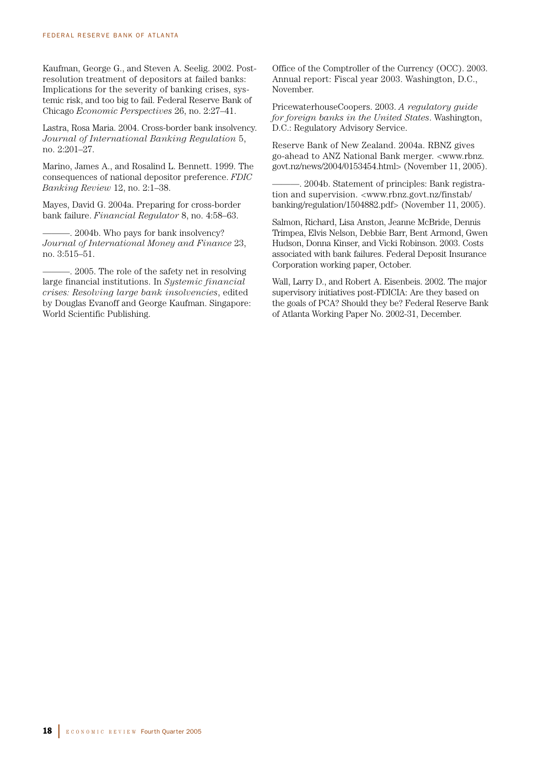Kaufman, George G., and Steven A. Seelig. 2002. Post-resolution treatment of depositors at failed banks: Implications for the severity of banking crises, systemic risk, and too big to fail. Federal Reserve Bank of Chicago *Economic Perspectives* 26, no. 2:27–41.

Lastra, Rosa Maria. 2004. Cross-border bank insolvency. *Journal of International Banking Regulation* 5, no. 2:201–27.

Marino, James A., and Rosalind L. Bennett. 1999. The consequences of national depositor preference. *FDIC Banking Review* 12, no. 2:1–38.

Mayes, David G. 2004a. Preparing for cross-border bank failure. *Financial Regulator* 8, no. 4:58–63.

———. 2004b. Who pays for bank insolvency? *Journal of International Money and Finance* 23, no. 3:515–51.

———. 2005. The role of the safety net in resolving large financial institutions. In *Systemic financial crises: Resolving large bank insolvencies*, edited by Douglas Evanoff and George Kaufman. Singapore: World Scientific Publishing.

Office of the Comptroller of the Currency (OCC). 2003. Annual report: Fiscal year 2003. Washington, D.C., November.

PricewaterhouseCoopers. 2003. *A regulatory guide for foreign banks in the United States*. Washington, D.C.: Regulatory Advisory Service.

Reserve Bank of New Zealand. 2004a. RBNZ gives go-ahead to ANZ National Bank merger. <www.rbnz.govt.nz/news/2004/0153454.html> (November 11, 2005).

———. 2004b. Statement of principles: Bank registration and supervision. <www.rbnz.govt.nz/finstab/banking/regulation/1504882.pdf> (November 11, 2005).

Salmon, Richard, Lisa Anston, Jeanne McBride, Dennis Trimpea, Elvis Nelson, Debbie Barr, Bent Armond, Gwen Hudson, Donna Kinser, and Vicki Robinson. 2003. Costs associated with bank failures. Federal Deposit Insurance Corporation working paper, October.

Wall, Larry D., and Robert A. Eisenbeis. 2002. The major supervisory initiatives post-FDICIA: Are they based on the goals of PCA? Should they be? Federal Reserve Bank of Atlanta Working Paper No. 2002-31, December.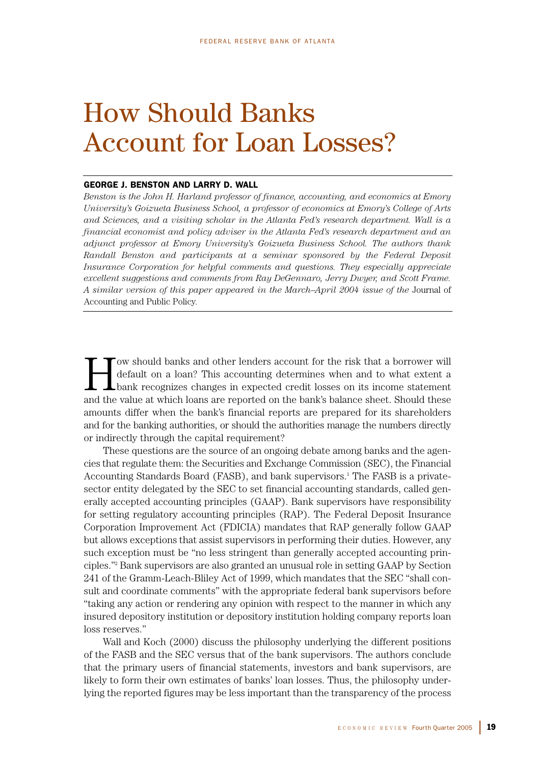# How Should Banks Account for Loan Losses?

**GEORGE J. BENSTON AND LARRY D. WALL**

*Benston is the John H. Harland professor of finance, accounting, and economics at Emory University's Goizueta Business School, a professor of economics at Emory's College of Arts and Sciences, and a visiting scholar in the Atlanta Fed's research department. Wall is a financial economist and policy adviser in the Atlanta Fed's research department and an adjunct professor at Emory University's Goizueta Business School. The authors thank Randall Benston and participants at a seminar sponsored by the Federal Deposit Insurance Corporation for helpful comments and questions. They especially appreciate excellent suggestions and comments from Ray DeGennaro, Jerry Dwyer, and Scott Frame. A similar version of this paper appeared in the March–April 2004 issue of the* Journal of Accounting and Public Policy.

How should banks and other lenders account for the risk that a borrower will default on a loan? This accounting determines when and to what extent a bank recognizes changes in expected credit losses on its income statement and the value at which loans are reported on the bank's balance sheet. Should these amounts differ when the bank's financial reports are prepared for its shareholders and for the banking authorities, or should the authorities manage the numbers directly or indirectly through the capital requirement?

These questions are the source of an ongoing debate among banks and the agencies that regulate them: the Securities and Exchange Commission (SEC), the Financial Accounting Standards Board (FASB), and bank supervisors.[1] The FASB is a private-sector entity delegated by the SEC to set financial accounting standards, called generally accepted accounting principles (GAAP). Bank supervisors have responsibility for setting regulatory accounting principles (RAP). The Federal Deposit Insurance Corporation Improvement Act (FDICIA) mandates that RAP generally follow GAAP but allows exceptions that assist supervisors in performing their duties. However, any such exception must be "no less stringent than generally accepted accounting principles."[2] Bank supervisors are also granted an unusual role in setting GAAP by Section 241 of the Gramm-Leach-Bliley Act of 1999, which mandates that the SEC "shall consult and coordinate comments" with the appropriate federal bank supervisors before "taking any action or rendering any opinion with respect to the manner in which any insured depository institution or depository institution holding company reports loan loss reserves."

Wall and Koch (2000) discuss the philosophy underlying the different positions of the FASB and the SEC versus that of the bank supervisors. The authors conclude that the primary users of financial statements, investors and bank supervisors, are likely to form their own estimates of banks' loan losses. Thus, the philosophy underlying the reported figures may be less important than the transparency of the process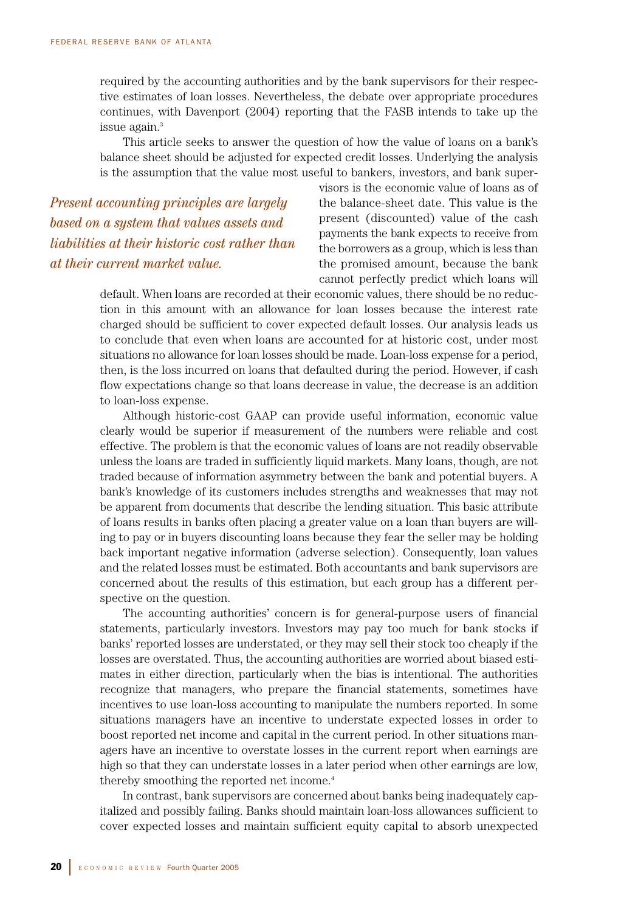required by the accounting authorities and by the bank supervisors for their respective estimates of loan losses. Nevertheless, the debate over appropriate procedures continues, with Davenport (2004) reporting that the FASB intends to take up the issue again.[3]

This article seeks to answer the question of how the value of loans on a bank's balance sheet should be adjusted for expected credit losses. Underlying the analysis is the assumption that the value most useful to bankers, investors, and bank supervisors is the economic value of loans as of the balance-sheet date. This value is the present (discounted) value of the cash payments the bank expects to receive from the borrowers as a group, which is less than the promised amount, because the bank cannot perfectly predict which loans will default. When loans are recorded at their economic values, there should be no reduction in this amount with an allowance for loan losses because the interest rate charged should be sufficient to cover expected default losses. Our analysis leads us to conclude that even when loans are accounted for at historic cost, under most situations no allowance for loan losses should be made. Loan-loss expense for a period, then, is the loss incurred on loans that defaulted during the period. However, if cash flow expectations change so that loans decrease in value, the decrease is an addition to loan-loss expense.

*Present accounting principles are largely based on a system that values assets and liabilities at their historic cost rather than at their current market value.*

Although historic-cost GAAP can provide useful information, economic value clearly would be superior if measurement of the numbers were reliable and cost effective. The problem is that the economic values of loans are not readily observable unless the loans are traded in sufficiently liquid markets. Many loans, though, are not traded because of information asymmetry between the bank and potential buyers. A bank's knowledge of its customers includes strengths and weaknesses that may not be apparent from documents that describe the lending situation. This basic attribute of loans results in banks often placing a greater value on a loan than buyers are willing to pay or in buyers discounting loans because they fear the seller may be holding back important negative information (adverse selection). Consequently, loan values and the related losses must be estimated. Both accountants and bank supervisors are concerned about the results of this estimation, but each group has a different perspective on the question.

The accounting authorities' concern is for general-purpose users of financial statements, particularly investors. Investors may pay too much for bank stocks if banks' reported losses are understated, or they may sell their stock too cheaply if the losses are overstated. Thus, the accounting authorities are worried about biased estimates in either direction, particularly when the bias is intentional. The authorities recognize that managers, who prepare the financial statements, sometimes have incentives to use loan-loss accounting to manipulate the numbers reported. In some situations managers have an incentive to understate expected losses in order to boost reported net income and capital in the current period. In other situations managers have an incentive to overstate losses in the current report when earnings are high so that they can understate losses in a later period when other earnings are low, thereby smoothing the reported net income.[4]

In contrast, bank supervisors are concerned about banks being inadequately capitalized and possibly failing. Banks should maintain loan-loss allowances sufficient to cover expected losses and maintain sufficient equity capital to absorb unexpected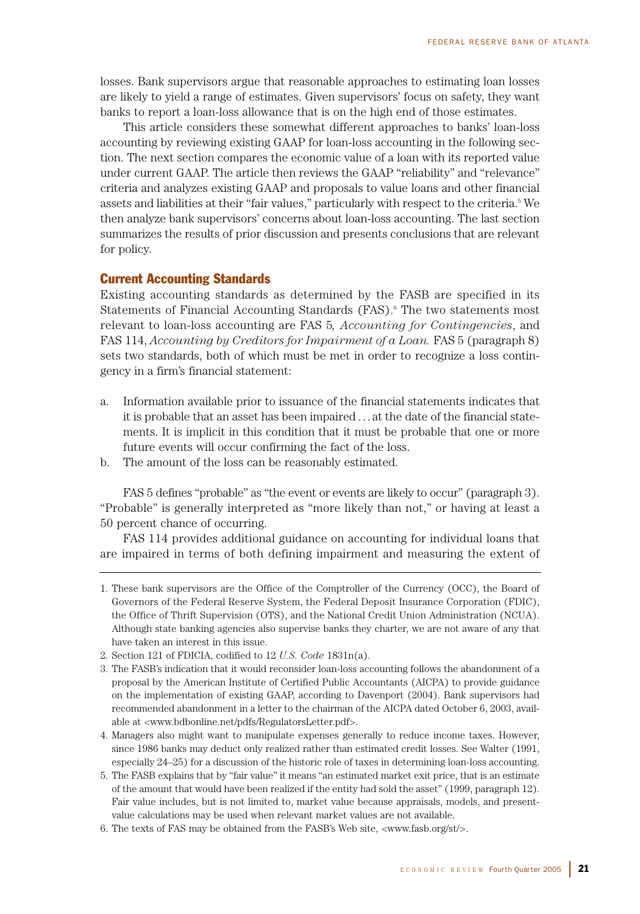losses. Bank supervisors argue that reasonable approaches to estimating loan losses are likely to yield a range of estimates. Given supervisors' focus on safety, they want banks to report a loan-loss allowance that is on the high end of those estimates.

This article considers these somewhat different approaches to banks' loan-loss accounting by reviewing existing GAAP for loan-loss accounting in the following section. The next section compares the economic value of a loan with its reported value under current GAAP. The article then reviews the GAAP "reliability" and "relevance" criteria and analyzes existing GAAP and proposals to value loans and other financial assets and liabilities at their "fair values," particularly with respect to the criteria.[5] We then analyze bank supervisors' concerns about loan-loss accounting. The last section summarizes the results of prior discussion and presents conclusions that are relevant for policy.

## Current Accounting Standards

Existing accounting standards as determined by the FASB are specified in its Statements of Financial Accounting Standards (FAS).[6] The two statements most relevant to loan-loss accounting are FAS 5*, Accounting for Contingencies*, and FAS 114, *Accounting by Creditors for Impairment of a Loan.* FAS 5 (paragraph 8) sets two standards, both of which must be met in order to recognize a loss contingency in a firm's financial statement:

a. Information available prior to issuance of the financial statements indicates that it is probable that an asset has been impaired . . . at the date of the financial statements. It is implicit in this condition that it must be probable that one or more future events will occur confirming the fact of the loss.
b. The amount of the loss can be reasonably estimated.

FAS 5 defines "probable" as "the event or events are likely to occur" (paragraph 3). "Probable" is generally interpreted as "more likely than not," or having at least a 50 percent chance of occurring.

FAS 114 provides additional guidance on accounting for individual loans that are impaired in terms of both defining impairment and measuring the extent of

1. These bank supervisors are the Office of the Comptroller of the Currency (OCC), the Board of Governors of the Federal Reserve System, the Federal Deposit Insurance Corporation (FDIC), the Office of Thrift Supervision (OTS), and the National Credit Union Administration (NCUA). Although state banking agencies also supervise banks they charter, we are not aware of any that have taken an interest in this issue.
2. Section 121 of FDICIA, codified to 12 *U.S. Code* 1831n(a).
3. The FASB's indication that it would reconsider loan-loss accounting follows the abandonment of a proposal by the American Institute of Certified Public Accountants (AICPA) to provide guidance on the implementation of existing GAAP, according to Davenport (2004). Bank supervisors had recommended abandonment in a letter to the chairman of the AICPA dated October 6, 2003, available at <www.bdbonline.net/pdfs/RegulatorsLetter.pdf>.
4. Managers also might want to manipulate expenses generally to reduce income taxes. However, since 1986 banks may deduct only realized rather than estimated credit losses. See Walter (1991, especially 24–25) for a discussion of the historic role of taxes in determining loan-loss accounting.
5. The FASB explains that by "fair value" it means "an estimated market exit price, that is an estimate of the amount that would have been realized if the entity had sold the asset" (1999, paragraph 12). Fair value includes, but is not limited to, market value because appraisals, models, and present-value calculations may be used when relevant market values are not available.
6. The texts of FAS may be obtained from the FASB's Web site, <www.fasb.org/st/>.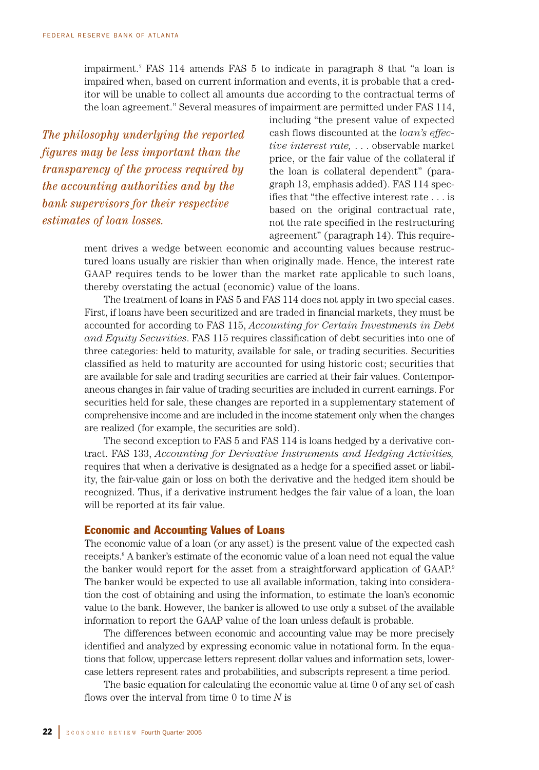impairment.[7] FAS 114 amends FAS 5 to indicate in paragraph 8 that "a loan is impaired when, based on current information and events, it is probable that a creditor will be unable to collect all amounts due according to the contractual terms of the loan agreement." Several measures of impairment are permitted under FAS 114, including "the present value of expected cash flows discounted at the *loan's effective interest rate,* . . . observable market price, or the fair value of the collateral if the loan is collateral dependent" (paragraph 13, emphasis added). FAS 114 specifies that "the effective interest rate . . . is based on the original contractual rate, not the rate specified in the restructuring agreement" (paragraph 14). This requirement drives a wedge between economic and accounting values because restructured loans usually are riskier than when originally made. Hence, the interest rate GAAP requires tends to be lower than the market rate applicable to such loans, thereby overstating the actual (economic) value of the loans.

*The philosophy underlying the reported figures may be less important than the transparency of the process required by the accounting authorities and by the bank supervisors for their respective estimates of loan losses.*

The treatment of loans in FAS 5 and FAS 114 does not apply in two special cases. First, if loans have been securitized and are traded in financial markets, they must be accounted for according to FAS 115, *Accounting for Certain Investments in Debt and Equity Securities*. FAS 115 requires classification of debt securities into one of three categories: held to maturity, available for sale, or trading securities. Securities classified as held to maturity are accounted for using historic cost; securities that are available for sale and trading securities are carried at their fair values. Contemporaneous changes in fair value of trading securities are included in current earnings. For securities held for sale, these changes are reported in a supplementary statement of comprehensive income and are included in the income statement only when the changes are realized (for example, the securities are sold).

The second exception to FAS 5 and FAS 114 is loans hedged by a derivative contract. FAS 133, *Accounting for Derivative Instruments and Hedging Activities,* requires that when a derivative is designated as a hedge for a specified asset or liability, the fair-value gain or loss on both the derivative and the hedged item should be recognized. Thus, if a derivative instrument hedges the fair value of a loan, the loan will be reported at its fair value.

## Economic and Accounting Values of Loans

The economic value of a loan (or any asset) is the present value of the expected cash receipts.[8] A banker's estimate of the economic value of a loan need not equal the value the banker would report for the asset from a straightforward application of GAAP.[9] The banker would be expected to use all available information, taking into consideration the cost of obtaining and using the information, to estimate the loan's economic value to the bank. However, the banker is allowed to use only a subset of the available information to report the GAAP value of the loan unless default is probable.

The differences between economic and accounting value may be more precisely identified and analyzed by expressing economic value in notational form. In the equations that follow, uppercase letters represent dollar values and information sets, lowercase letters represent rates and probabilities, and subscripts represent a time period.

The basic equation for calculating the economic value at time 0 of any set of cash flows over the interval from time 0 to time $N$ is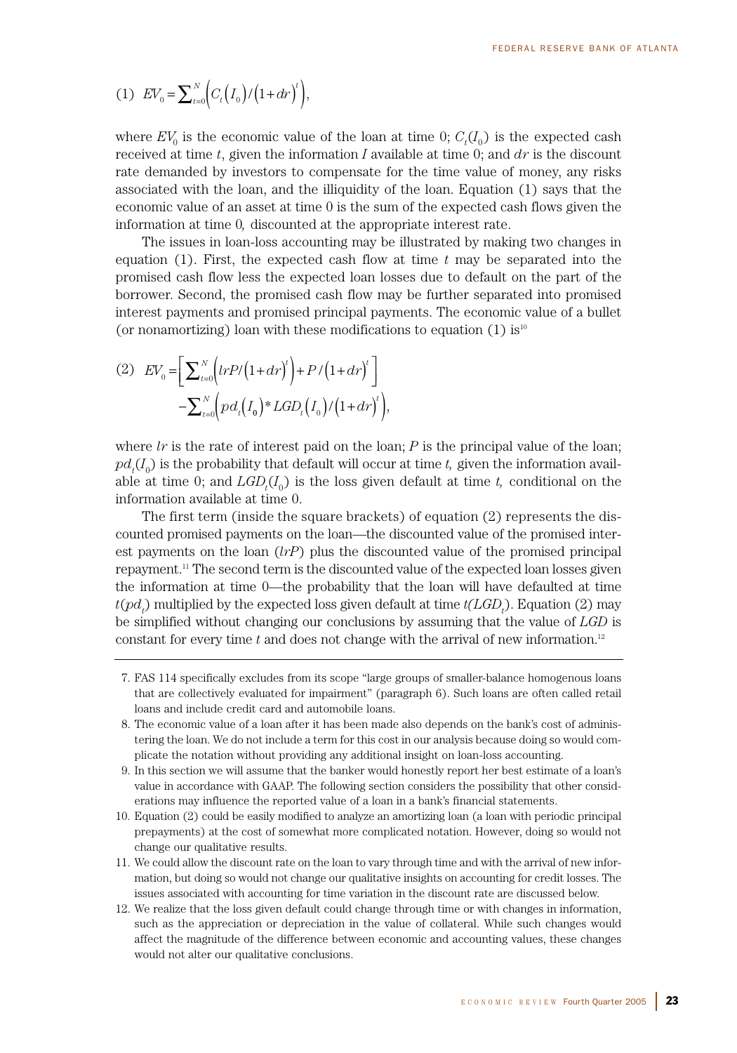$$(1)\quad EV_0 = \sum_{t=0}^{N}\left(C_t\left(I_0\right)/\left(1+dr\right)^t\right),$$

where $EV_0$ is the economic value of the loan at time 0; $C_t(I_0)$ is the expected cash received at time $t$, given the information $I$ available at time 0; and $dr$ is the discount rate demanded by investors to compensate for the time value of money, any risks associated with the loan, and the illiquidity of the loan. Equation (1) says that the economic value of an asset at time 0 is the sum of the expected cash flows given the information at time 0*,* discounted at the appropriate interest rate.

The issues in loan-loss accounting may be illustrated by making two changes in equation (1). First, the expected cash flow at time $t$ may be separated into the promised cash flow less the expected loan losses due to default on the part of the borrower. Second, the promised cash flow may be further separated into promised interest payments and promised principal payments. The economic value of a bullet (or nonamortizing) loan with these modifications to equation (1) is[10]

$$(2)\quad EV_0 = \left[\sum_{t=0}^{N}\left(lrP/\left(1+dr\right)^t\right) + P/\left(1+dr\right)^t\right] - \sum_{t=0}^{N}\left(pd_t\left(I_0\right)*LGD_t\left(I_0\right)/\left(1+dr\right)^t\right),$$

where $lr$ is the rate of interest paid on the loan; $P$ is the principal value of the loan; $pd_t(I_0)$ is the probability that default will occur at time $t$*,* given the information available at time 0; and $LGD_t(I_0)$ is the loss given default at time $t$*,* conditional on the information available at time 0.

The first term (inside the square brackets) of equation (2) represents the discounted promised payments on the loan—the discounted value of the promised interest payments on the loan ($lrP$) plus the discounted value of the promised principal repayment.[11] The second term is the discounted value of the expected loan losses given the information at time 0—the probability that the loan will have defaulted at time $t(pd_t)$ multiplied by the expected loss given default at time $t(LGD_t)$. Equation (2) may be simplified without changing our conclusions by assuming that the value of $LGD$ is constant for every time $t$ and does not change with the arrival of new information.[12]

---

7. FAS 114 specifically excludes from its scope "large groups of smaller-balance homogenous loans that are collectively evaluated for impairment" (paragraph 6). Such loans are often called retail loans and include credit card and automobile loans.

8. The economic value of a loan after it has been made also depends on the bank's cost of administering the loan. We do not include a term for this cost in our analysis because doing so would complicate the notation without providing any additional insight on loan-loss accounting.

9. In this section we will assume that the banker would honestly report her best estimate of a loan's value in accordance with GAAP. The following section considers the possibility that other considerations may influence the reported value of a loan in a bank's financial statements.

10. Equation (2) could be easily modified to analyze an amortizing loan (a loan with periodic principal prepayments) at the cost of somewhat more complicated notation. However, doing so would not change our qualitative results.

11. We could allow the discount rate on the loan to vary through time and with the arrival of new information, but doing so would not change our qualitative insights on accounting for credit losses. The issues associated with accounting for time variation in the discount rate are discussed below.

12. We realize that the loss given default could change through time or with changes in information, such as the appreciation or depreciation in the value of collateral. While such changes would affect the magnitude of the difference between economic and accounting values, these changes would not alter our qualitative conclusions.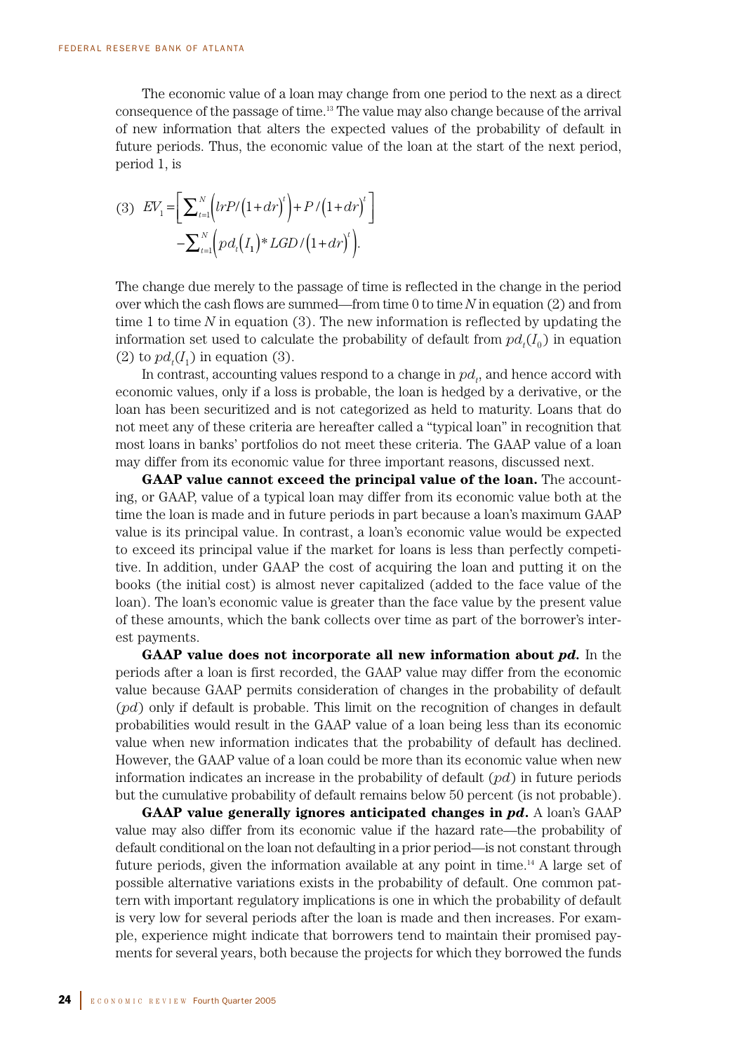The economic value of a loan may change from one period to the next as a direct consequence of the passage of time.[13] The value may also change because of the arrival of new information that alters the expected values of the probability of default in future periods. Thus, the economic value of the loan at the start of the next period, period 1, is

$$(3)\quad EV_1 = \left[\sum_{t=1}^{N}\left(lrP/\left(1+dr\right)^t\right) + P/\left(1+dr\right)^t\right] - \sum_{t=1}^{N}\left(pd_t\left(I_1\right)*LGD/\left(1+dr\right)^t\right).$$

The change due merely to the passage of time is reflected in the change in the period over which the cash flows are summed—from time 0 to time $N$ in equation (2) and from time 1 to time $N$ in equation (3). The new information is reflected by updating the information set used to calculate the probability of default from $pd_t(I_0)$ in equation (2) to $pd_t(I_1)$ in equation (3).

In contrast, accounting values respond to a change in $pd_t$, and hence accord with economic values, only if a loss is probable, the loan is hedged by a derivative, or the loan has been securitized and is not categorized as held to maturity. Loans that do not meet any of these criteria are hereafter called a "typical loan" in recognition that most loans in banks' portfolios do not meet these criteria. The GAAP value of a loan may differ from its economic value for three important reasons, discussed next.

**GAAP value cannot exceed the principal value of the loan.** The accounting, or GAAP, value of a typical loan may differ from its economic value both at the time the loan is made and in future periods in part because a loan's maximum GAAP value is its principal value. In contrast, a loan's economic value would be expected to exceed its principal value if the market for loans is less than perfectly competitive. In addition, under GAAP the cost of acquiring the loan and putting it on the books (the initial cost) is almost never capitalized (added to the face value of the loan). The loan's economic value is greater than the face value by the present value of these amounts, which the bank collects over time as part of the borrower's interest payments.

**GAAP value does not incorporate all new information about *pd*.** In the periods after a loan is first recorded, the GAAP value may differ from the economic value because GAAP permits consideration of changes in the probability of default ($pd$) only if default is probable. This limit on the recognition of changes in default probabilities would result in the GAAP value of a loan being less than its economic value when new information indicates that the probability of default has declined. However, the GAAP value of a loan could be more than its economic value when new information indicates an increase in the probability of default ($pd$) in future periods but the cumulative probability of default remains below 50 percent (is not probable).

**GAAP value generally ignores anticipated changes in *pd*.** A loan's GAAP value may also differ from its economic value if the hazard rate—the probability of default conditional on the loan not defaulting in a prior period—is not constant through future periods, given the information available at any point in time.[14] A large set of possible alternative variations exists in the probability of default. One common pattern with important regulatory implications is one in which the probability of default is very low for several periods after the loan is made and then increases. For example, experience might indicate that borrowers tend to maintain their promised payments for several years, both because the projects for which they borrowed the funds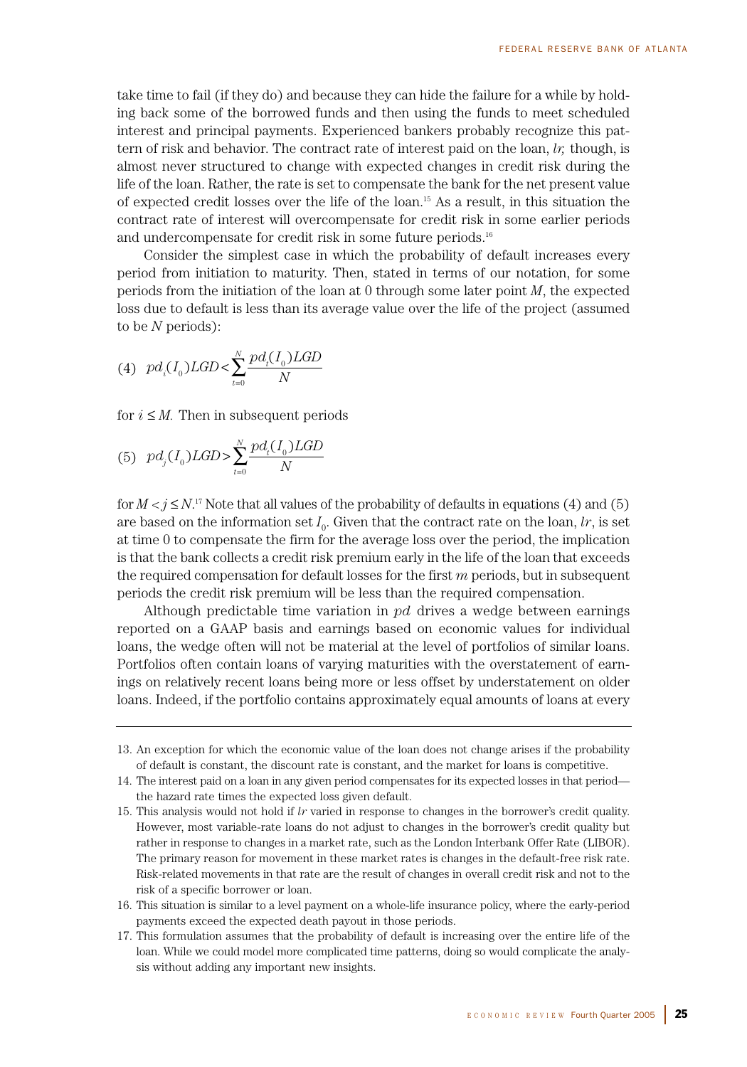take time to fail (if they do) and because they can hide the failure for a while by holding back some of the borrowed funds and then using the funds to meet scheduled interest and principal payments. Experienced bankers probably recognize this pattern of risk and behavior. The contract rate of interest paid on the loan, *lr,* though, is almost never structured to change with expected changes in credit risk during the life of the loan. Rather, the rate is set to compensate the bank for the net present value of expected credit losses over the life of the loan.[15] As a result, in this situation the contract rate of interest will overcompensate for credit risk in some earlier periods and undercompensate for credit risk in some future periods.[16]

Consider the simplest case in which the probability of default increases every period from initiation to maturity. Then, stated in terms of our notation, for some periods from the initiation of the loan at 0 through some later point $M$, the expected loss due to default is less than its average value over the life of the project (assumed to be $N$ periods):

$$(4)\quad pd_i(I_0)LGD < \sum_{t=0}^{N} \frac{pd_t(I_0)LGD}{N}$$

for $i \leq M$. Then in subsequent periods

$$(5)\quad pd_j(I_0)LGD > \sum_{t=0}^{N} \frac{pd_t(I_0)LGD}{N}$$

for $M < j \leq N$.[17] Note that all values of the probability of defaults in equations (4) and (5) are based on the information set $I_0$. Given that the contract rate on the loan, $lr$, is set at time 0 to compensate the firm for the average loss over the period, the implication is that the bank collects a credit risk premium early in the life of the loan that exceeds the required compensation for default losses for the first $m$ periods, but in subsequent periods the credit risk premium will be less than the required compensation.

Although predictable time variation in $pd$ drives a wedge between earnings reported on a GAAP basis and earnings based on economic values for individual loans, the wedge often will not be material at the level of portfolios of similar loans. Portfolios often contain loans of varying maturities with the overstatement of earnings on relatively recent loans being more or less offset by understatement on older loans. Indeed, if the portfolio contains approximately equal amounts of loans at every

---

13. An exception for which the economic value of the loan does not change arises if the probability of default is constant, the discount rate is constant, and the market for loans is competitive.

14. The interest paid on a loan in any given period compensates for its expected losses in that period—the hazard rate times the expected loss given default.

15. This analysis would not hold if *lr* varied in response to changes in the borrower's credit quality. However, most variable-rate loans do not adjust to changes in the borrower's credit quality but rather in response to changes in a market rate, such as the London Interbank Offer Rate (LIBOR). The primary reason for movement in these market rates is changes in the default-free risk rate. Risk-related movements in that rate are the result of changes in overall credit risk and not to the risk of a specific borrower or loan.

16. This situation is similar to a level payment on a whole-life insurance policy, where the early-period payments exceed the expected death payout in those periods.

17. This formulation assumes that the probability of default is increasing over the entire life of the loan. While we could model more complicated time patterns, doing so would complicate the analysis without adding any important new insights.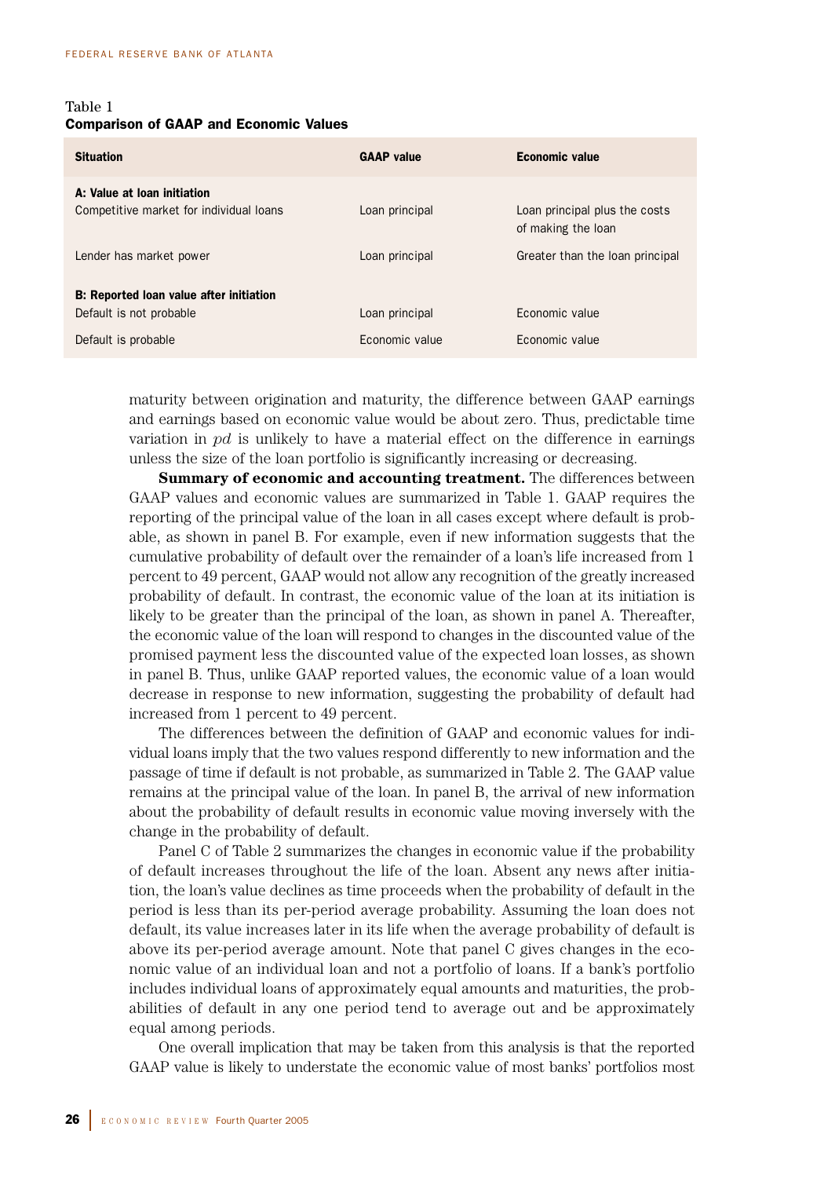Table 1
**Comparison of GAAP and Economic Values**

| Situation | GAAP value | Economic value |
|---|---|---|
| **A: Value at loan initiation** | | |
| Competitive market for individual loans | Loan principal | Loan principal plus the costs of making the loan |
| Lender has market power | Loan principal | Greater than the loan principal |
| **B: Reported loan value after initiation** | | |
| Default is not probable | Loan principal | Economic value |
| Default is probable | Economic value | Economic value |

maturity between origination and maturity, the difference between GAAP earnings and earnings based on economic value would be about zero. Thus, predictable time variation in $pd$ is unlikely to have a material effect on the difference in earnings unless the size of the loan portfolio is significantly increasing or decreasing.

**Summary of economic and accounting treatment.** The differences between GAAP values and economic values are summarized in Table 1. GAAP requires the reporting of the principal value of the loan in all cases except where default is probable, as shown in panel B. For example, even if new information suggests that the cumulative probability of default over the remainder of a loan's life increased from 1 percent to 49 percent, GAAP would not allow any recognition of the greatly increased probability of default. In contrast, the economic value of the loan at its initiation is likely to be greater than the principal of the loan, as shown in panel A. Thereafter, the economic value of the loan will respond to changes in the discounted value of the promised payment less the discounted value of the expected loan losses, as shown in panel B. Thus, unlike GAAP reported values, the economic value of a loan would decrease in response to new information, suggesting the probability of default had increased from 1 percent to 49 percent.

The differences between the definition of GAAP and economic values for individual loans imply that the two values respond differently to new information and the passage of time if default is not probable, as summarized in Table 2. The GAAP value remains at the principal value of the loan. In panel B, the arrival of new information about the probability of default results in economic value moving inversely with the change in the probability of default.

Panel C of Table 2 summarizes the changes in economic value if the probability of default increases throughout the life of the loan. Absent any news after initiation, the loan's value declines as time proceeds when the probability of default in the period is less than its per-period average probability. Assuming the loan does not default, its value increases later in its life when the average probability of default is above its per-period average amount. Note that panel C gives changes in the economic value of an individual loan and not a portfolio of loans. If a bank's portfolio includes individual loans of approximately equal amounts and maturities, the probabilities of default in any one period tend to average out and be approximately equal among periods.

One overall implication that may be taken from this analysis is that the reported GAAP value is likely to understate the economic value of most banks' portfolios most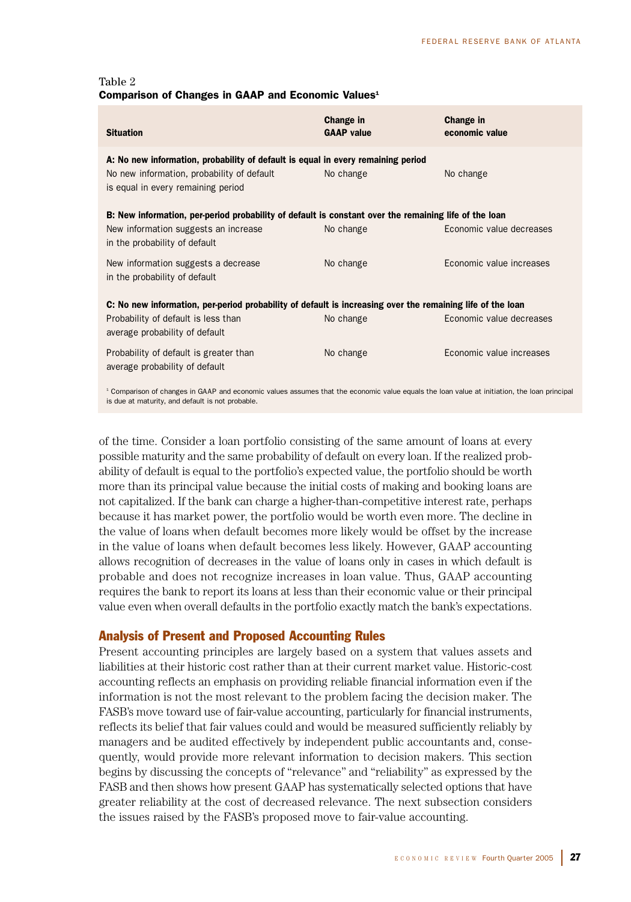Table 2
**Comparison of Changes in GAAP and Economic Values**[1]

| Situation | Change in GAAP value | Change in economic value |
|---|---|---|
| **A: No new information, probability of default is equal in every remaining period** | | |
| No new information, probability of default is equal in every remaining period | No change | No change |
| **B: New information, per-period probability of default is constant over the remaining life of the loan** | | |
| New information suggests an increase in the probability of default | No change | Economic value decreases |
| New information suggests a decrease in the probability of default | No change | Economic value increases |
| **C: No new information, per-period probability of default is increasing over the remaining life of the loan** | | |
| Probability of default is less than average probability of default | No change | Economic value decreases |
| Probability of default is greater than average probability of default | No change | Economic value increases |

[1] Comparison of changes in GAAP and economic values assumes that the economic value equals the loan value at initiation, the loan principal is due at maturity, and default is not probable.

of the time. Consider a loan portfolio consisting of the same amount of loans at every possible maturity and the same probability of default on every loan. If the realized probability of default is equal to the portfolio's expected value, the portfolio should be worth more than its principal value because the initial costs of making and booking loans are not capitalized. If the bank can charge a higher-than-competitive interest rate, perhaps because it has market power, the portfolio would be worth even more. The decline in the value of loans when default becomes more likely would be offset by the increase in the value of loans when default becomes less likely. However, GAAP accounting allows recognition of decreases in the value of loans only in cases in which default is probable and does not recognize increases in loan value. Thus, GAAP accounting requires the bank to report its loans at less than their economic value or their principal value even when overall defaults in the portfolio exactly match the bank's expectations.

## Analysis of Present and Proposed Accounting Rules

Present accounting principles are largely based on a system that values assets and liabilities at their historic cost rather than at their current market value. Historic-cost accounting reflects an emphasis on providing reliable financial information even if the information is not the most relevant to the problem facing the decision maker. The FASB's move toward use of fair-value accounting, particularly for financial instruments, reflects its belief that fair values could and would be measured sufficiently reliably by managers and be audited effectively by independent public accountants and, consequently, would provide more relevant information to decision makers. This section begins by discussing the concepts of "relevance" and "reliability" as expressed by the FASB and then shows how present GAAP has systematically selected options that have greater reliability at the cost of decreased relevance. The next subsection considers the issues raised by the FASB's proposed move to fair-value accounting.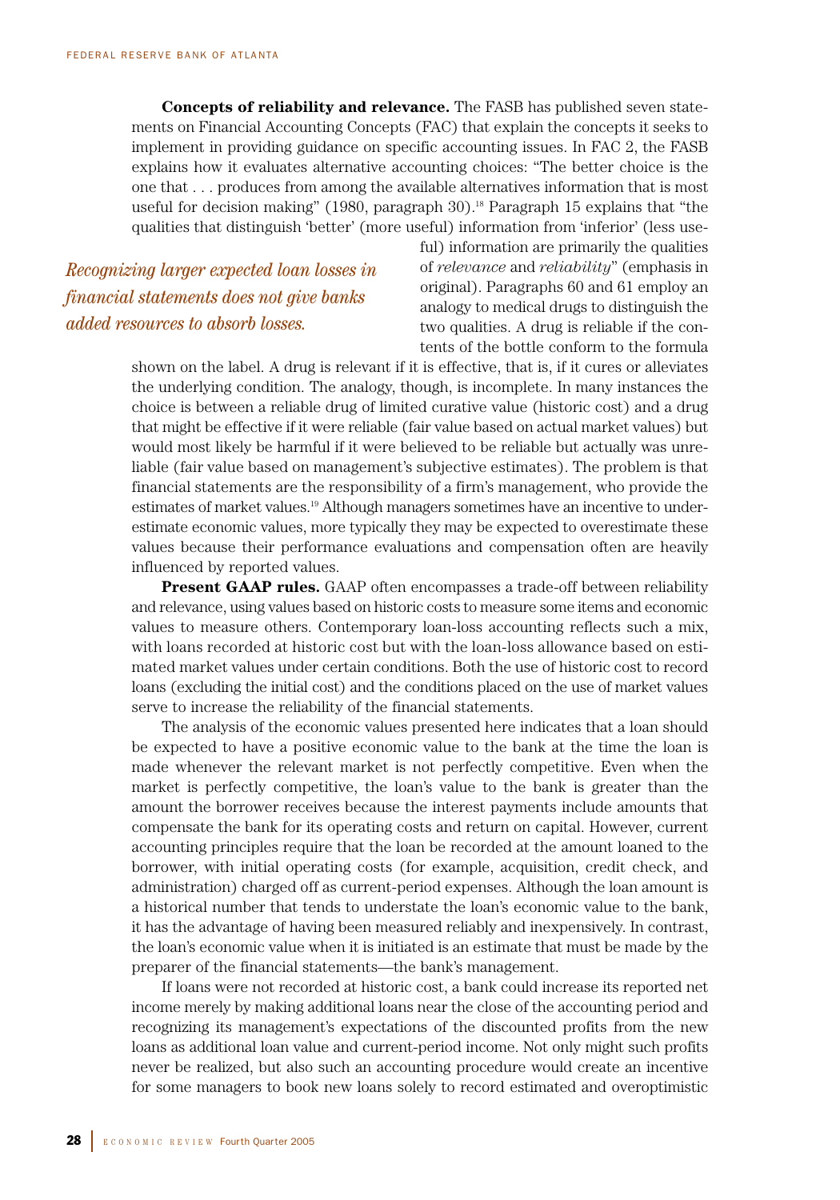**Concepts of reliability and relevance.** The FASB has published seven statements on Financial Accounting Concepts (FAC) that explain the concepts it seeks to implement in providing guidance on specific accounting issues. In FAC 2, the FASB explains how it evaluates alternative accounting choices: "The better choice is the one that . . . produces from among the available alternatives information that is most useful for decision making" (1980, paragraph 30).[18] Paragraph 15 explains that "the qualities that distinguish 'better' (more useful) information from 'inferior' (less useful) information are primarily the qualities of *relevance* and *reliability*" (emphasis in original). Paragraphs 60 and 61 employ an analogy to medical drugs to distinguish the two qualities. A drug is reliable if the contents of the bottle conform to the formula shown on the label. A drug is relevant if it is effective, that is, if it cures or alleviates the underlying condition. The analogy, though, is incomplete. In many instances the choice is between a reliable drug of limited curative value (historic cost) and a drug that might be effective if it were reliable (fair value based on actual market values) but would most likely be harmful if it were believed to be reliable but actually was unreliable (fair value based on management's subjective estimates). The problem is that financial statements are the responsibility of a firm's management, who provide the estimates of market values.[19] Although managers sometimes have an incentive to underestimate economic values, more typically they may be expected to overestimate these values because their performance evaluations and compensation often are heavily influenced by reported values.

*Recognizing larger expected loan losses in financial statements does not give banks added resources to absorb losses.*

**Present GAAP rules.** GAAP often encompasses a trade-off between reliability and relevance, using values based on historic costs to measure some items and economic values to measure others. Contemporary loan-loss accounting reflects such a mix, with loans recorded at historic cost but with the loan-loss allowance based on estimated market values under certain conditions. Both the use of historic cost to record loans (excluding the initial cost) and the conditions placed on the use of market values serve to increase the reliability of the financial statements.

The analysis of the economic values presented here indicates that a loan should be expected to have a positive economic value to the bank at the time the loan is made whenever the relevant market is not perfectly competitive. Even when the market is perfectly competitive, the loan's value to the bank is greater than the amount the borrower receives because the interest payments include amounts that compensate the bank for its operating costs and return on capital. However, current accounting principles require that the loan be recorded at the amount loaned to the borrower, with initial operating costs (for example, acquisition, credit check, and administration) charged off as current-period expenses. Although the loan amount is a historical number that tends to understate the loan's economic value to the bank, it has the advantage of having been measured reliably and inexpensively. In contrast, the loan's economic value when it is initiated is an estimate that must be made by the preparer of the financial statements—the bank's management.

If loans were not recorded at historic cost, a bank could increase its reported net income merely by making additional loans near the close of the accounting period and recognizing its management's expectations of the discounted profits from the new loans as additional loan value and current-period income. Not only might such profits never be realized, but also such an accounting procedure would create an incentive for some managers to book new loans solely to record estimated and overoptimistic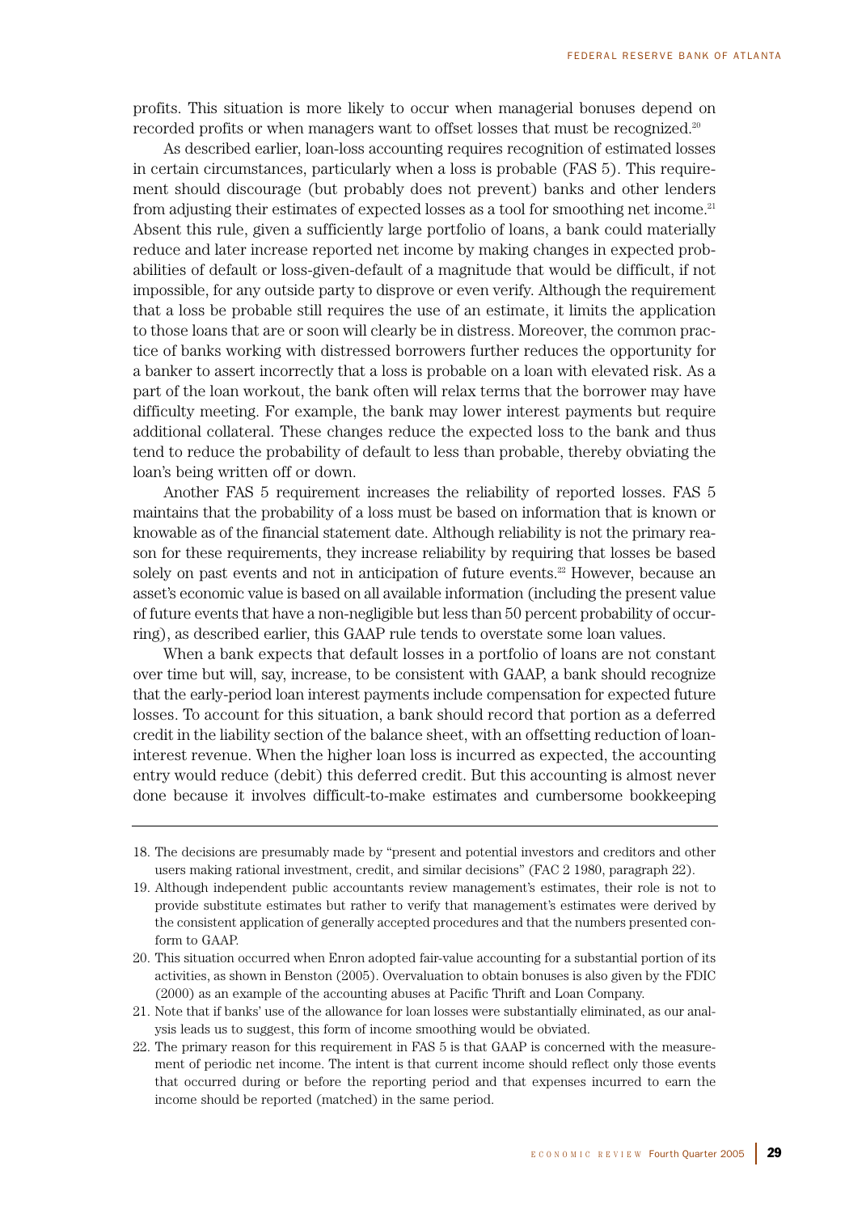profits. This situation is more likely to occur when managerial bonuses depend on recorded profits or when managers want to offset losses that must be recognized.[20]

As described earlier, loan-loss accounting requires recognition of estimated losses in certain circumstances, particularly when a loss is probable (FAS 5). This requirement should discourage (but probably does not prevent) banks and other lenders from adjusting their estimates of expected losses as a tool for smoothing net income.[21] Absent this rule, given a sufficiently large portfolio of loans, a bank could materially reduce and later increase reported net income by making changes in expected probabilities of default or loss-given-default of a magnitude that would be difficult, if not impossible, for any outside party to disprove or even verify. Although the requirement that a loss be probable still requires the use of an estimate, it limits the application to those loans that are or soon will clearly be in distress. Moreover, the common practice of banks working with distressed borrowers further reduces the opportunity for a banker to assert incorrectly that a loss is probable on a loan with elevated risk. As a part of the loan workout, the bank often will relax terms that the borrower may have difficulty meeting. For example, the bank may lower interest payments but require additional collateral. These changes reduce the expected loss to the bank and thus tend to reduce the probability of default to less than probable, thereby obviating the loan's being written off or down.

Another FAS 5 requirement increases the reliability of reported losses. FAS 5 maintains that the probability of a loss must be based on information that is known or knowable as of the financial statement date. Although reliability is not the primary reason for these requirements, they increase reliability by requiring that losses be based solely on past events and not in anticipation of future events.[22] However, because an asset's economic value is based on all available information (including the present value of future events that have a non-negligible but less than 50 percent probability of occurring), as described earlier, this GAAP rule tends to overstate some loan values.

When a bank expects that default losses in a portfolio of loans are not constant over time but will, say, increase, to be consistent with GAAP, a bank should recognize that the early-period loan interest payments include compensation for expected future losses. To account for this situation, a bank should record that portion as a deferred credit in the liability section of the balance sheet, with an offsetting reduction of loan-interest revenue. When the higher loan loss is incurred as expected, the accounting entry would reduce (debit) this deferred credit. But this accounting is almost never done because it involves difficult-to-make estimates and cumbersome bookkeeping

---

18. The decisions are presumably made by "present and potential investors and creditors and other users making rational investment, credit, and similar decisions" (FAC 2 1980, paragraph 22).

19. Although independent public accountants review management's estimates, their role is not to provide substitute estimates but rather to verify that management's estimates were derived by the consistent application of generally accepted procedures and that the numbers presented conform to GAAP.

20. This situation occurred when Enron adopted fair-value accounting for a substantial portion of its activities, as shown in Benston (2005). Overvaluation to obtain bonuses is also given by the FDIC (2000) as an example of the accounting abuses at Pacific Thrift and Loan Company.

21. Note that if banks' use of the allowance for loan losses were substantially eliminated, as our analysis leads us to suggest, this form of income smoothing would be obviated.

22. The primary reason for this requirement in FAS 5 is that GAAP is concerned with the measurement of periodic net income. The intent is that current income should reflect only those events that occurred during or before the reporting period and that expenses incurred to earn the income should be reported (matched) in the same period.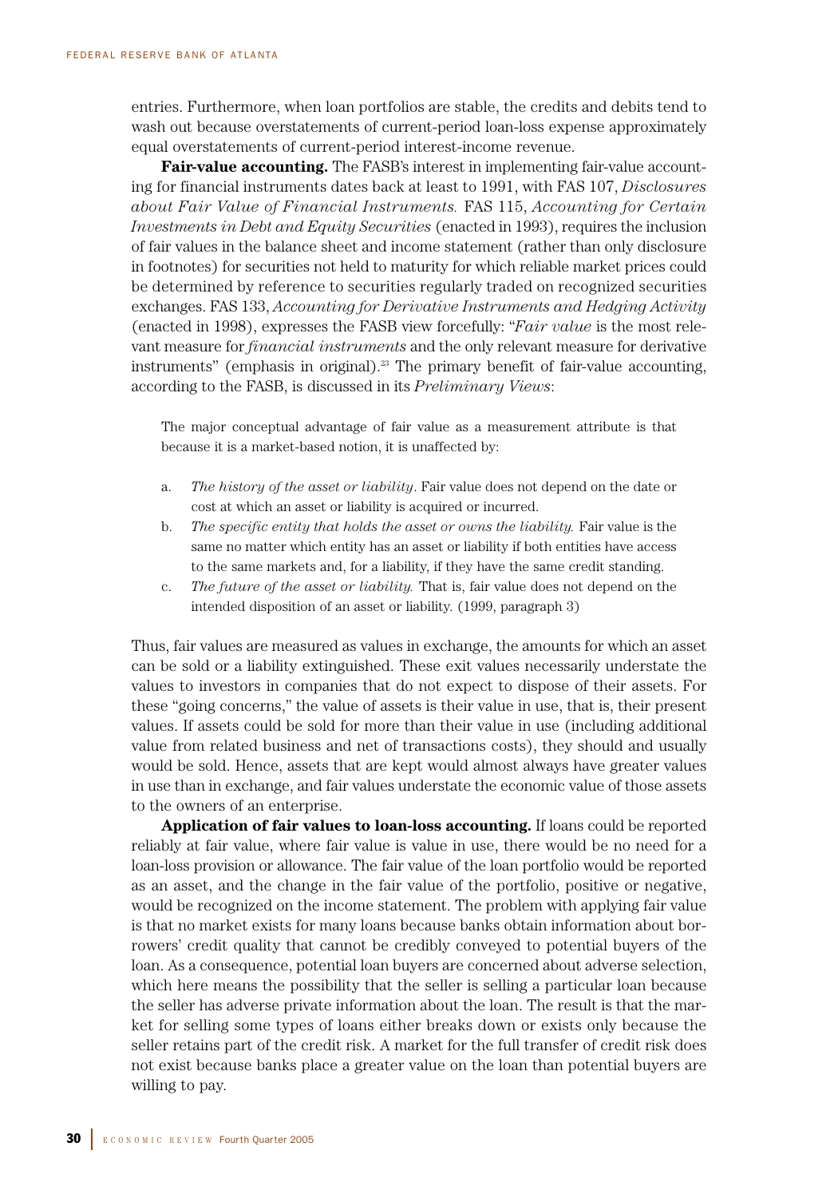entries. Furthermore, when loan portfolios are stable, the credits and debits tend to wash out because overstatements of current-period loan-loss expense approximately equal overstatements of current-period interest-income revenue.

**Fair-value accounting.** The FASB's interest in implementing fair-value accounting for financial instruments dates back at least to 1991, with FAS 107, *Disclosures about Fair Value of Financial Instruments.* FAS 115, *Accounting for Certain Investments in Debt and Equity Securities* (enacted in 1993), requires the inclusion of fair values in the balance sheet and income statement (rather than only disclosure in footnotes) for securities not held to maturity for which reliable market prices could be determined by reference to securities regularly traded on recognized securities exchanges. FAS 133, *Accounting for Derivative Instruments and Hedging Activity* (enacted in 1998), expresses the FASB view forcefully: "*Fair value* is the most relevant measure for *financial instruments* and the only relevant measure for derivative instruments" (emphasis in original).[23] The primary benefit of fair-value accounting, according to the FASB, is discussed in its *Preliminary Views*:

> The major conceptual advantage of fair value as a measurement attribute is that because it is a market-based notion, it is unaffected by:
>
> a. *The history of the asset or liability*. Fair value does not depend on the date or cost at which an asset or liability is acquired or incurred.
>
> b. *The specific entity that holds the asset or owns the liability.* Fair value is the same no matter which entity has an asset or liability if both entities have access to the same markets and, for a liability, if they have the same credit standing.
>
> c. *The future of the asset or liability.* That is, fair value does not depend on the intended disposition of an asset or liability. (1999, paragraph 3)

Thus, fair values are measured as values in exchange, the amounts for which an asset can be sold or a liability extinguished. These exit values necessarily understate the values to investors in companies that do not expect to dispose of their assets. For these "going concerns," the value of assets is their value in use, that is, their present values. If assets could be sold for more than their value in use (including additional value from related business and net of transactions costs), they should and usually would be sold. Hence, assets that are kept would almost always have greater values in use than in exchange, and fair values understate the economic value of those assets to the owners of an enterprise.

**Application of fair values to loan-loss accounting.** If loans could be reported reliably at fair value, where fair value is value in use, there would be no need for a loan-loss provision or allowance. The fair value of the loan portfolio would be reported as an asset, and the change in the fair value of the portfolio, positive or negative, would be recognized on the income statement. The problem with applying fair value is that no market exists for many loans because banks obtain information about borrowers' credit quality that cannot be credibly conveyed to potential buyers of the loan. As a consequence, potential loan buyers are concerned about adverse selection, which here means the possibility that the seller is selling a particular loan because the seller has adverse private information about the loan. The result is that the market for selling some types of loans either breaks down or exists only because the seller retains part of the credit risk. A market for the full transfer of credit risk does not exist because banks place a greater value on the loan than potential buyers are willing to pay.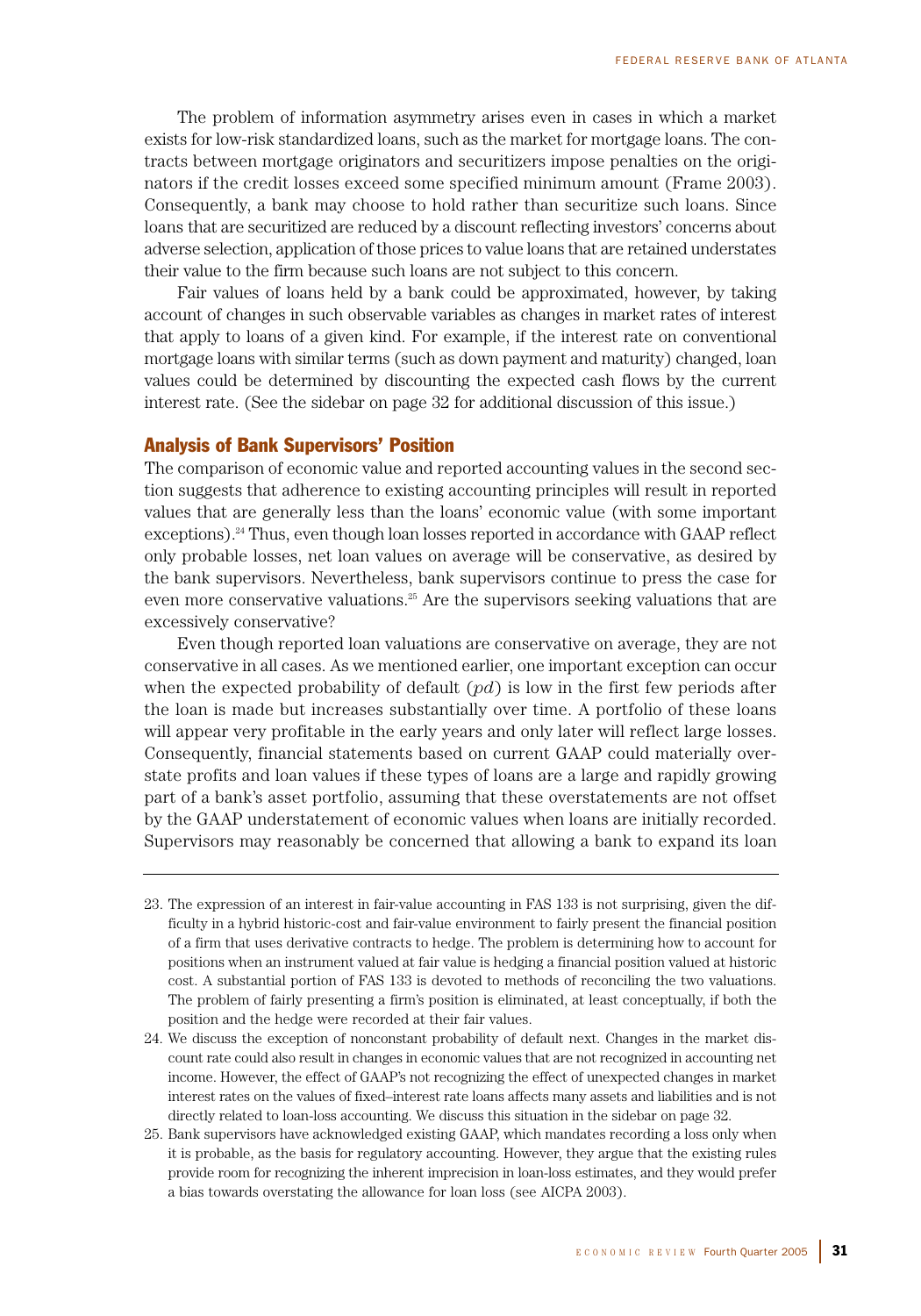The problem of information asymmetry arises even in cases in which a market exists for low-risk standardized loans, such as the market for mortgage loans. The contracts between mortgage originators and securitizers impose penalties on the originators if the credit losses exceed some specified minimum amount (Frame 2003). Consequently, a bank may choose to hold rather than securitize such loans. Since loans that are securitized are reduced by a discount reflecting investors' concerns about adverse selection, application of those prices to value loans that are retained understates their value to the firm because such loans are not subject to this concern.

Fair values of loans held by a bank could be approximated, however, by taking account of changes in such observable variables as changes in market rates of interest that apply to loans of a given kind. For example, if the interest rate on conventional mortgage loans with similar terms (such as down payment and maturity) changed, loan values could be determined by discounting the expected cash flows by the current interest rate. (See the sidebar on page 32 for additional discussion of this issue.)

## Analysis of Bank Supervisors' Position

The comparison of economic value and reported accounting values in the second section suggests that adherence to existing accounting principles will result in reported values that are generally less than the loans' economic value (with some important exceptions).[24] Thus, even though loan losses reported in accordance with GAAP reflect only probable losses, net loan values on average will be conservative, as desired by the bank supervisors. Nevertheless, bank supervisors continue to press the case for even more conservative valuations.[25] Are the supervisors seeking valuations that are excessively conservative?

Even though reported loan valuations are conservative on average, they are not conservative in all cases. As we mentioned earlier, one important exception can occur when the expected probability of default ($pd$) is low in the first few periods after the loan is made but increases substantially over time. A portfolio of these loans will appear very profitable in the early years and only later will reflect large losses. Consequently, financial statements based on current GAAP could materially overstate profits and loan values if these types of loans are a large and rapidly growing part of a bank's asset portfolio, assuming that these overstatements are not offset by the GAAP understatement of economic values when loans are initially recorded. Supervisors may reasonably be concerned that allowing a bank to expand its loan

---

23. The expression of an interest in fair-value accounting in FAS 133 is not surprising, given the difficulty in a hybrid historic-cost and fair-value environment to fairly present the financial position of a firm that uses derivative contracts to hedge. The problem is determining how to account for positions when an instrument valued at fair value is hedging a financial position valued at historic cost. A substantial portion of FAS 133 is devoted to methods of reconciling the two valuations. The problem of fairly presenting a firm's position is eliminated, at least conceptually, if both the position and the hedge were recorded at their fair values.

24. We discuss the exception of nonconstant probability of default next. Changes in the market discount rate could also result in changes in economic values that are not recognized in accounting net income. However, the effect of GAAP's not recognizing the effect of unexpected changes in market interest rates on the values of fixed–interest rate loans affects many assets and liabilities and is not directly related to loan-loss accounting. We discuss this situation in the sidebar on page 32.

25. Bank supervisors have acknowledged existing GAAP, which mandates recording a loss only when it is probable, as the basis for regulatory accounting. However, they argue that the existing rules provide room for recognizing the inherent imprecision in loan-loss estimates, and they would prefer a bias towards overstating the allowance for loan loss (see AICPA 2003).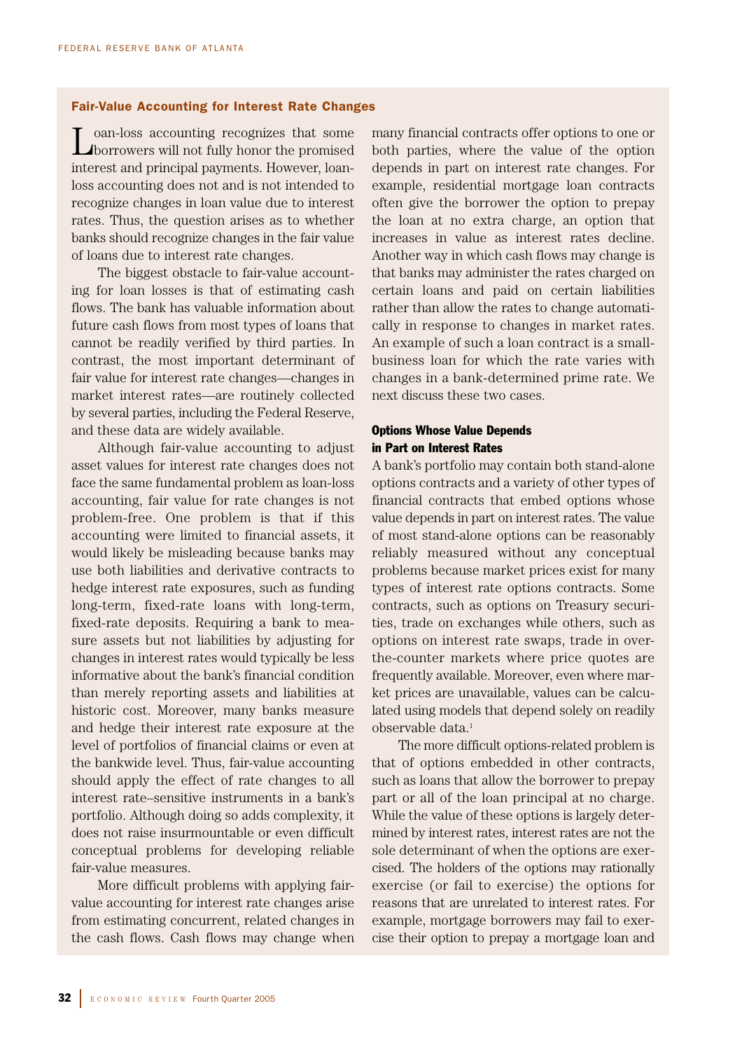## Fair-Value Accounting for Interest Rate Changes

Loan-loss accounting recognizes that some borrowers will not fully honor the promised interest and principal payments. However, loan-loss accounting does not and is not intended to recognize changes in loan value due to interest rates. Thus, the question arises as to whether banks should recognize changes in the fair value of loans due to interest rate changes.

The biggest obstacle to fair-value accounting for loan losses is that of estimating cash flows. The bank has valuable information about future cash flows from most types of loans that cannot be readily verified by third parties. In contrast, the most important determinant of fair value for interest rate changes—changes in market interest rates—are routinely collected by several parties, including the Federal Reserve, and these data are widely available.

Although fair-value accounting to adjust asset values for interest rate changes does not face the same fundamental problem as loan-loss accounting, fair value for rate changes is not problem-free. One problem is that if this accounting were limited to financial assets, it would likely be misleading because banks may use both liabilities and derivative contracts to hedge interest rate exposures, such as funding long-term, fixed-rate loans with long-term, fixed-rate deposits. Requiring a bank to measure assets but not liabilities by adjusting for changes in interest rates would typically be less informative about the bank's financial condition than merely reporting assets and liabilities at historic cost. Moreover, many banks measure and hedge their interest rate exposure at the level of portfolios of financial claims or even at the bankwide level. Thus, fair-value accounting should apply the effect of rate changes to all interest rate–sensitive instruments in a bank's portfolio. Although doing so adds complexity, it does not raise insurmountable or even difficult conceptual problems for developing reliable fair-value measures.

More difficult problems with applying fair-value accounting for interest rate changes arise from estimating concurrent, related changes in the cash flows. Cash flows may change when many financial contracts offer options to one or both parties, where the value of the option depends in part on interest rate changes. For example, residential mortgage loan contracts often give the borrower the option to prepay the loan at no extra charge, an option that increases in value as interest rates decline. Another way in which cash flows may change is that banks may administer the rates charged on certain loans and paid on certain liabilities rather than allow the rates to change automatically in response to changes in market rates. An example of such a loan contract is a small-business loan for which the rate varies with changes in a bank-determined prime rate. We next discuss these two cases.

### Options Whose Value Depends in Part on Interest Rates

A bank's portfolio may contain both stand-alone options contracts and a variety of other types of financial contracts that embed options whose value depends in part on interest rates. The value of most stand-alone options can be reasonably reliably measured without any conceptual problems because market prices exist for many types of interest rate options contracts. Some contracts, such as options on Treasury securities, trade on exchanges while others, such as options on interest rate swaps, trade in over-the-counter markets where price quotes are frequently available. Moreover, even where market prices are unavailable, values can be calculated using models that depend solely on readily observable data.[1]

The more difficult options-related problem is that of options embedded in other contracts, such as loans that allow the borrower to prepay part or all of the loan principal at no charge. While the value of these options is largely determined by interest rates, interest rates are not the sole determinant of when the options are exercised. The holders of the options may rationally exercise (or fail to exercise) the options for reasons that are unrelated to interest rates. For example, mortgage borrowers may fail to exercise their option to prepay a mortgage loan and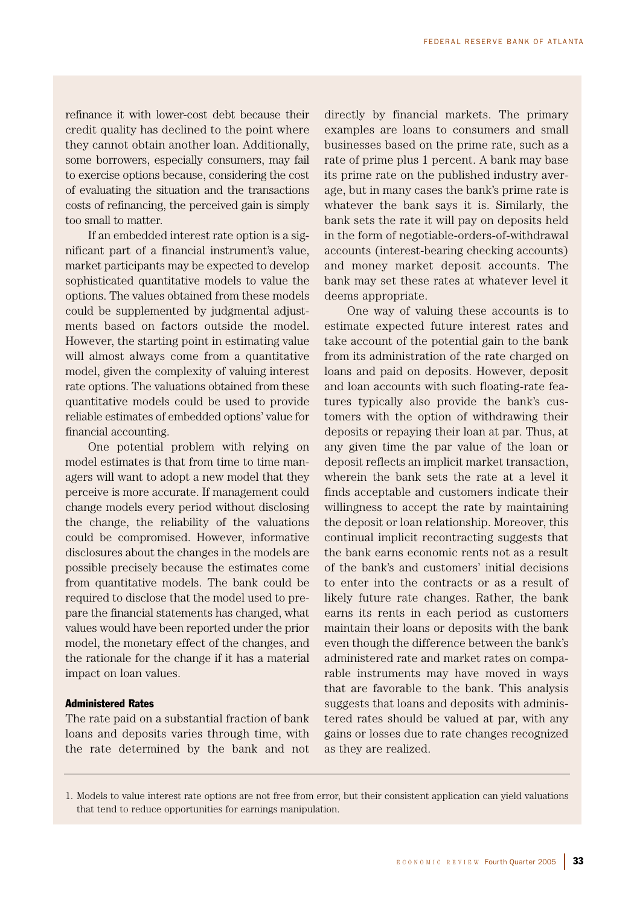refinance it with lower-cost debt because their credit quality has declined to the point where they cannot obtain another loan. Additionally, some borrowers, especially consumers, may fail to exercise options because, considering the cost of evaluating the situation and the transactions costs of refinancing, the perceived gain is simply too small to matter.

If an embedded interest rate option is a significant part of a financial instrument's value, market participants may be expected to develop sophisticated quantitative models to value the options. The values obtained from these models could be supplemented by judgmental adjustments based on factors outside the model. However, the starting point in estimating value will almost always come from a quantitative model, given the complexity of valuing interest rate options. The valuations obtained from these quantitative models could be used to provide reliable estimates of embedded options' value for financial accounting.

One potential problem with relying on model estimates is that from time to time managers will want to adopt a new model that they perceive is more accurate. If management could change models every period without disclosing the change, the reliability of the valuations could be compromised. However, informative disclosures about the changes in the models are possible precisely because the estimates come from quantitative models. The bank could be required to disclose that the model used to prepare the financial statements has changed, what values would have been reported under the prior model, the monetary effect of the changes, and the rationale for the change if it has a material impact on loan values.

#### Administered Rates

The rate paid on a substantial fraction of bank loans and deposits varies through time, with the rate determined by the bank and not directly by financial markets. The primary examples are loans to consumers and small businesses based on the prime rate, such as a rate of prime plus 1 percent. A bank may base its prime rate on the published industry average, but in many cases the bank's prime rate is whatever the bank says it is. Similarly, the bank sets the rate it will pay on deposits held in the form of negotiable-orders-of-withdrawal accounts (interest-bearing checking accounts) and money market deposit accounts. The bank may set these rates at whatever level it deems appropriate.

One way of valuing these accounts is to estimate expected future interest rates and take account of the potential gain to the bank from its administration of the rate charged on loans and paid on deposits. However, deposit and loan accounts with such floating-rate features typically also provide the bank's customers with the option of withdrawing their deposits or repaying their loan at par. Thus, at any given time the par value of the loan or deposit reflects an implicit market transaction, wherein the bank sets the rate at a level it finds acceptable and customers indicate their willingness to accept the rate by maintaining the deposit or loan relationship. Moreover, this continual implicit recontracting suggests that the bank earns economic rents not as a result of the bank's and customers' initial decisions to enter into the contracts or as a result of likely future rate changes. Rather, the bank earns its rents in each period as customers maintain their loans or deposits with the bank even though the difference between the bank's administered rate and market rates on comparable instruments may have moved in ways that are favorable to the bank. This analysis suggests that loans and deposits with administered rates should be valued at par, with any gains or losses due to rate changes recognized as they are realized.

---

1. Models to value interest rate options are not free from error, but their consistent application can yield valuations that tend to reduce opportunities for earnings manipulation.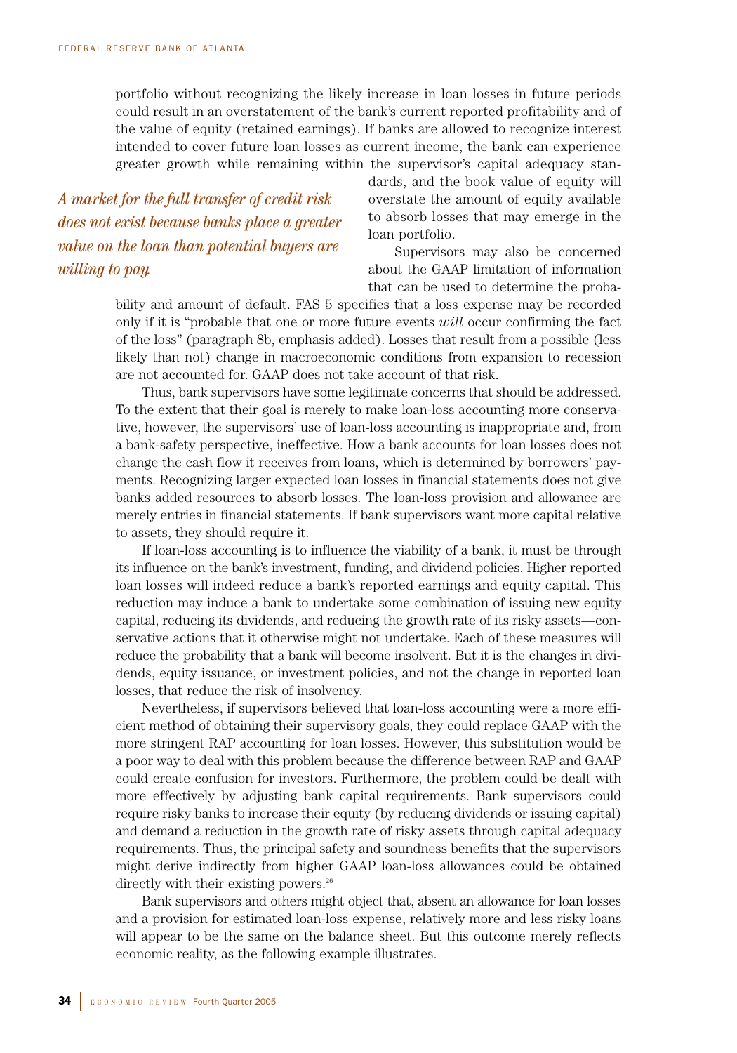portfolio without recognizing the likely increase in loan losses in future periods could result in an overstatement of the bank's current reported profitability and of the value of equity (retained earnings). If banks are allowed to recognize interest intended to cover future loan losses as current income, the bank can experience greater growth while remaining within the supervisor's capital adequacy standards, and the book value of equity will overstate the amount of equity available to absorb losses that may emerge in the loan portfolio.

*A market for the full transfer of credit risk does not exist because banks place a greater value on the loan than potential buyers are willing to pay.*

Supervisors may also be concerned about the GAAP limitation of information that can be used to determine the probability and amount of default. FAS 5 specifies that a loss expense may be recorded only if it is "probable that one or more future events *will* occur confirming the fact of the loss" (paragraph 8b, emphasis added). Losses that result from a possible (less likely than not) change in macroeconomic conditions from expansion to recession are not accounted for. GAAP does not take account of that risk.

Thus, bank supervisors have some legitimate concerns that should be addressed. To the extent that their goal is merely to make loan-loss accounting more conservative, however, the supervisors' use of loan-loss accounting is inappropriate and, from a bank-safety perspective, ineffective. How a bank accounts for loan losses does not change the cash flow it receives from loans, which is determined by borrowers' payments. Recognizing larger expected loan losses in financial statements does not give banks added resources to absorb losses. The loan-loss provision and allowance are merely entries in financial statements. If bank supervisors want more capital relative to assets, they should require it.

If loan-loss accounting is to influence the viability of a bank, it must be through its influence on the bank's investment, funding, and dividend policies. Higher reported loan losses will indeed reduce a bank's reported earnings and equity capital. This reduction may induce a bank to undertake some combination of issuing new equity capital, reducing its dividends, and reducing the growth rate of its risky assets—conservative actions that it otherwise might not undertake. Each of these measures will reduce the probability that a bank will become insolvent. But it is the changes in dividends, equity issuance, or investment policies, and not the change in reported loan losses, that reduce the risk of insolvency.

Nevertheless, if supervisors believed that loan-loss accounting were a more efficient method of obtaining their supervisory goals, they could replace GAAP with the more stringent RAP accounting for loan losses. However, this substitution would be a poor way to deal with this problem because the difference between RAP and GAAP could create confusion for investors. Furthermore, the problem could be dealt with more effectively by adjusting bank capital requirements. Bank supervisors could require risky banks to increase their equity (by reducing dividends or issuing capital) and demand a reduction in the growth rate of risky assets through capital adequacy requirements. Thus, the principal safety and soundness benefits that the supervisors might derive indirectly from higher GAAP loan-loss allowances could be obtained directly with their existing powers.[26]

Bank supervisors and others might object that, absent an allowance for loan losses and a provision for estimated loan-loss expense, relatively more and less risky loans will appear to be the same on the balance sheet. But this outcome merely reflects economic reality, as the following example illustrates.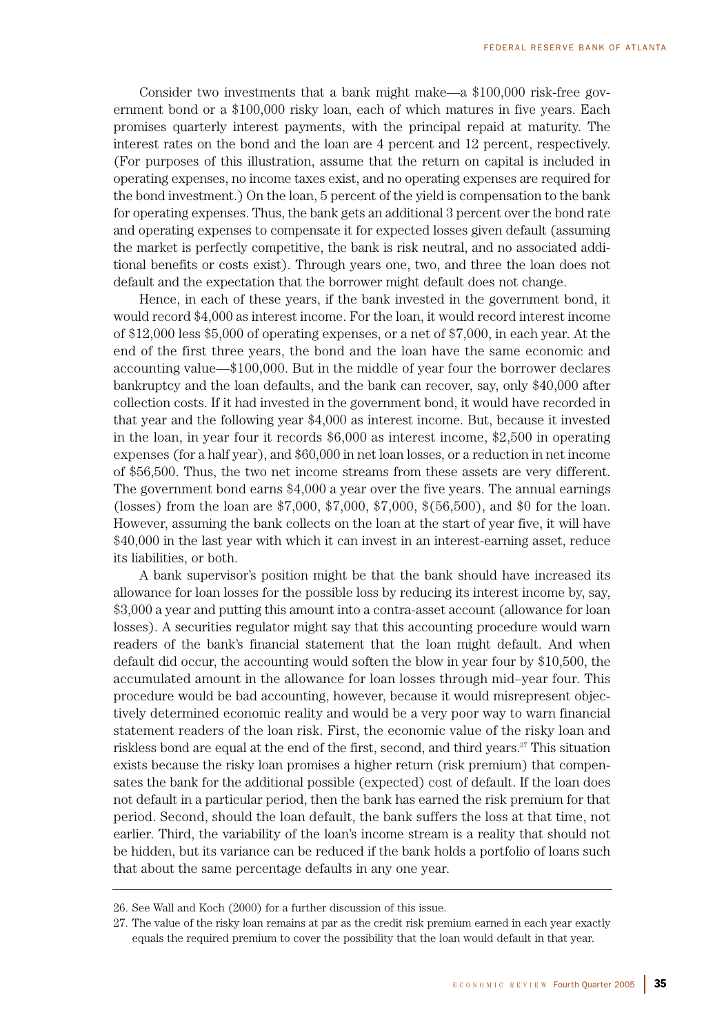Consider two investments that a bank might make—a \$100,000 risk-free government bond or a \$100,000 risky loan, each of which matures in five years. Each promises quarterly interest payments, with the principal repaid at maturity. The interest rates on the bond and the loan are 4 percent and 12 percent, respectively. (For purposes of this illustration, assume that the return on capital is included in operating expenses, no income taxes exist, and no operating expenses are required for the bond investment.) On the loan, 5 percent of the yield is compensation to the bank for operating expenses. Thus, the bank gets an additional 3 percent over the bond rate and operating expenses to compensate it for expected losses given default (assuming the market is perfectly competitive, the bank is risk neutral, and no associated additional benefits or costs exist). Through years one, two, and three the loan does not default and the expectation that the borrower might default does not change.

Hence, in each of these years, if the bank invested in the government bond, it would record \$4,000 as interest income. For the loan, it would record interest income of \$12,000 less \$5,000 of operating expenses, or a net of \$7,000, in each year. At the end of the first three years, the bond and the loan have the same economic and accounting value—\$100,000. But in the middle of year four the borrower declares bankruptcy and the loan defaults, and the bank can recover, say, only \$40,000 after collection costs. If it had invested in the government bond, it would have recorded in that year and the following year \$4,000 as interest income. But, because it invested in the loan, in year four it records \$6,000 as interest income, \$2,500 in operating expenses (for a half year), and \$60,000 in net loan losses, or a reduction in net income of \$56,500. Thus, the two net income streams from these assets are very different. The government bond earns \$4,000 a year over the five years. The annual earnings (losses) from the loan are \$7,000, \$7,000, \$7,000, \$(56,500), and \$0 for the loan. However, assuming the bank collects on the loan at the start of year five, it will have \$40,000 in the last year with which it can invest in an interest-earning asset, reduce its liabilities, or both.

A bank supervisor's position might be that the bank should have increased its allowance for loan losses for the possible loss by reducing its interest income by, say, \$3,000 a year and putting this amount into a contra-asset account (allowance for loan losses). A securities regulator might say that this accounting procedure would warn readers of the bank's financial statement that the loan might default. And when default did occur, the accounting would soften the blow in year four by \$10,500, the accumulated amount in the allowance for loan losses through mid–year four. This procedure would be bad accounting, however, because it would misrepresent objectively determined economic reality and would be a very poor way to warn financial statement readers of the loan risk. First, the economic value of the risky loan and riskless bond are equal at the end of the first, second, and third years.[27] This situation exists because the risky loan promises a higher return (risk premium) that compensates the bank for the additional possible (expected) cost of default. If the loan does not default in a particular period, then the bank has earned the risk premium for that period. Second, should the loan default, the bank suffers the loss at that time, not earlier. Third, the variability of the loan's income stream is a reality that should not be hidden, but its variance can be reduced if the bank holds a portfolio of loans such that about the same percentage defaults in any one year.

---

26. See Wall and Koch (2000) for a further discussion of this issue.

27. The value of the risky loan remains at par as the credit risk premium earned in each year exactly equals the required premium to cover the possibility that the loan would default in that year.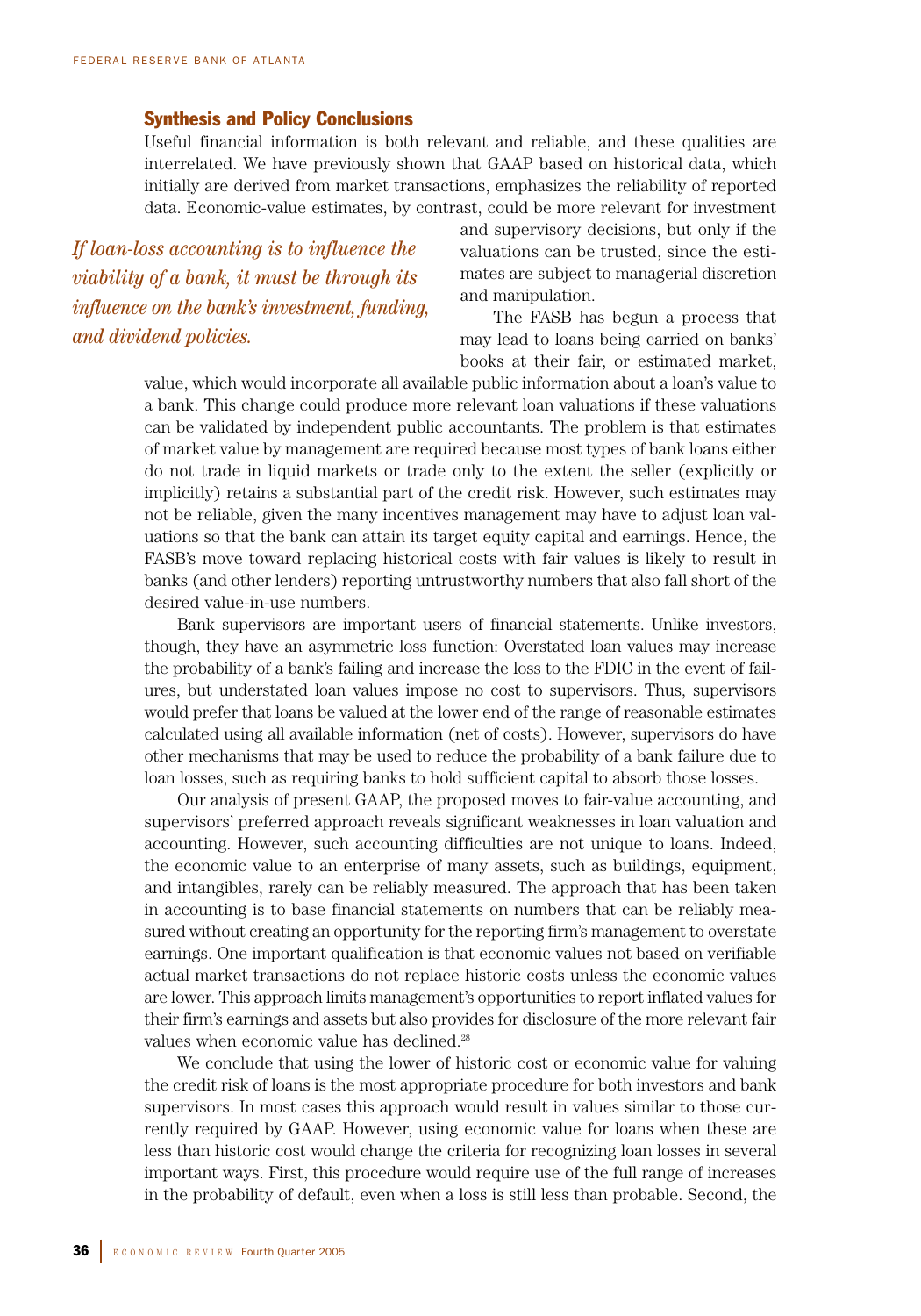## Synthesis and Policy Conclusions

Useful financial information is both relevant and reliable, and these qualities are interrelated. We have previously shown that GAAP based on historical data, which initially are derived from market transactions, emphasizes the reliability of reported data. Economic-value estimates, by contrast, could be more relevant for investment and supervisory decisions, but only if the valuations can be trusted, since the estimates are subject to managerial discretion and manipulation.

*If loan-loss accounting is to influence the viability of a bank, it must be through its influence on the bank's investment, funding, and dividend policies.*

The FASB has begun a process that may lead to loans being carried on banks' books at their fair, or estimated market, value, which would incorporate all available public information about a loan's value to a bank. This change could produce more relevant loan valuations if these valuations can be validated by independent public accountants. The problem is that estimates of market value by management are required because most types of bank loans either do not trade in liquid markets or trade only to the extent the seller (explicitly or implicitly) retains a substantial part of the credit risk. However, such estimates may not be reliable, given the many incentives management may have to adjust loan valuations so that the bank can attain its target equity capital and earnings. Hence, the FASB's move toward replacing historical costs with fair values is likely to result in banks (and other lenders) reporting untrustworthy numbers that also fall short of the desired value-in-use numbers.

Bank supervisors are important users of financial statements. Unlike investors, though, they have an asymmetric loss function: Overstated loan values may increase the probability of a bank's failing and increase the loss to the FDIC in the event of failures, but understated loan values impose no cost to supervisors. Thus, supervisors would prefer that loans be valued at the lower end of the range of reasonable estimates calculated using all available information (net of costs). However, supervisors do have other mechanisms that may be used to reduce the probability of a bank failure due to loan losses, such as requiring banks to hold sufficient capital to absorb those losses.

Our analysis of present GAAP, the proposed moves to fair-value accounting, and supervisors' preferred approach reveals significant weaknesses in loan valuation and accounting. However, such accounting difficulties are not unique to loans. Indeed, the economic value to an enterprise of many assets, such as buildings, equipment, and intangibles, rarely can be reliably measured. The approach that has been taken in accounting is to base financial statements on numbers that can be reliably measured without creating an opportunity for the reporting firm's management to overstate earnings. One important qualification is that economic values not based on verifiable actual market transactions do not replace historic costs unless the economic values are lower. This approach limits management's opportunities to report inflated values for their firm's earnings and assets but also provides for disclosure of the more relevant fair values when economic value has declined.[28]

We conclude that using the lower of historic cost or economic value for valuing the credit risk of loans is the most appropriate procedure for both investors and bank supervisors. In most cases this approach would result in values similar to those currently required by GAAP. However, using economic value for loans when these are less than historic cost would change the criteria for recognizing loan losses in several important ways. First, this procedure would require use of the full range of increases in the probability of default, even when a loss is still less than probable. Second, the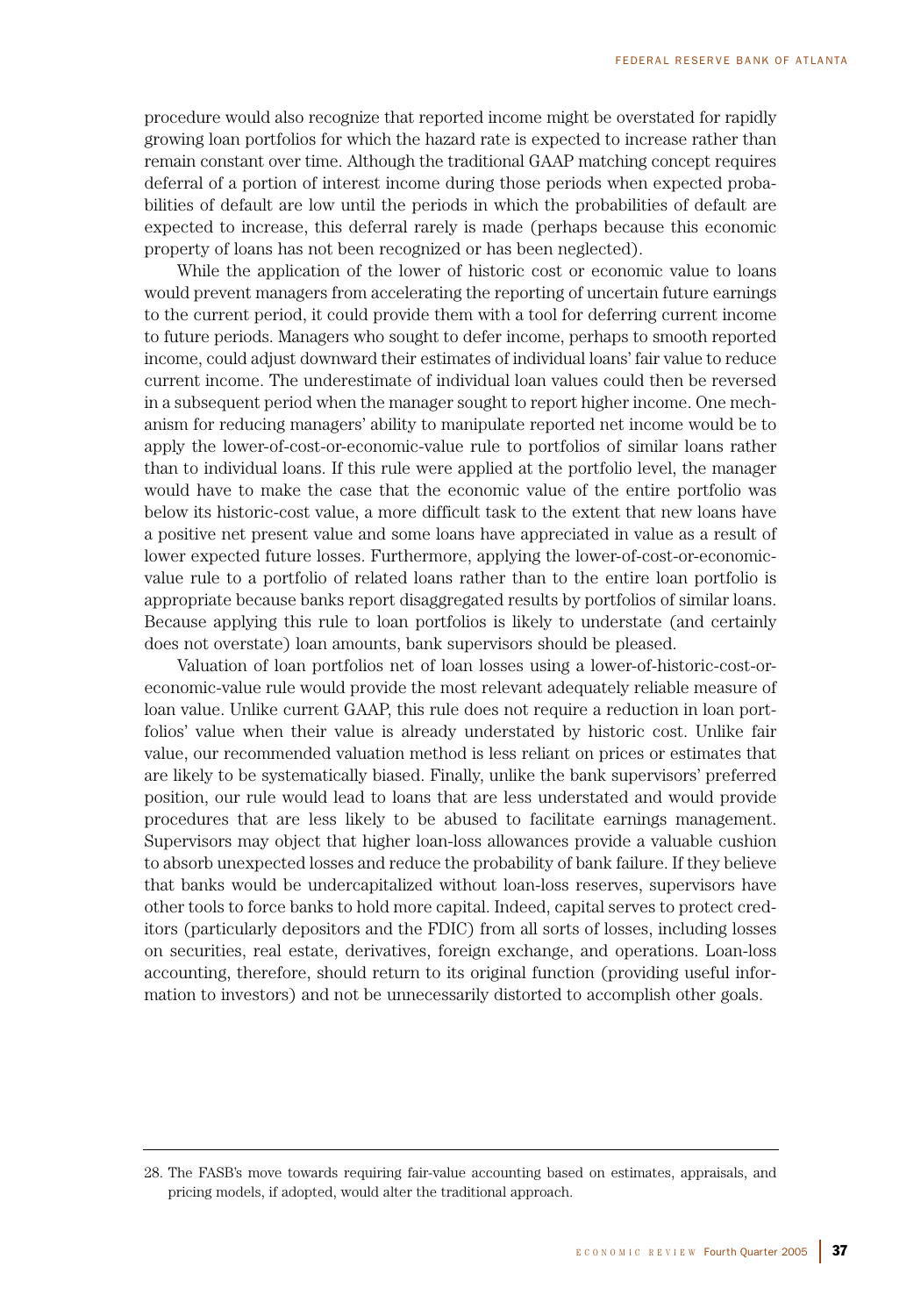procedure would also recognize that reported income might be overstated for rapidly growing loan portfolios for which the hazard rate is expected to increase rather than remain constant over time. Although the traditional GAAP matching concept requires deferral of a portion of interest income during those periods when expected probabilities of default are low until the periods in which the probabilities of default are expected to increase, this deferral rarely is made (perhaps because this economic property of loans has not been recognized or has been neglected).

While the application of the lower of historic cost or economic value to loans would prevent managers from accelerating the reporting of uncertain future earnings to the current period, it could provide them with a tool for deferring current income to future periods. Managers who sought to defer income, perhaps to smooth reported income, could adjust downward their estimates of individual loans' fair value to reduce current income. The underestimate of individual loan values could then be reversed in a subsequent period when the manager sought to report higher income. One mechanism for reducing managers' ability to manipulate reported net income would be to apply the lower-of-cost-or-economic-value rule to portfolios of similar loans rather than to individual loans. If this rule were applied at the portfolio level, the manager would have to make the case that the economic value of the entire portfolio was below its historic-cost value, a more difficult task to the extent that new loans have a positive net present value and some loans have appreciated in value as a result of lower expected future losses. Furthermore, applying the lower-of-cost-or-economic-value rule to a portfolio of related loans rather than to the entire loan portfolio is appropriate because banks report disaggregated results by portfolios of similar loans. Because applying this rule to loan portfolios is likely to understate (and certainly does not overstate) loan amounts, bank supervisors should be pleased.

Valuation of loan portfolios net of loan losses using a lower-of-historic-cost-or-economic-value rule would provide the most relevant adequately reliable measure of loan value. Unlike current GAAP, this rule does not require a reduction in loan portfolios' value when their value is already understated by historic cost. Unlike fair value, our recommended valuation method is less reliant on prices or estimates that are likely to be systematically biased. Finally, unlike the bank supervisors' preferred position, our rule would lead to loans that are less understated and would provide procedures that are less likely to be abused to facilitate earnings management. Supervisors may object that higher loan-loss allowances provide a valuable cushion to absorb unexpected losses and reduce the probability of bank failure. If they believe that banks would be undercapitalized without loan-loss reserves, supervisors have other tools to force banks to hold more capital. Indeed, capital serves to protect creditors (particularly depositors and the FDIC) from all sorts of losses, including losses on securities, real estate, derivatives, foreign exchange, and operations. Loan-loss accounting, therefore, should return to its original function (providing useful information to investors) and not be unnecessarily distorted to accomplish other goals.

---

28. The FASB's move towards requiring fair-value accounting based on estimates, appraisals, and pricing models, if adopted, would alter the traditional approach.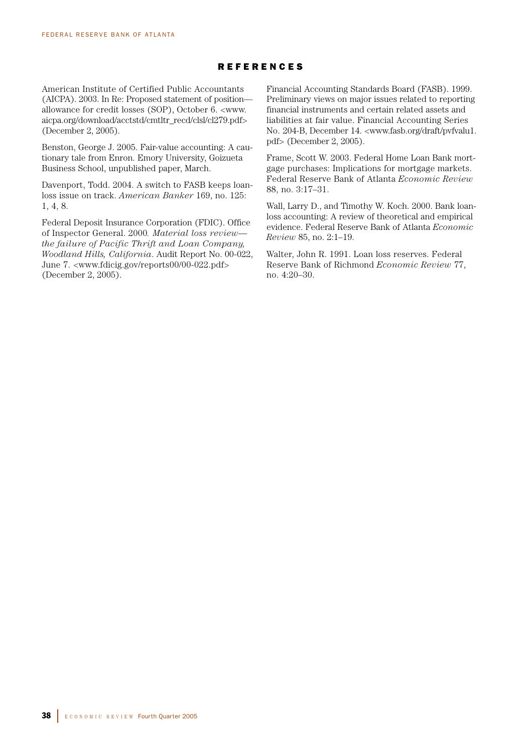## REFERENCES

American Institute of Certified Public Accountants (AICPA). 2003. In Re: Proposed statement of position—allowance for credit losses (SOP), October 6. <www.aicpa.org/download/acctstd/cmtltr_recd/clsl/cl279.pdf> (December 2, 2005).

Benston, George J. 2005. Fair-value accounting: A cautionary tale from Enron. Emory University, Goizueta Business School, unpublished paper, March.

Davenport, Todd. 2004. A switch to FASB keeps loan-loss issue on track. *American Banker* 169, no. 125: 1, 4, 8.

Federal Deposit Insurance Corporation (FDIC). Office of Inspector General. 2000. *Material loss review—the failure of Pacific Thrift and Loan Company, Woodland Hills, California*. Audit Report No. 00-022, June 7. <www.fdicig.gov/reports00/00-022.pdf> (December 2, 2005).

Financial Accounting Standards Board (FASB). 1999. Preliminary views on major issues related to reporting financial instruments and certain related assets and liabilities at fair value. Financial Accounting Series No. 204-B, December 14. <www.fasb.org/draft/pvfvalu1.pdf> (December 2, 2005).

Frame, Scott W. 2003. Federal Home Loan Bank mortgage purchases: Implications for mortgage markets. Federal Reserve Bank of Atlanta *Economic Review* 88, no. 3:17–31.

Wall, Larry D., and Timothy W. Koch. 2000. Bank loan-loss accounting: A review of theoretical and empirical evidence. Federal Reserve Bank of Atlanta *Economic Review* 85, no. 2:1–19.

Walter, John R. 1991. Loan loss reserves. Federal Reserve Bank of Richmond *Economic Review* 77, no. 4:20–30.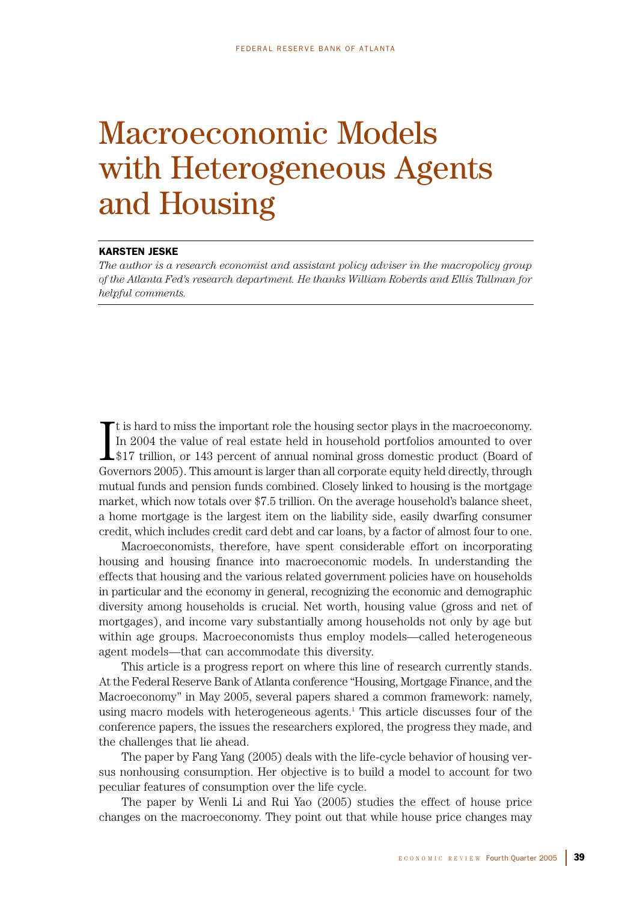# Macroeconomic Models with Heterogeneous Agents and Housing

**KARSTEN JESKE**

*The author is a research economist and assistant policy adviser in the macropolicy group of the Atlanta Fed's research department. He thanks William Roberds and Ellis Tallman for helpful comments.*

It is hard to miss the important role the housing sector plays in the macroeconomy. In 2004 the value of real estate held in household portfolios amounted to over $17 trillion, or 143 percent of annual nominal gross domestic product (Board of Governors 2005). This amount is larger than all corporate equity held directly, through mutual funds and pension funds combined. Closely linked to housing is the mortgage market, which now totals over $7.5 trillion. On the average household's balance sheet, a home mortgage is the largest item on the liability side, easily dwarfing consumer credit, which includes credit card debt and car loans, by a factor of almost four to one.

Macroeconomists, therefore, have spent considerable effort on incorporating housing and housing finance into macroeconomic models. In understanding the effects that housing and the various related government policies have on households in particular and the economy in general, recognizing the economic and demographic diversity among households is crucial. Net worth, housing value (gross and net of mortgages), and income vary substantially among households not only by age but within age groups. Macroeconomists thus employ models—called heterogeneous agent models—that can accommodate this diversity.

This article is a progress report on where this line of research currently stands. At the Federal Reserve Bank of Atlanta conference "Housing, Mortgage Finance, and the Macroeconomy" in May 2005, several papers shared a common framework: namely, using macro models with heterogeneous agents.[1] This article discusses four of the conference papers, the issues the researchers explored, the progress they made, and the challenges that lie ahead.

The paper by Fang Yang (2005) deals with the life-cycle behavior of housing versus nonhousing consumption. Her objective is to build a model to account for two peculiar features of consumption over the life cycle.

The paper by Wenli Li and Rui Yao (2005) studies the effect of house price changes on the macroeconomy. They point out that while house price changes may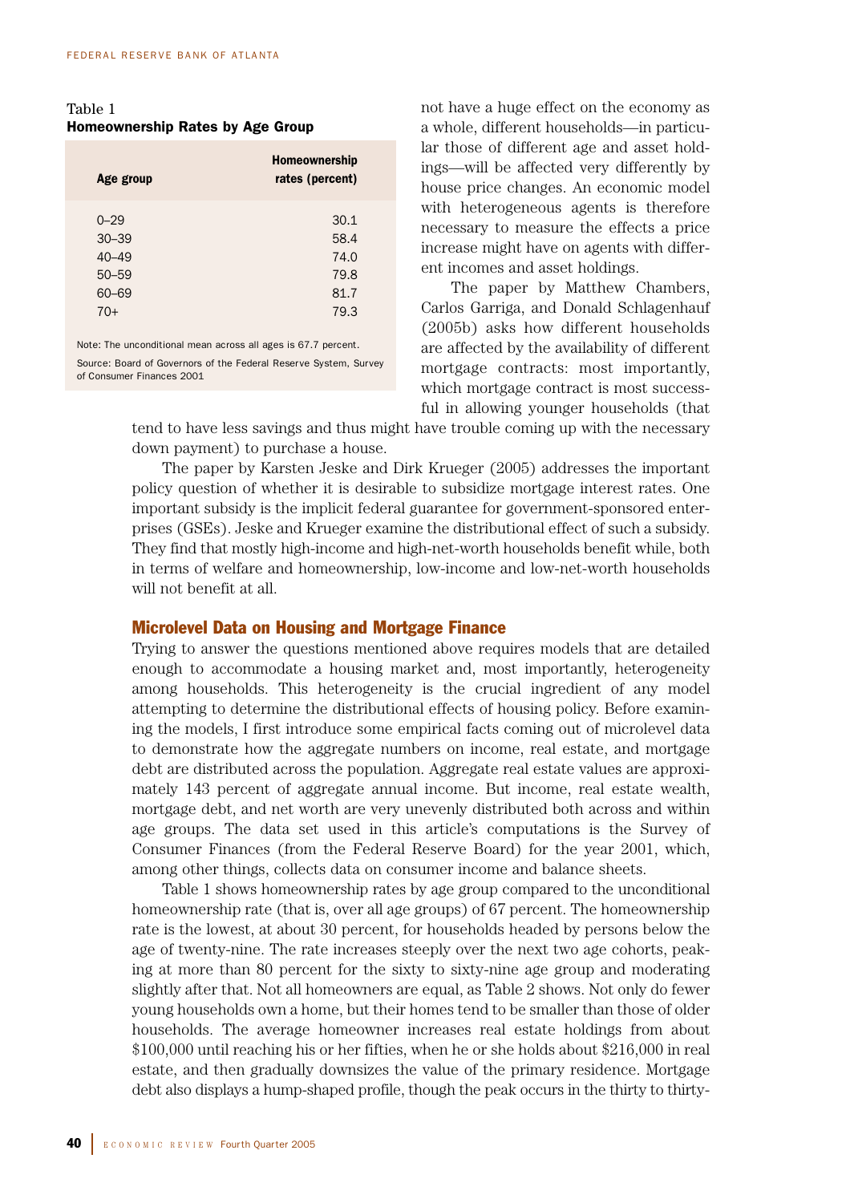Table 1
**Homeownership Rates by Age Group**

| Age group | Homeownership rates (percent) |
|---|---|
| 0–29 | 30.1 |
| 30–39 | 58.4 |
| 40–49 | 74.0 |
| 50–59 | 79.8 |
| 60–69 | 81.7 |
| 70+ | 79.3 |

Note: The unconditional mean across all ages is 67.7 percent.

Source: Board of Governors of the Federal Reserve System, Survey of Consumer Finances 2001

not have a huge effect on the economy as a whole, different households—in particular those of different age and asset holdings—will be affected very differently by house price changes. An economic model with heterogeneous agents is therefore necessary to measure the effects a price increase might have on agents with different incomes and asset holdings.

The paper by Matthew Chambers, Carlos Garriga, and Donald Schlagenhauf (2005b) asks how different households are affected by the availability of different mortgage contracts: most importantly, which mortgage contract is most successful in allowing younger households (that tend to have less savings and thus might have trouble coming up with the necessary down payment) to purchase a house.

The paper by Karsten Jeske and Dirk Krueger (2005) addresses the important policy question of whether it is desirable to subsidize mortgage interest rates. One important subsidy is the implicit federal guarantee for government-sponsored enterprises (GSEs). Jeske and Krueger examine the distributional effect of such a subsidy. They find that mostly high-income and high-net-worth households benefit while, both in terms of welfare and homeownership, low-income and low-net-worth households will not benefit at all.

## Microlevel Data on Housing and Mortgage Finance

Trying to answer the questions mentioned above requires models that are detailed enough to accommodate a housing market and, most importantly, heterogeneity among households. This heterogeneity is the crucial ingredient of any model attempting to determine the distributional effects of housing policy. Before examining the models, I first introduce some empirical facts coming out of microlevel data to demonstrate how the aggregate numbers on income, real estate, and mortgage debt are distributed across the population. Aggregate real estate values are approximately 143 percent of aggregate annual income. But income, real estate wealth, mortgage debt, and net worth are very unevenly distributed both across and within age groups. The data set used in this article's computations is the Survey of Consumer Finances (from the Federal Reserve Board) for the year 2001, which, among other things, collects data on consumer income and balance sheets.

Table 1 shows homeownership rates by age group compared to the unconditional homeownership rate (that is, over all age groups) of 67 percent. The homeownership rate is the lowest, at about 30 percent, for households headed by persons below the age of twenty-nine. The rate increases steeply over the next two age cohorts, peaking at more than 80 percent for the sixty to sixty-nine age group and moderating slightly after that. Not all homeowners are equal, as Table 2 shows. Not only do fewer young households own a home, but their homes tend to be smaller than those of older households. The average homeowner increases real estate holdings from about $100,000 until reaching his or her fifties, when he or she holds about $216,000 in real estate, and then gradually downsizes the value of the primary residence. Mortgage debt also displays a hump-shaped profile, though the peak occurs in the thirty to thirty-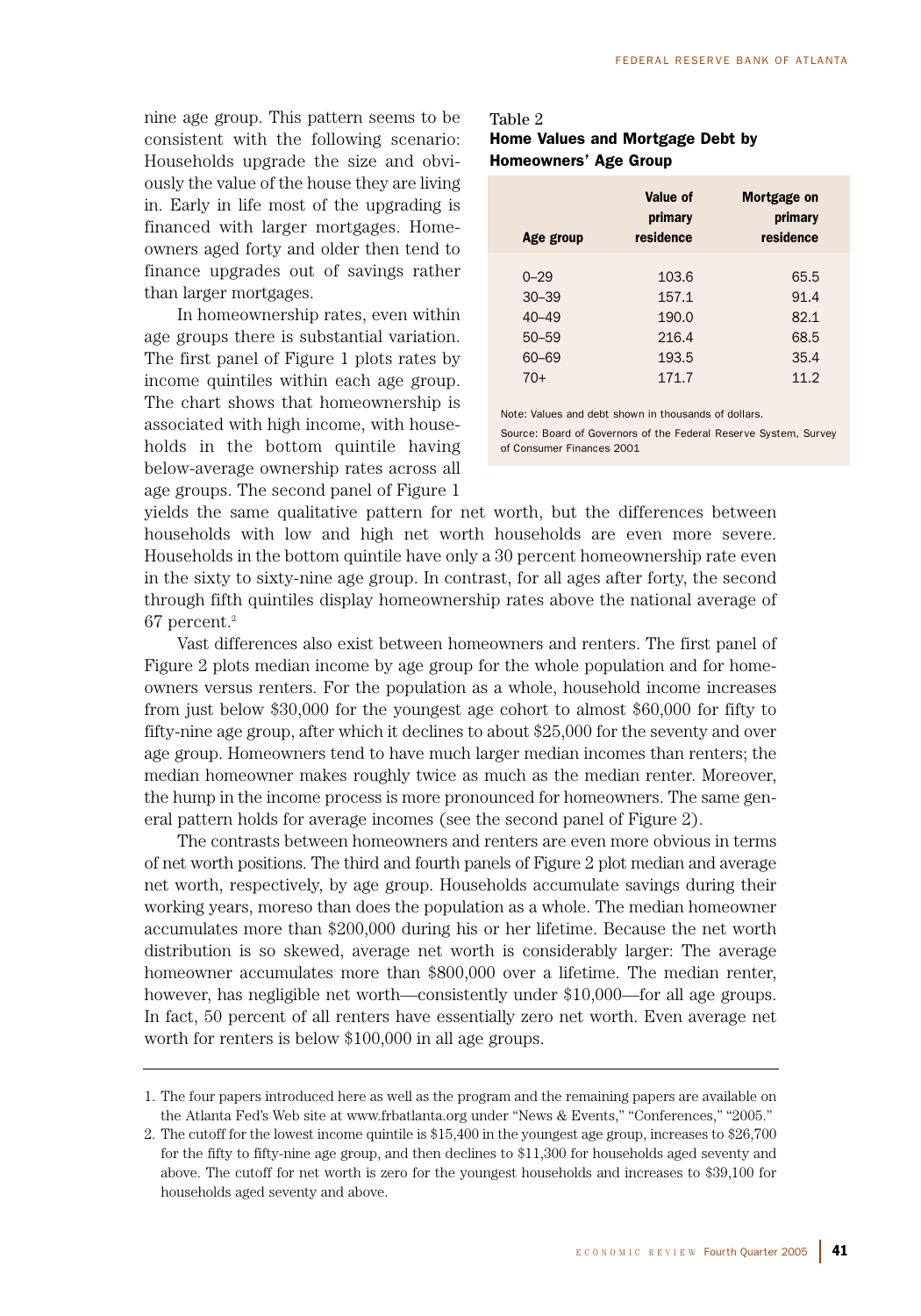nine age group. This pattern seems to be consistent with the following scenario: Households upgrade the size and obviously the value of the house they are living in. Early in life most of the upgrading is financed with larger mortgages. Homeowners aged forty and older then tend to finance upgrades out of savings rather than larger mortgages.

Table 2
**Home Values and Mortgage Debt by Homeowners' Age Group**

| Age group | Value of primary residence | Mortgage on primary residence |
|---|---|---|
| 0–29 | 103.6 | 65.5 |
| 30–39 | 157.1 | 91.4 |
| 40–49 | 190.0 | 82.1 |
| 50–59 | 216.4 | 68.5 |
| 60–69 | 193.5 | 35.4 |
| 70+ | 171.7 | 11.2 |

Note: Values and debt shown in thousands of dollars.

Source: Board of Governors of the Federal Reserve System, Survey of Consumer Finances 2001

In homeownership rates, even within age groups there is substantial variation. The first panel of Figure 1 plots rates by income quintiles within each age group. The chart shows that homeownership is associated with high income, with households in the bottom quintile having below-average ownership rates across all age groups. The second panel of Figure 1 yields the same qualitative pattern for net worth, but the differences between households with low and high net worth households are even more severe. Households in the bottom quintile have only a 30 percent homeownership rate even in the sixty to sixty-nine age group. In contrast, for all ages after forty, the second through fifth quintiles display homeownership rates above the national average of 67 percent.[2]

Vast differences also exist between homeowners and renters. The first panel of Figure 2 plots median income by age group for the whole population and for homeowners versus renters. For the population as a whole, household income increases from just below $30,000 for the youngest age cohort to almost $60,000 for fifty to fifty-nine age group, after which it declines to about $25,000 for the seventy and over age group. Homeowners tend to have much larger median incomes than renters; the median homeowner makes roughly twice as much as the median renter. Moreover, the hump in the income process is more pronounced for homeowners. The same general pattern holds for average incomes (see the second panel of Figure 2).

The contrasts between homeowners and renters are even more obvious in terms of net worth positions. The third and fourth panels of Figure 2 plot median and average net worth, respectively, by age group. Households accumulate savings during their working years, moreso than does the population as a whole. The median homeowner accumulates more than $200,000 during his or her lifetime. Because the net worth distribution is so skewed, average net worth is considerably larger: The average homeowner accumulates more than $800,000 over a lifetime. The median renter, however, has negligible net worth—consistently under $10,000—for all age groups. In fact, 50 percent of all renters have essentially zero net worth. Even average net worth for renters is below $100,000 in all age groups.

---

1. The four papers introduced here as well as the program and the remaining papers are available on the Atlanta Fed's Web site at www.frbatlanta.org under "News & Events," "Conferences," "2005."

2. The cutoff for the lowest income quintile is $15,400 in the youngest age group, increases to $26,700 for the fifty to fifty-nine age group, and then declines to $11,300 for households aged seventy and above. The cutoff for net worth is zero for the youngest households and increases to $39,100 for households aged seventy and above.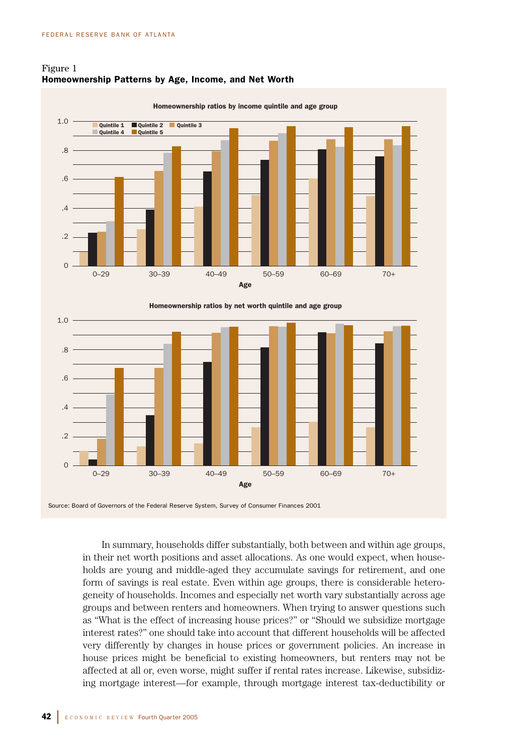Figure 1
**Homeownership Patterns by Age, Income, and Net Worth**

Homeownership ratios by income quintile and age group

Homeownership ratios by net worth quintile and age group

Source: Board of Governors of the Federal Reserve System, Survey of Consumer Finances 2001

In summary, households differ substantially, both between and within age groups, in their net worth positions and asset allocations. As one would expect, when households are young and middle-aged they accumulate savings for retirement, and one form of savings is real estate. Even within age groups, there is considerable heterogeneity of households. Incomes and especially net worth vary substantially across age groups and between renters and homeowners. When trying to answer questions such as "What is the effect of increasing house prices?" or "Should we subsidize mortgage interest rates?" one should take into account that different households will be affected very differently by changes in house prices or government policies. An increase in house prices might be beneficial to existing homeowners, but renters may not be affected at all or, even worse, might suffer if rental rates increase. Likewise, subsidizing mortgage interest—for example, through mortgage interest tax-deductibility or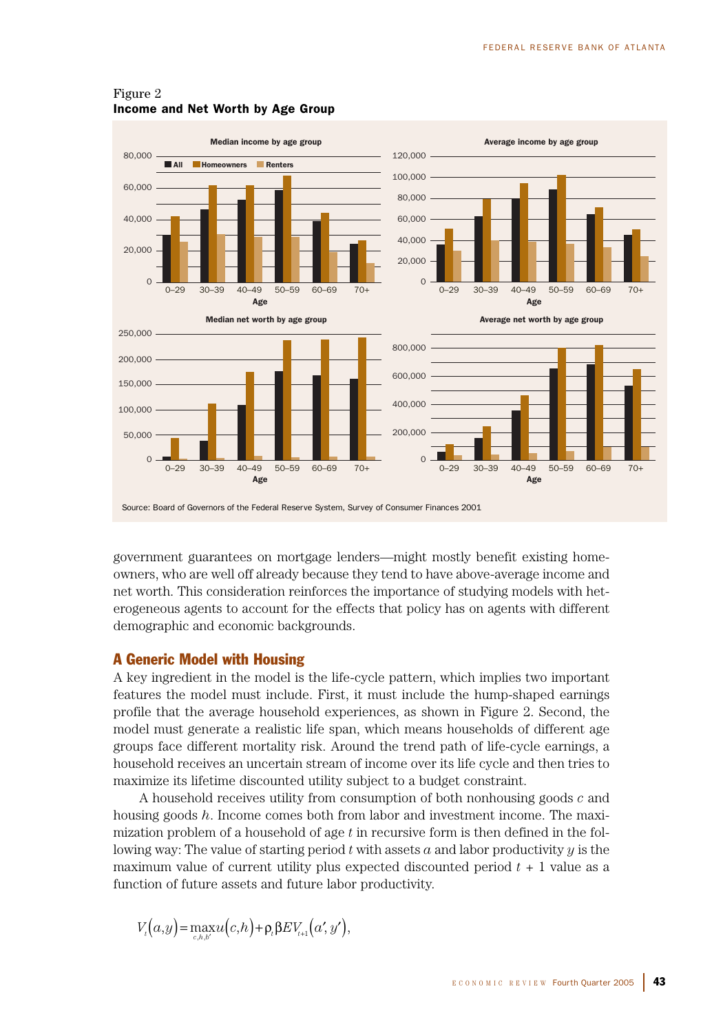Figure 2
**Income and Net Worth by Age Group**

Source: Board of Governors of the Federal Reserve System, Survey of Consumer Finances 2001

government guarantees on mortgage lenders—might mostly benefit existing homeowners, who are well off already because they tend to have above-average income and net worth. This consideration reinforces the importance of studying models with heterogeneous agents to account for the effects that policy has on agents with different demographic and economic backgrounds.

## A Generic Model with Housing

A key ingredient in the model is the life-cycle pattern, which implies two important features the model must include. First, it must include the hump-shaped earnings profile that the average household experiences, as shown in Figure 2. Second, the model must generate a realistic life span, which means households of different age groups face different mortality risk. Around the trend path of life-cycle earnings, a household receives an uncertain stream of income over its life cycle and then tries to maximize its lifetime discounted utility subject to a budget constraint.

A household receives utility from consumption of both nonhousing goods $c$ and housing goods $h$. Income comes both from labor and investment income. The maximization problem of a household of age $t$ in recursive form is then defined in the following way: The value of starting period $t$ with assets $a$ and labor productivity $y$ is the maximum value of current utility plus expected discounted period $t + 1$ value as a function of future assets and future labor productivity.

$$V_t(a,y) = \max_{c,h,b'} u(c,h) + \rho_t \beta E V_{t+1}(a', y'),$$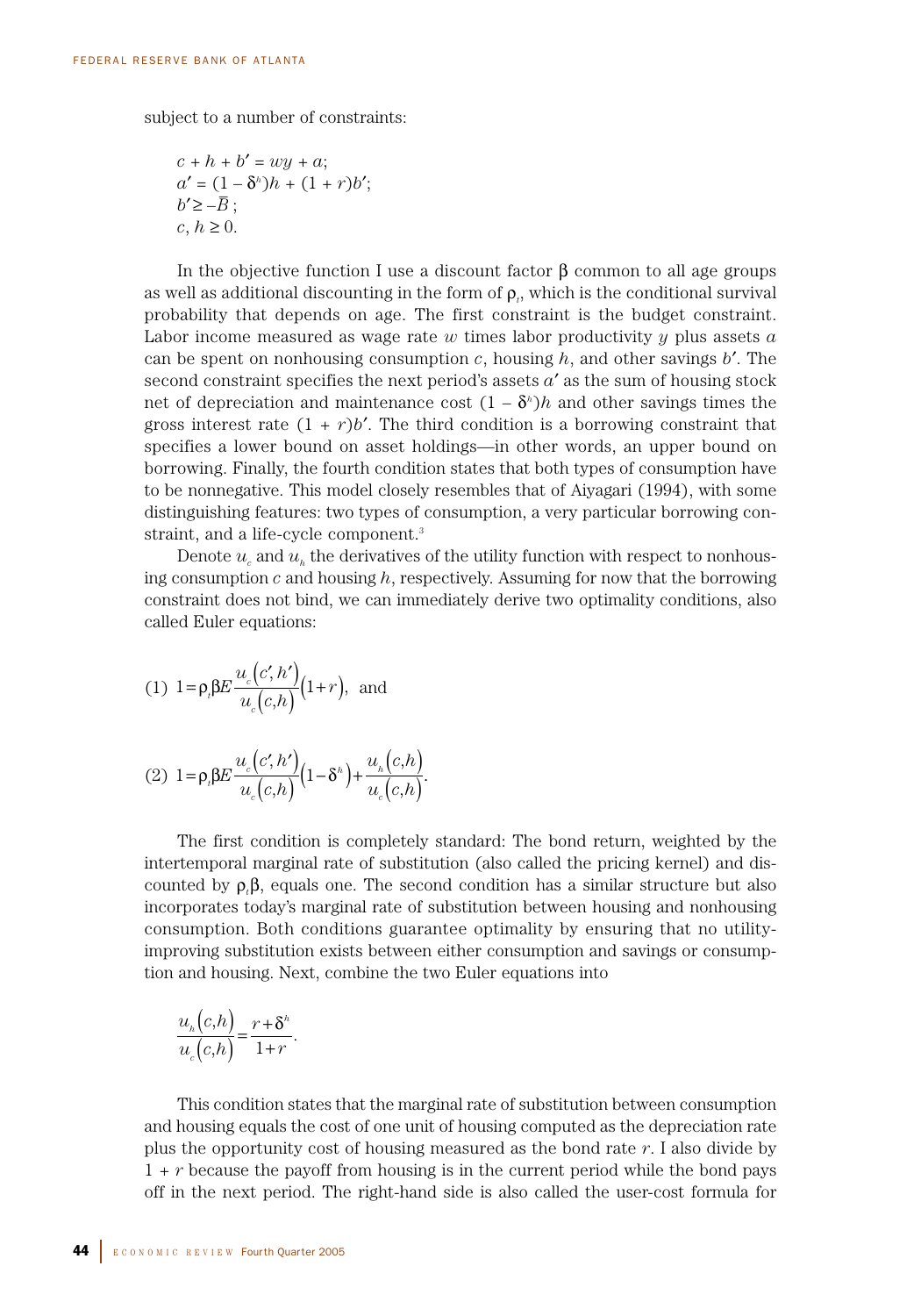subject to a number of constraints:

$$c + h + b' = wy + a;$$
$$a' = (1 - \delta^h)h + (1 + r)b';$$
$$b' \geq -\bar{B};$$
$$c, h \geq 0.$$

In the objective function I use a discount factor $\beta$ common to all age groups as well as additional discounting in the form of $\rho_t$, which is the conditional survival probability that depends on age. The first constraint is the budget constraint. Labor income measured as wage rate $w$ times labor productivity $y$ plus assets $a$ can be spent on nonhousing consumption $c$, housing $h$, and other savings $b'$. The second constraint specifies the next period's assets $a'$ as the sum of housing stock net of depreciation and maintenance cost $(1 - \delta^h)h$ and other savings times the gross interest rate $(1 + r)b'$. The third condition is a borrowing constraint that specifies a lower bound on asset holdings—in other words, an upper bound on borrowing. Finally, the fourth condition states that both types of consumption have to be nonnegative. This model closely resembles that of Aiyagari (1994), with some distinguishing features: two types of consumption, a very particular borrowing constraint, and a life-cycle component.[3]

Denote $u_c$ and $u_h$ the derivatives of the utility function with respect to nonhousing consumption $c$ and housing $h$, respectively. Assuming for now that the borrowing constraint does not bind, we can immediately derive two optimality conditions, also called Euler equations:

$$(1)\quad 1 = \rho_t \beta E \frac{u_c(c', h')}{u_c(c, h)}(1 + r), \text{ and}$$

$$(2)\quad 1 = \rho_t \beta E \frac{u_c(c', h')}{u_c(c, h)}(1 - \delta^h) + \frac{u_h(c, h)}{u_c(c, h)}.$$

The first condition is completely standard: The bond return, weighted by the intertemporal marginal rate of substitution (also called the pricing kernel) and discounted by $\rho_t\beta$, equals one. The second condition has a similar structure but also incorporates today's marginal rate of substitution between housing and nonhousing consumption. Both conditions guarantee optimality by ensuring that no utility-improving substitution exists between either consumption and savings or consumption and housing. Next, combine the two Euler equations into

$$\frac{u_h(c, h)}{u_c(c, h)} = \frac{r + \delta^h}{1 + r}.$$

This condition states that the marginal rate of substitution between consumption and housing equals the cost of one unit of housing computed as the depreciation rate plus the opportunity cost of housing measured as the bond rate $r$. I also divide by $1 + r$ because the payoff from housing is in the current period while the bond pays off in the next period. The right-hand side is also called the user-cost formula for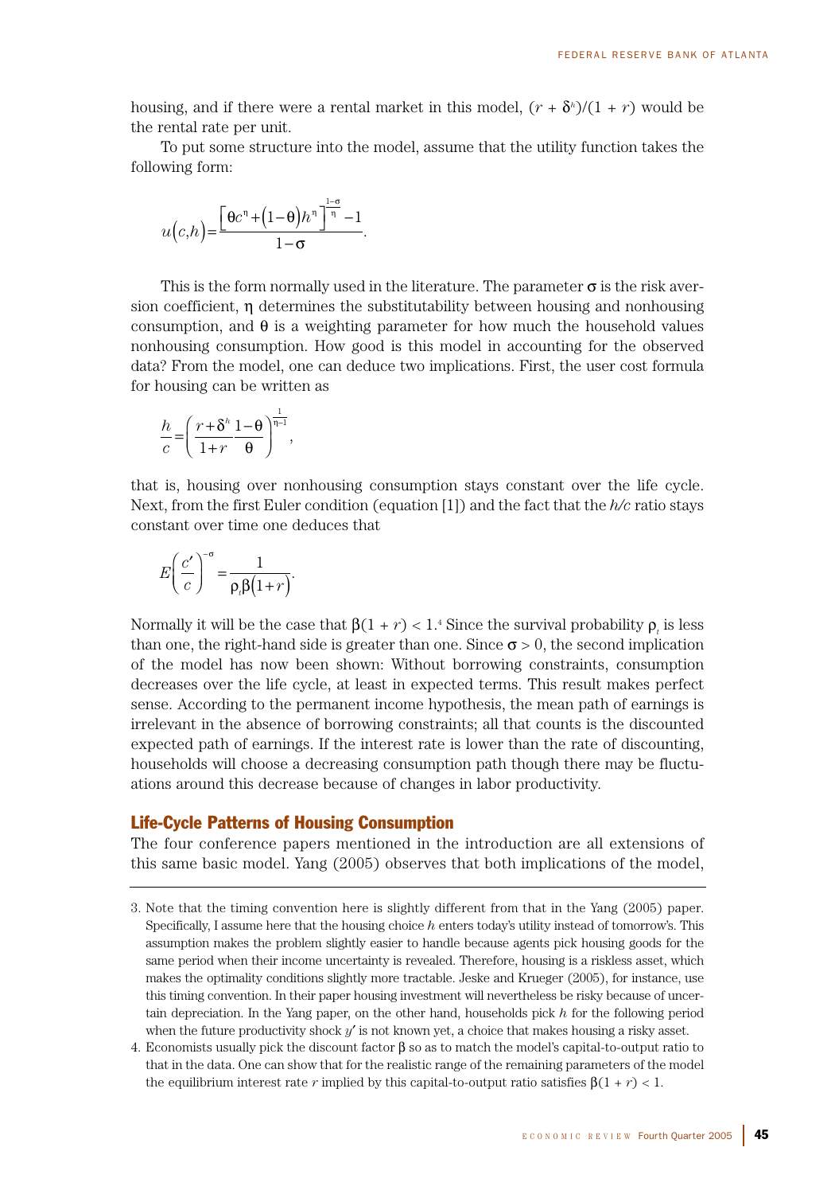housing, and if there were a rental market in this model, $(r + \delta^h)/(1 + r)$ would be the rental rate per unit.

To put some structure into the model, assume that the utility function takes the following form:

$$u(c,h) = \frac{\left[\theta c^{\eta} + (1-\theta) h^{\eta}\right]^{\frac{1-\sigma}{\eta}} - 1}{1-\sigma}.$$

This is the form normally used in the literature. The parameter $\sigma$ is the risk aversion coefficient, $\eta$ determines the substitutability between housing and nonhousing consumption, and $\theta$ is a weighting parameter for how much the household values nonhousing consumption. How good is this model in accounting for the observed data? From the model, one can deduce two implications. First, the user cost formula for housing can be written as

$$\frac{h}{c} = \left(\frac{r+\delta^h}{1+r} \frac{1-\theta}{\theta}\right)^{\frac{1}{\eta-1}},$$

that is, housing over nonhousing consumption stays constant over the life cycle. Next, from the first Euler condition (equation [1]) and the fact that the *h/c* ratio stays constant over time one deduces that

$$E\left(\frac{c'}{c}\right)^{-\sigma} = \frac{1}{\rho_i \beta (1+r)}.$$

Normally it will be the case that $\beta(1 + r) < 1$.[4] Since the survival probability $\rho_i$ is less than one, the right-hand side is greater than one. Since $\sigma > 0$, the second implication of the model has now been shown: Without borrowing constraints, consumption decreases over the life cycle, at least in expected terms. This result makes perfect sense. According to the permanent income hypothesis, the mean path of earnings is irrelevant in the absence of borrowing constraints; all that counts is the discounted expected path of earnings. If the interest rate is lower than the rate of discounting, households will choose a decreasing consumption path though there may be fluctuations around this decrease because of changes in labor productivity.

## Life-Cycle Patterns of Housing Consumption

The four conference papers mentioned in the introduction are all extensions of this same basic model. Yang (2005) observes that both implications of the model,

---

3. Note that the timing convention here is slightly different from that in the Yang (2005) paper. Specifically, I assume here that the housing choice $h$ enters today's utility instead of tomorrow's. This assumption makes the problem slightly easier to handle because agents pick housing goods for the same period when their income uncertainty is revealed. Therefore, housing is a riskless asset, which makes the optimality conditions slightly more tractable. Jeske and Krueger (2005), for instance, use this timing convention. In their paper housing investment will nevertheless be risky because of uncertain depreciation. In the Yang paper, on the other hand, households pick $h$ for the following period when the future productivity shock $y'$ is not known yet, a choice that makes housing a risky asset.

4. Economists usually pick the discount factor $\beta$ so as to match the model's capital-to-output ratio to that in the data. One can show that for the realistic range of the remaining parameters of the model the equilibrium interest rate $r$ implied by this capital-to-output ratio satisfies $\beta(1 + r) < 1$.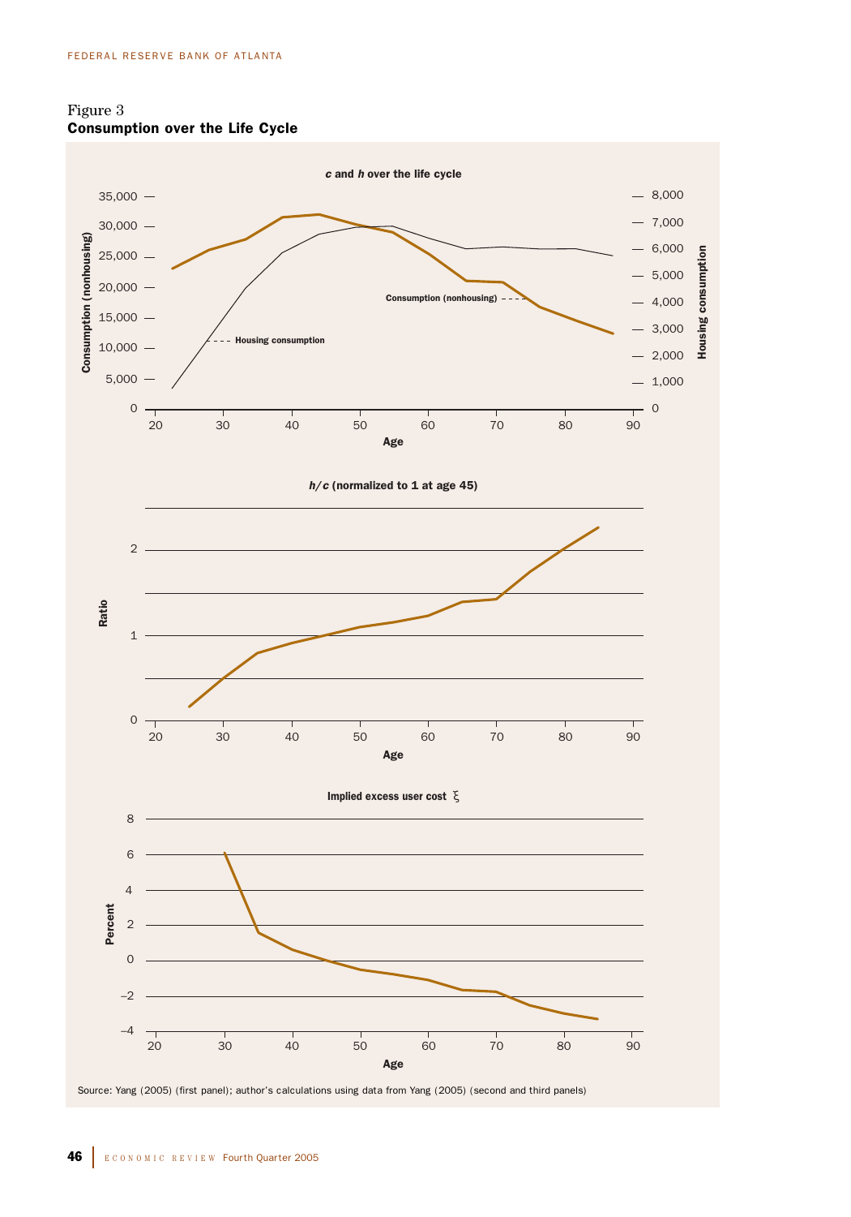Figure 3
**Consumption over the Life Cycle**

Source: Yang (2005) (first panel); author's calculations using data from Yang (2005) (second and third panels)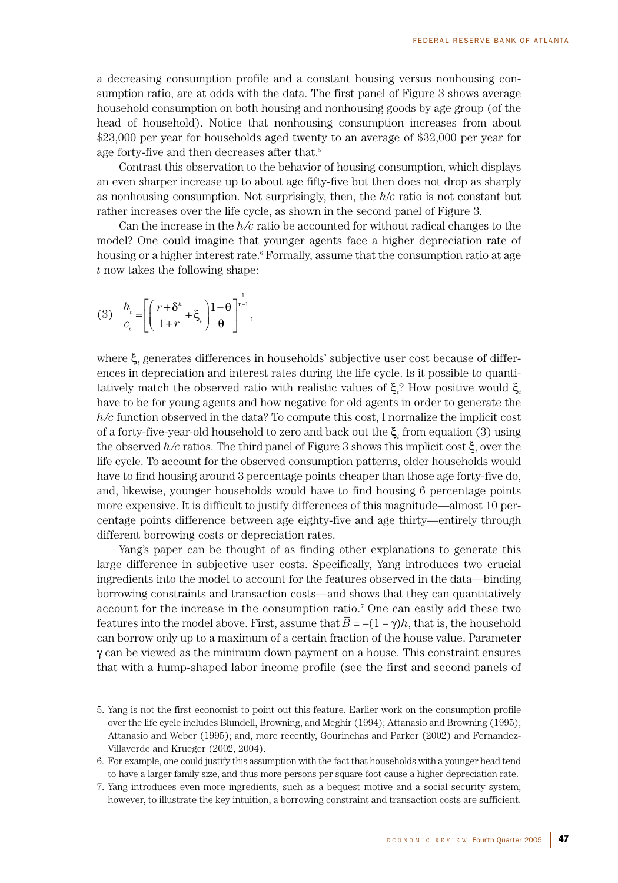a decreasing consumption profile and a constant housing versus nonhousing consumption ratio, are at odds with the data. The first panel of Figure 3 shows average household consumption on both housing and nonhousing goods by age group (of the head of household). Notice that nonhousing consumption increases from about \$23,000 per year for households aged twenty to an average of \$32,000 per year for age forty-five and then decreases after that.[5]

Contrast this observation to the behavior of housing consumption, which displays an even sharper increase up to about age fifty-five but then does not drop as sharply as nonhousing consumption. Not surprisingly, then, the *h/c* ratio is not constant but rather increases over the life cycle, as shown in the second panel of Figure 3.

Can the increase in the *h/c* ratio be accounted for without radical changes to the model? One could imagine that younger agents face a higher depreciation rate of housing or a higher interest rate.[6] Formally, assume that the consumption ratio at age $t$ now takes the following shape:

$$(3)\quad \frac{h_t}{c_t} = \left[\left(\frac{r+\delta^h}{1+r} + \xi_t\right)\frac{1-\theta}{\theta}\right]^{\frac{1}{\eta-1}},$$

where $\xi_t$ generates differences in households' subjective user cost because of differences in depreciation and interest rates during the life cycle. Is it possible to quantitatively match the observed ratio with realistic values of $\xi_t$? How positive would $\xi_t$ have to be for young agents and how negative for old agents in order to generate the *h/c* function observed in the data? To compute this cost, I normalize the implicit cost of a forty-five-year-old household to zero and back out the $\xi_t$ from equation (3) using the observed *h/c* ratios. The third panel of Figure 3 shows this implicit cost $\xi_t$ over the life cycle. To account for the observed consumption patterns, older households would have to find housing around 3 percentage points cheaper than those age forty-five do, and, likewise, younger households would have to find housing 6 percentage points more expensive. It is difficult to justify differences of this magnitude—almost 10 percentage points difference between age eighty-five and age thirty—entirely through different borrowing costs or depreciation rates.

Yang's paper can be thought of as finding other explanations to generate this large difference in subjective user costs. Specifically, Yang introduces two crucial ingredients into the model to account for the features observed in the data—binding borrowing constraints and transaction costs—and shows that they can quantitatively account for the increase in the consumption ratio.[7] One can easily add these two features into the model above. First, assume that $\bar{B} = -(1-\gamma)h$, that is, the household can borrow only up to a maximum of a certain fraction of the house value. Parameter $\gamma$ can be viewed as the minimum down payment on a house. This constraint ensures that with a hump-shaped labor income profile (see the first and second panels of

---

5. Yang is not the first economist to point out this feature. Earlier work on the consumption profile over the life cycle includes Blundell, Browning, and Meghir (1994); Attanasio and Browning (1995); Attanasio and Weber (1995); and, more recently, Gourinchas and Parker (2002) and Fernandez-Villaverde and Krueger (2002, 2004).

6. For example, one could justify this assumption with the fact that households with a younger head tend to have a larger family size, and thus more persons per square foot cause a higher depreciation rate.

7. Yang introduces even more ingredients, such as a bequest motive and a social security system; however, to illustrate the key intuition, a borrowing constraint and transaction costs are sufficient.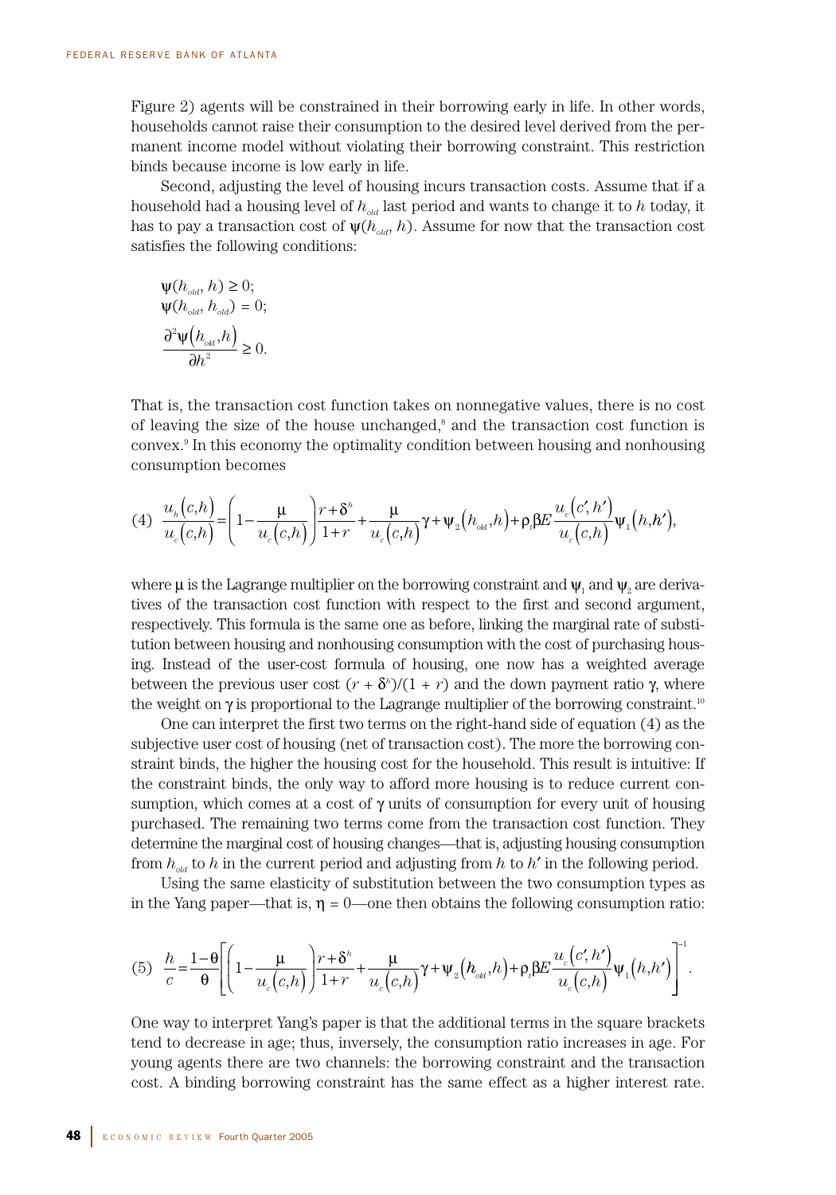Figure 2) agents will be constrained in their borrowing early in life. In other words, households cannot raise their consumption to the desired level derived from the permanent income model without violating their borrowing constraint. This restriction binds because income is low early in life.

Second, adjusting the level of housing incurs transaction costs. Assume that if a household had a housing level of $h_{old}$ last period and wants to change it to $h$ today, it has to pay a transaction cost of $\psi(h_{old}, h)$. Assume for now that the transaction cost satisfies the following conditions:

$$\psi(h_{old}, h) \geq 0;$$
$$\psi(h_{old}, h_{old}) = 0;$$
$$\frac{\partial^2 \psi(h_{old}, h)}{\partial h^2} \geq 0.$$

That is, the transaction cost function takes on nonnegative values, there is no cost of leaving the size of the house unchanged,[8] and the transaction cost function is convex.[9] In this economy the optimality condition between housing and nonhousing consumption becomes

$$(4)\quad \frac{u_h(c,h)}{u_c(c,h)} = \left(1 - \frac{\mu}{u_c(c,h)}\right)\frac{r+\delta^h}{1+r} + \frac{\mu}{u_c(c,h)}\gamma + \psi_2(h_{old},h) + \rho_i \beta E \frac{u_c(c',h')}{u_c(c,h)}\psi_1(h,h'),$$

where $\mu$ is the Lagrange multiplier on the borrowing constraint and $\psi_1$ and $\psi_2$ are derivatives of the transaction cost function with respect to the first and second argument, respectively. This formula is the same one as before, linking the marginal rate of substitution between housing and nonhousing consumption with the cost of purchasing housing. Instead of the user-cost formula of housing, one now has a weighted average between the previous user cost $(r + \delta^h)/(1 + r)$ and the down payment ratio $\gamma$, where the weight on $\gamma$ is proportional to the Lagrange multiplier of the borrowing constraint.[10]

One can interpret the first two terms on the right-hand side of equation (4) as the subjective user cost of housing (net of transaction cost). The more the borrowing constraint binds, the higher the housing cost for the household. This result is intuitive: If the constraint binds, the only way to afford more housing is to reduce current consumption, which comes at a cost of $\gamma$ units of consumption for every unit of housing purchased. The remaining two terms come from the transaction cost function. They determine the marginal cost of housing changes—that is, adjusting housing consumption from $h_{old}$ to $h$ in the current period and adjusting from $h$ to $h'$ in the following period.

Using the same elasticity of substitution between the two consumption types as in the Yang paper—that is, $\eta = 0$—one then obtains the following consumption ratio:

$$(5)\quad \frac{h}{c} = \frac{1-\theta}{\theta}\left[\left(1 - \frac{\mu}{u_c(c,h)}\right)\frac{r+\delta^h}{1+r} + \frac{\mu}{u_c(c,h)}\gamma + \psi_2(h_{old},h) + \rho_i \beta E \frac{u_c(c',h')}{u_c(c,h)}\psi_1(h,h')\right]^{-1}.$$

One way to interpret Yang's paper is that the additional terms in the square brackets tend to decrease in age; thus, inversely, the consumption ratio increases in age. For young agents there are two channels: the borrowing constraint and the transaction cost. A binding borrowing constraint has the same effect as a higher interest rate.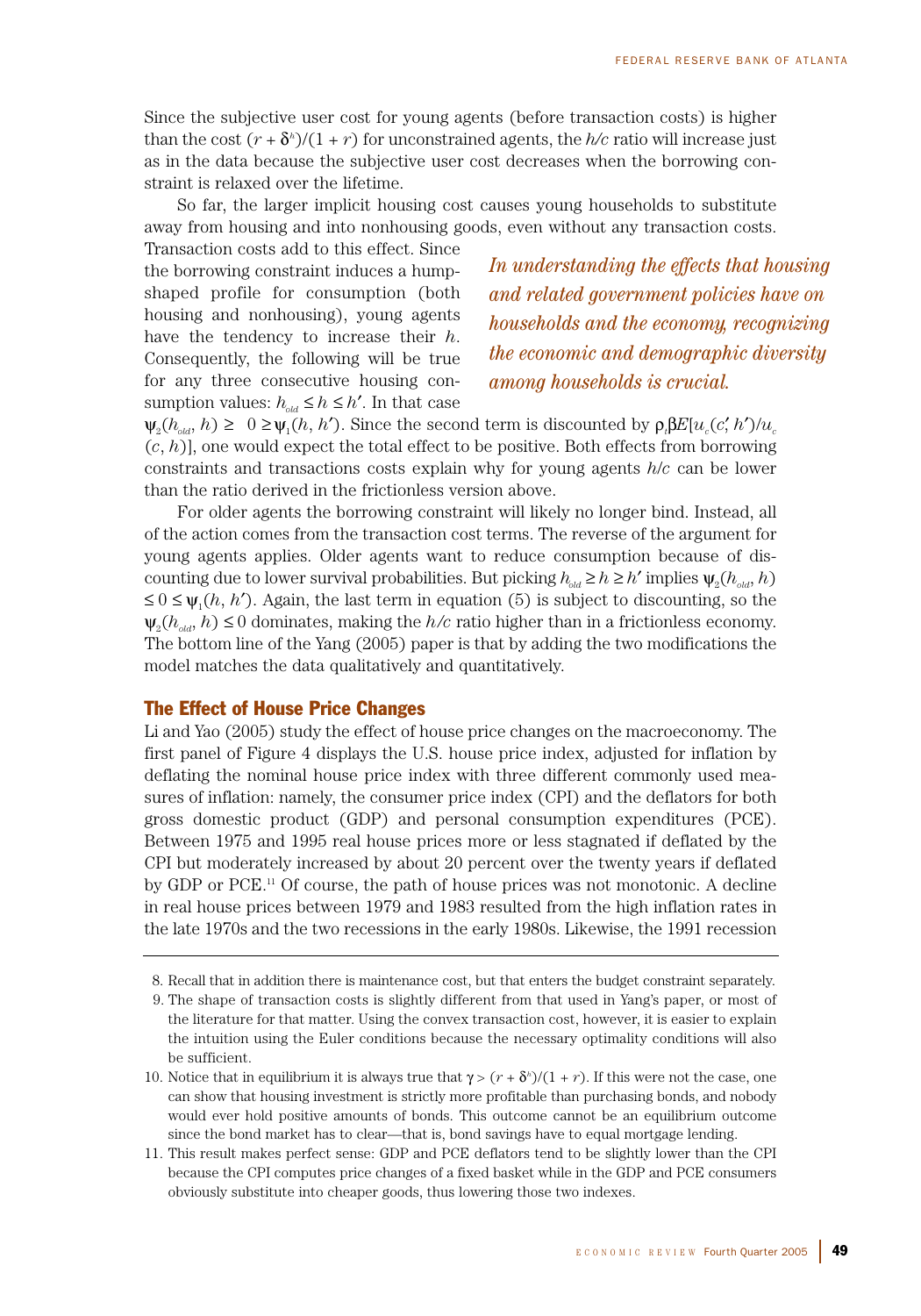Since the subjective user cost for young agents (before transaction costs) is higher than the cost $(r + \delta^h)/(1 + r)$ for unconstrained agents, the $h/c$ ratio will increase just as in the data because the subjective user cost decreases when the borrowing constraint is relaxed over the lifetime.

So far, the larger implicit housing cost causes young households to substitute away from housing and into nonhousing goods, even without any transaction costs. Transaction costs add to this effect. Since the borrowing constraint induces a hump-shaped profile for consumption (both housing and nonhousing), young agents have the tendency to increase their $h$. Consequently, the following will be true for any three consecutive housing consumption values: $h_{old} \leq h \leq h'$. In that case $\psi_2(h_{old}, h) \geq 0 \geq \psi_1(h, h')$. Since the second term is discounted by $\rho_t \beta E[u_c(c', h')/u_c(c, h)]$, one would expect the total effect to be positive. Both effects from borrowing constraints and transactions costs explain why for young agents $h/c$ can be lower than the ratio derived in the frictionless version above.

*In understanding the effects that housing and related government policies have on households and the economy, recognizing the economic and demographic diversity among households is crucial.*

For older agents the borrowing constraint will likely no longer bind. Instead, all of the action comes from the transaction cost terms. The reverse of the argument for young agents applies. Older agents want to reduce consumption because of discounting due to lower survival probabilities. But picking $h_{old} \geq h \geq h'$ implies $\psi_2(h_{old}, h) \leq 0 \leq \psi_1(h, h')$. Again, the last term in equation (5) is subject to discounting, so the $\psi_2(h_{old}, h) \leq 0$ dominates, making the $h/c$ ratio higher than in a frictionless economy. The bottom line of the Yang (2005) paper is that by adding the two modifications the model matches the data qualitatively and quantitatively.

## The Effect of House Price Changes

Li and Yao (2005) study the effect of house price changes on the macroeconomy. The first panel of Figure 4 displays the U.S. house price index, adjusted for inflation by deflating the nominal house price index with three different commonly used measures of inflation: namely, the consumer price index (CPI) and the deflators for both gross domestic product (GDP) and personal consumption expenditures (PCE). Between 1975 and 1995 real house prices more or less stagnated if deflated by the CPI but moderately increased by about 20 percent over the twenty years if deflated by GDP or PCE.[11] Of course, the path of house prices was not monotonic. A decline in real house prices between 1979 and 1983 resulted from the high inflation rates in the late 1970s and the two recessions in the early 1980s. Likewise, the 1991 recession

8. Recall that in addition there is maintenance cost, but that enters the budget constraint separately.

9. The shape of transaction costs is slightly different from that used in Yang's paper, or most of the literature for that matter. Using the convex transaction cost, however, it is easier to explain the intuition using the Euler conditions because the necessary optimality conditions will also be sufficient.

10. Notice that in equilibrium it is always true that $\gamma > (r + \delta^h)/(1 + r)$. If this were not the case, one can show that housing investment is strictly more profitable than purchasing bonds, and nobody would ever hold positive amounts of bonds. This outcome cannot be an equilibrium outcome since the bond market has to clear—that is, bond savings have to equal mortgage lending.

11. This result makes perfect sense: GDP and PCE deflators tend to be slightly lower than the CPI because the CPI computes price changes of a fixed basket while in the GDP and PCE consumers obviously substitute into cheaper goods, thus lowering those two indexes.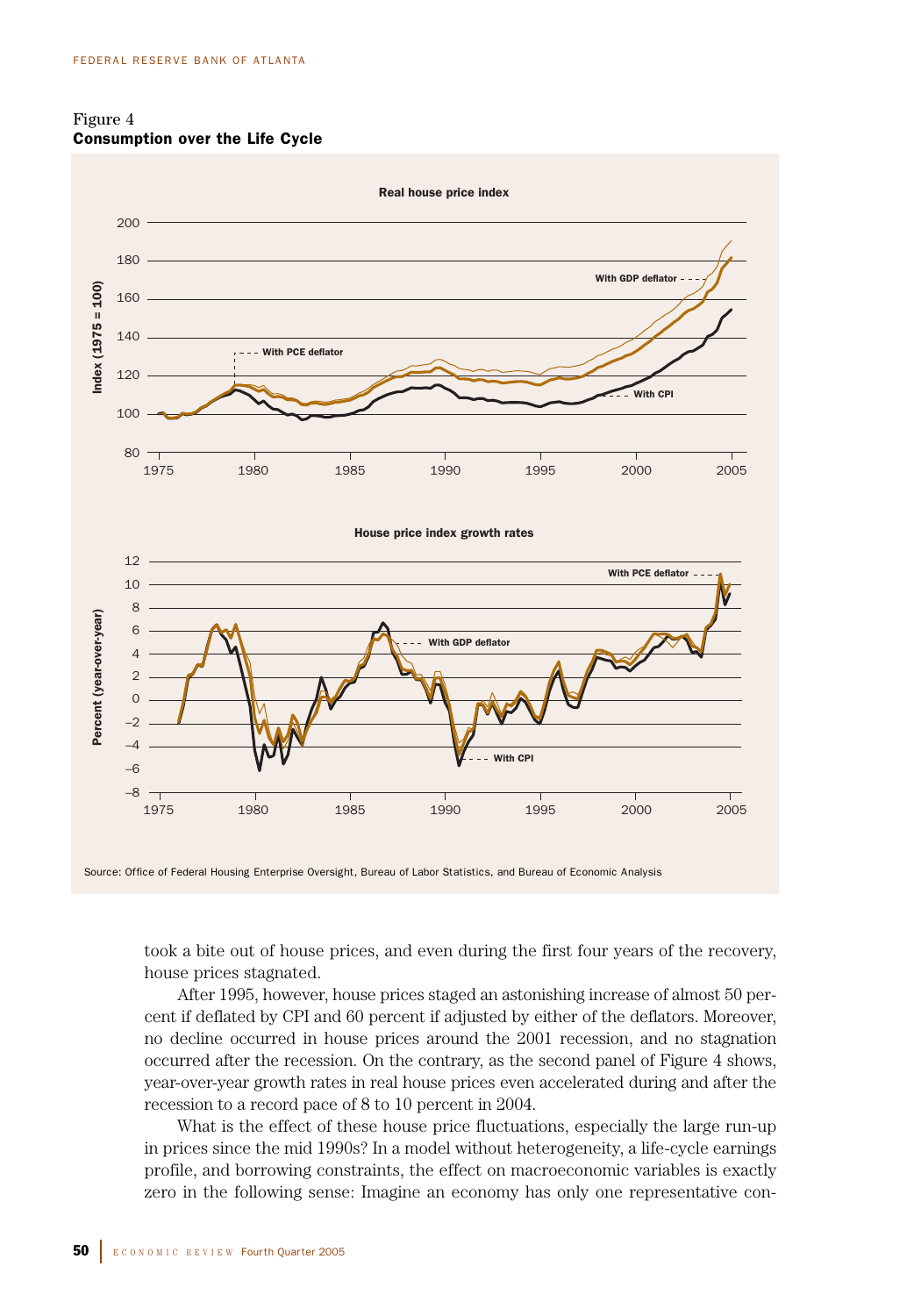Figure 4
**Consumption over the Life Cycle**

Source: Office of Federal Housing Enterprise Oversight, Bureau of Labor Statistics, and Bureau of Economic Analysis

took a bite out of house prices, and even during the first four years of the recovery, house prices stagnated.

After 1995, however, house prices staged an astonishing increase of almost 50 percent if deflated by CPI and 60 percent if adjusted by either of the deflators. Moreover, no decline occurred in house prices around the 2001 recession, and no stagnation occurred after the recession. On the contrary, as the second panel of Figure 4 shows, year-over-year growth rates in real house prices even accelerated during and after the recession to a record pace of 8 to 10 percent in 2004.

What is the effect of these house price fluctuations, especially the large run-up in prices since the mid 1990s? In a model without heterogeneity, a life-cycle earnings profile, and borrowing constraints, the effect on macroeconomic variables is exactly zero in the following sense: Imagine an economy has only one representative con-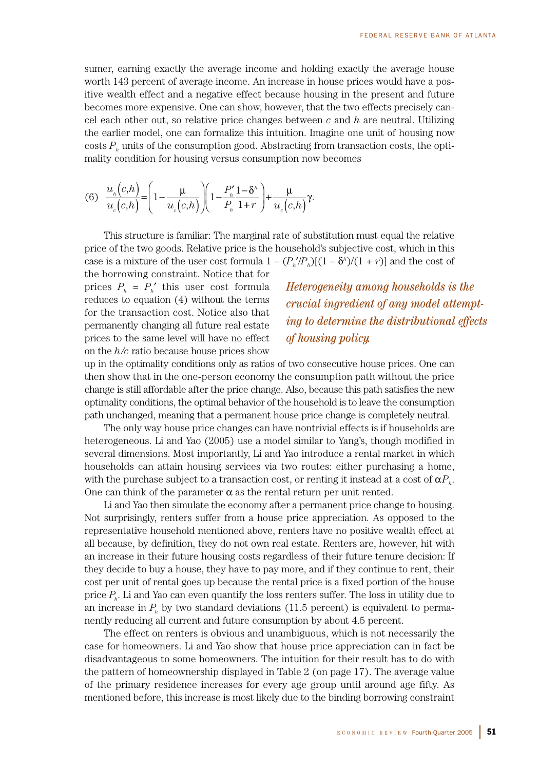sumer, earning exactly the average income and holding exactly the average house worth 143 percent of average income. An increase in house prices would have a positive wealth effect and a negative effect because housing in the present and future becomes more expensive. One can show, however, that the two effects precisely cancel each other out, so relative price changes between $c$ and $h$ are neutral. Utilizing the earlier model, one can formalize this intuition. Imagine one unit of housing now costs $P_h$ units of the consumption good. Abstracting from transaction costs, the optimality condition for housing versus consumption now becomes

$$(6)\quad \frac{u_h(c,h)}{u_c(c,h)} = \left(1 - \frac{\mu}{u_c(c,h)}\right)\left(1 - \frac{P_h'}{P_h}\frac{1-\delta^h}{1+r}\right) + \frac{\mu}{u_c(c,h)}\gamma.$$

This structure is familiar: The marginal rate of substitution must equal the relative price of the two goods. Relative price is the household's subjective cost, which in this case is a mixture of the user cost formula $1 - (P_h'/P_h)[(1 - \delta^h)/(1 + r)]$ and the cost of the borrowing constraint. Notice that for prices $P_h = P_h'$ this user cost formula reduces to equation (4) without the terms for the transaction cost. Notice also that permanently changing all future real estate prices to the same level will have no effect on the $h/c$ ratio because house prices show up in the optimality conditions only as ratios of two consecutive house prices. One can then show that in the one-person economy the consumption path without the price change is still affordable after the price change. Also, because this path satisfies the new optimality conditions, the optimal behavior of the household is to leave the consumption path unchanged, meaning that a permanent house price change is completely neutral.

*Heterogeneity among households is the crucial ingredient of any model attempting to determine the distributional effects of housing policy.*

The only way house price changes can have nontrivial effects is if households are heterogeneous. Li and Yao (2005) use a model similar to Yang's, though modified in several dimensions. Most importantly, Li and Yao introduce a rental market in which households can attain housing services via two routes: either purchasing a home, with the purchase subject to a transaction cost, or renting it instead at a cost of $\alpha P_h$. One can think of the parameter $\alpha$ as the rental return per unit rented.

Li and Yao then simulate the economy after a permanent price change to housing. Not surprisingly, renters suffer from a house price appreciation. As opposed to the representative household mentioned above, renters have no positive wealth effect at all because, by definition, they do not own real estate. Renters are, however, hit with an increase in their future housing costs regardless of their future tenure decision: If they decide to buy a house, they have to pay more, and if they continue to rent, their cost per unit of rental goes up because the rental price is a fixed portion of the house price $P_h$. Li and Yao can even quantify the loss renters suffer. The loss in utility due to an increase in $P_h$ by two standard deviations (11.5 percent) is equivalent to permanently reducing all current and future consumption by about 4.5 percent.

The effect on renters is obvious and unambiguous, which is not necessarily the case for homeowners. Li and Yao show that house price appreciation can in fact be disadvantageous to some homeowners. The intuition for their result has to do with the pattern of homeownership displayed in Table 2 (on page 17). The average value of the primary residence increases for every age group until around age fifty. As mentioned before, this increase is most likely due to the binding borrowing constraint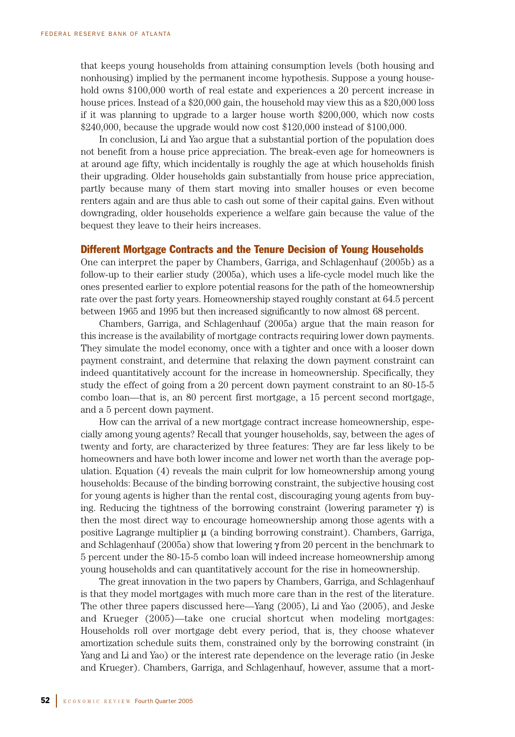that keeps young households from attaining consumption levels (both housing and nonhousing) implied by the permanent income hypothesis. Suppose a young household owns \$100,000 worth of real estate and experiences a 20 percent increase in house prices. Instead of a \$20,000 gain, the household may view this as a \$20,000 loss if it was planning to upgrade to a larger house worth \$200,000, which now costs \$240,000, because the upgrade would now cost \$120,000 instead of \$100,000.

In conclusion, Li and Yao argue that a substantial portion of the population does not benefit from a house price appreciation. The break-even age for homeowners is at around age fifty, which incidentally is roughly the age at which households finish their upgrading. Older households gain substantially from house price appreciation, partly because many of them start moving into smaller houses or even become renters again and are thus able to cash out some of their capital gains. Even without downgrading, older households experience a welfare gain because the value of the bequest they leave to their heirs increases.

## Different Mortgage Contracts and the Tenure Decision of Young Households

One can interpret the paper by Chambers, Garriga, and Schlagenhauf (2005b) as a follow-up to their earlier study (2005a), which uses a life-cycle model much like the ones presented earlier to explore potential reasons for the path of the homeownership rate over the past forty years. Homeownership stayed roughly constant at 64.5 percent between 1965 and 1995 but then increased significantly to now almost 68 percent.

Chambers, Garriga, and Schlagenhauf (2005a) argue that the main reason for this increase is the availability of mortgage contracts requiring lower down payments. They simulate the model economy, once with a tighter and once with a looser down payment constraint, and determine that relaxing the down payment constraint can indeed quantitatively account for the increase in homeownership. Specifically, they study the effect of going from a 20 percent down payment constraint to an 80-15-5 combo loan—that is, an 80 percent first mortgage, a 15 percent second mortgage, and a 5 percent down payment.

How can the arrival of a new mortgage contract increase homeownership, especially among young agents? Recall that younger households, say, between the ages of twenty and forty, are characterized by three features: They are far less likely to be homeowners and have both lower income and lower net worth than the average population. Equation (4) reveals the main culprit for low homeownership among young households: Because of the binding borrowing constraint, the subjective housing cost for young agents is higher than the rental cost, discouraging young agents from buying. Reducing the tightness of the borrowing constraint (lowering parameter $\gamma$) is then the most direct way to encourage homeownership among those agents with a positive Lagrange multiplier $\mu$ (a binding borrowing constraint). Chambers, Garriga, and Schlagenhauf (2005a) show that lowering $\gamma$ from 20 percent in the benchmark to 5 percent under the 80-15-5 combo loan will indeed increase homeownership among young households and can quantitatively account for the rise in homeownership.

The great innovation in the two papers by Chambers, Garriga, and Schlagenhauf is that they model mortgages with much more care than in the rest of the literature. The other three papers discussed here—Yang (2005), Li and Yao (2005), and Jeske and Krueger (2005)—take one crucial shortcut when modeling mortgages: Households roll over mortgage debt every period, that is, they choose whatever amortization schedule suits them, constrained only by the borrowing constraint (in Yang and Li and Yao) or the interest rate dependence on the leverage ratio (in Jeske and Krueger). Chambers, Garriga, and Schlagenhauf, however, assume that a mort-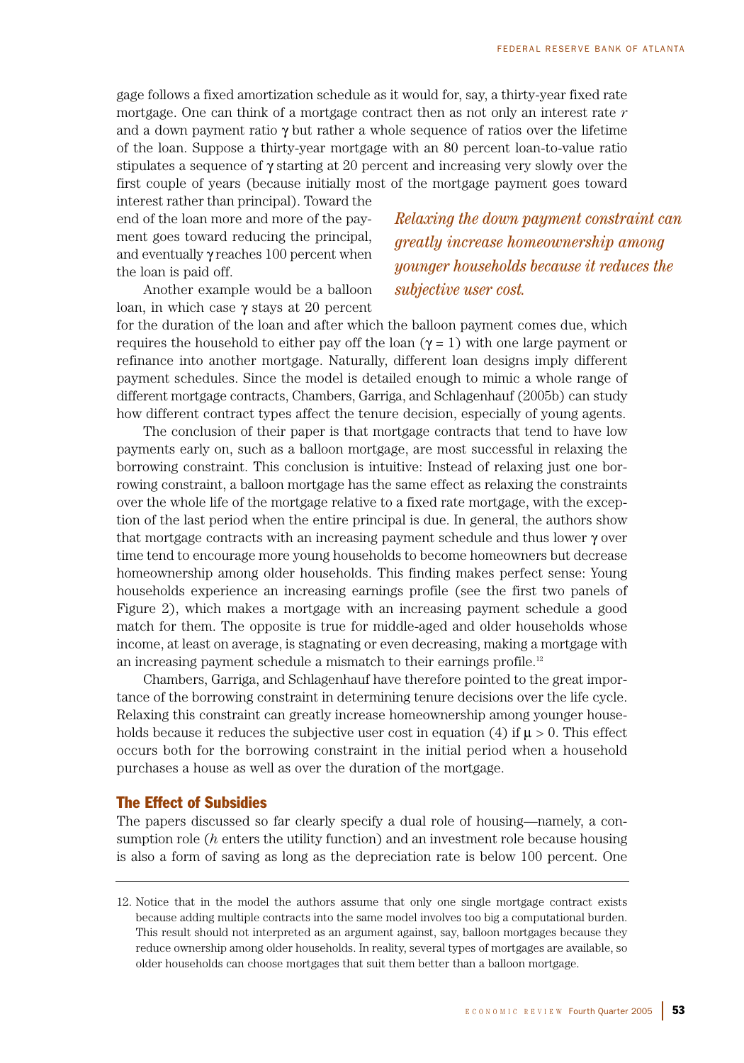gage follows a fixed amortization schedule as it would for, say, a thirty-year fixed rate mortgage. One can think of a mortgage contract then as not only an interest rate $r$ and a down payment ratio $\gamma$ but rather a whole sequence of ratios over the lifetime of the loan. Suppose a thirty-year mortgage with an 80 percent loan-to-value ratio stipulates a sequence of $\gamma$ starting at 20 percent and increasing very slowly over the first couple of years (because initially most of the mortgage payment goes toward interest rather than principal). Toward the end of the loan more and more of the payment goes toward reducing the principal, and eventually $\gamma$ reaches 100 percent when the loan is paid off.

*Relaxing the down payment constraint can greatly increase homeownership among younger households because it reduces the subjective user cost.*

Another example would be a balloon loan, in which case $\gamma$ stays at 20 percent for the duration of the loan and after which the balloon payment comes due, which requires the household to either pay off the loan ($\gamma = 1$) with one large payment or refinance into another mortgage. Naturally, different loan designs imply different payment schedules. Since the model is detailed enough to mimic a whole range of different mortgage contracts, Chambers, Garriga, and Schlagenhauf (2005b) can study how different contract types affect the tenure decision, especially of young agents.

The conclusion of their paper is that mortgage contracts that tend to have low payments early on, such as a balloon mortgage, are most successful in relaxing the borrowing constraint. This conclusion is intuitive: Instead of relaxing just one borrowing constraint, a balloon mortgage has the same effect as relaxing the constraints over the whole life of the mortgage relative to a fixed rate mortgage, with the exception of the last period when the entire principal is due. In general, the authors show that mortgage contracts with an increasing payment schedule and thus lower $\gamma$ over time tend to encourage more young households to become homeowners but decrease homeownership among older households. This finding makes perfect sense: Young households experience an increasing earnings profile (see the first two panels of Figure 2), which makes a mortgage with an increasing payment schedule a good match for them. The opposite is true for middle-aged and older households whose income, at least on average, is stagnating or even decreasing, making a mortgage with an increasing payment schedule a mismatch to their earnings profile.[12]

Chambers, Garriga, and Schlagenhauf have therefore pointed to the great importance of the borrowing constraint in determining tenure decisions over the life cycle. Relaxing this constraint can greatly increase homeownership among younger households because it reduces the subjective user cost in equation (4) if $\mu > 0$. This effect occurs both for the borrowing constraint in the initial period when a household purchases a house as well as over the duration of the mortgage.

## The Effect of Subsidies

The papers discussed so far clearly specify a dual role of housing—namely, a consumption role ($h$ enters the utility function) and an investment role because housing is also a form of saving as long as the depreciation rate is below 100 percent. One

12. Notice that in the model the authors assume that only one single mortgage contract exists because adding multiple contracts into the same model involves too big a computational burden. This result should not interpreted as an argument against, say, balloon mortgages because they reduce ownership among older households. In reality, several types of mortgages are available, so older households can choose mortgages that suit them better than a balloon mortgage.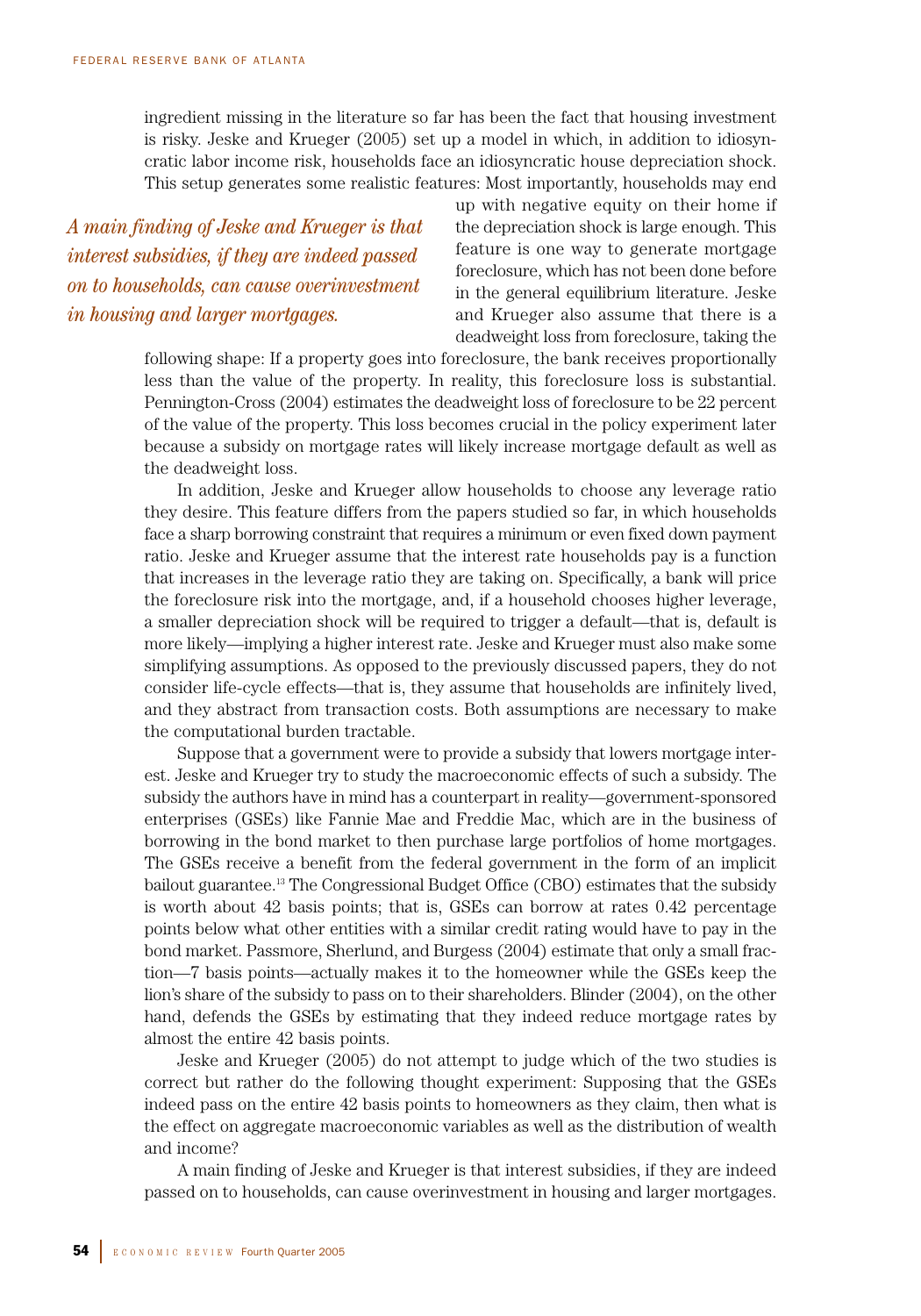ingredient missing in the literature so far has been the fact that housing investment is risky. Jeske and Krueger (2005) set up a model in which, in addition to idiosyncratic labor income risk, households face an idiosyncratic house depreciation shock. This setup generates some realistic features: Most importantly, households may end up with negative equity on their home if the depreciation shock is large enough. This feature is one way to generate mortgage foreclosure, which has not been done before in the general equilibrium literature. Jeske and Krueger also assume that there is a deadweight loss from foreclosure, taking the following shape: If a property goes into foreclosure, the bank receives proportionally less than the value of the property. In reality, this foreclosure loss is substantial. Pennington-Cross (2004) estimates the deadweight loss of foreclosure to be 22 percent of the value of the property. This loss becomes crucial in the policy experiment later because a subsidy on mortgage rates will likely increase mortgage default as well as the deadweight loss.

*A main finding of Jeske and Krueger is that interest subsidies, if they are indeed passed on to households, can cause overinvestment in housing and larger mortgages.*

In addition, Jeske and Krueger allow households to choose any leverage ratio they desire. This feature differs from the papers studied so far, in which households face a sharp borrowing constraint that requires a minimum or even fixed down payment ratio. Jeske and Krueger assume that the interest rate households pay is a function that increases in the leverage ratio they are taking on. Specifically, a bank will price the foreclosure risk into the mortgage, and, if a household chooses higher leverage, a smaller depreciation shock will be required to trigger a default—that is, default is more likely—implying a higher interest rate. Jeske and Krueger must also make some simplifying assumptions. As opposed to the previously discussed papers, they do not consider life-cycle effects—that is, they assume that households are infinitely lived, and they abstract from transaction costs. Both assumptions are necessary to make the computational burden tractable.

Suppose that a government were to provide a subsidy that lowers mortgage interest. Jeske and Krueger try to study the macroeconomic effects of such a subsidy. The subsidy the authors have in mind has a counterpart in reality—government-sponsored enterprises (GSEs) like Fannie Mae and Freddie Mac, which are in the business of borrowing in the bond market to then purchase large portfolios of home mortgages. The GSEs receive a benefit from the federal government in the form of an implicit bailout guarantee.[13] The Congressional Budget Office (CBO) estimates that the subsidy is worth about 42 basis points; that is, GSEs can borrow at rates 0.42 percentage points below what other entities with a similar credit rating would have to pay in the bond market. Passmore, Sherlund, and Burgess (2004) estimate that only a small fraction—7 basis points—actually makes it to the homeowner while the GSEs keep the lion's share of the subsidy to pass on to their shareholders. Blinder (2004), on the other hand, defends the GSEs by estimating that they indeed reduce mortgage rates by almost the entire 42 basis points.

Jeske and Krueger (2005) do not attempt to judge which of the two studies is correct but rather do the following thought experiment: Supposing that the GSEs indeed pass on the entire 42 basis points to homeowners as they claim, then what is the effect on aggregate macroeconomic variables as well as the distribution of wealth and income?

A main finding of Jeske and Krueger is that interest subsidies, if they are indeed passed on to households, can cause overinvestment in housing and larger mortgages.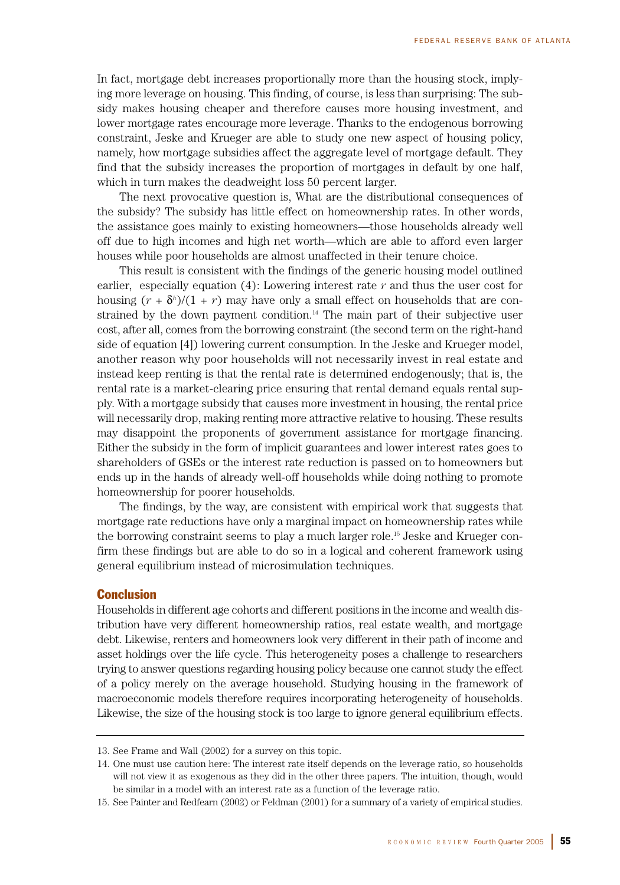In fact, mortgage debt increases proportionally more than the housing stock, implying more leverage on housing. This finding, of course, is less than surprising: The subsidy makes housing cheaper and therefore causes more housing investment, and lower mortgage rates encourage more leverage. Thanks to the endogenous borrowing constraint, Jeske and Krueger are able to study one new aspect of housing policy, namely, how mortgage subsidies affect the aggregate level of mortgage default. They find that the subsidy increases the proportion of mortgages in default by one half, which in turn makes the deadweight loss 50 percent larger.

The next provocative question is, What are the distributional consequences of the subsidy? The subsidy has little effect on homeownership rates. In other words, the assistance goes mainly to existing homeowners—those households already well off due to high incomes and high net worth—which are able to afford even larger houses while poor households are almost unaffected in their tenure choice.

This result is consistent with the findings of the generic housing model outlined earlier, especially equation (4): Lowering interest rate $r$ and thus the user cost for housing $(r + \delta^h)/(1 + r)$ may have only a small effect on households that are constrained by the down payment condition.[14] The main part of their subjective user cost, after all, comes from the borrowing constraint (the second term on the right-hand side of equation [4]) lowering current consumption. In the Jeske and Krueger model, another reason why poor households will not necessarily invest in real estate and instead keep renting is that the rental rate is determined endogenously; that is, the rental rate is a market-clearing price ensuring that rental demand equals rental supply. With a mortgage subsidy that causes more investment in housing, the rental price will necessarily drop, making renting more attractive relative to housing. These results may disappoint the proponents of government assistance for mortgage financing. Either the subsidy in the form of implicit guarantees and lower interest rates goes to shareholders of GSEs or the interest rate reduction is passed on to homeowners but ends up in the hands of already well-off households while doing nothing to promote homeownership for poorer households.

The findings, by the way, are consistent with empirical work that suggests that mortgage rate reductions have only a marginal impact on homeownership rates while the borrowing constraint seems to play a much larger role.[15] Jeske and Krueger confirm these findings but are able to do so in a logical and coherent framework using general equilibrium instead of microsimulation techniques.

## Conclusion

Households in different age cohorts and different positions in the income and wealth distribution have very different homeownership ratios, real estate wealth, and mortgage debt. Likewise, renters and homeowners look very different in their path of income and asset holdings over the life cycle. This heterogeneity poses a challenge to researchers trying to answer questions regarding housing policy because one cannot study the effect of a policy merely on the average household. Studying housing in the framework of macroeconomic models therefore requires incorporating heterogeneity of households. Likewise, the size of the housing stock is too large to ignore general equilibrium effects.

---

13. See Frame and Wall (2002) for a survey on this topic.

14. One must use caution here: The interest rate itself depends on the leverage ratio, so households will not view it as exogenous as they did in the other three papers. The intuition, though, would be similar in a model with an interest rate as a function of the leverage ratio.

15. See Painter and Redfearn (2002) or Feldman (2001) for a summary of a variety of empirical studies.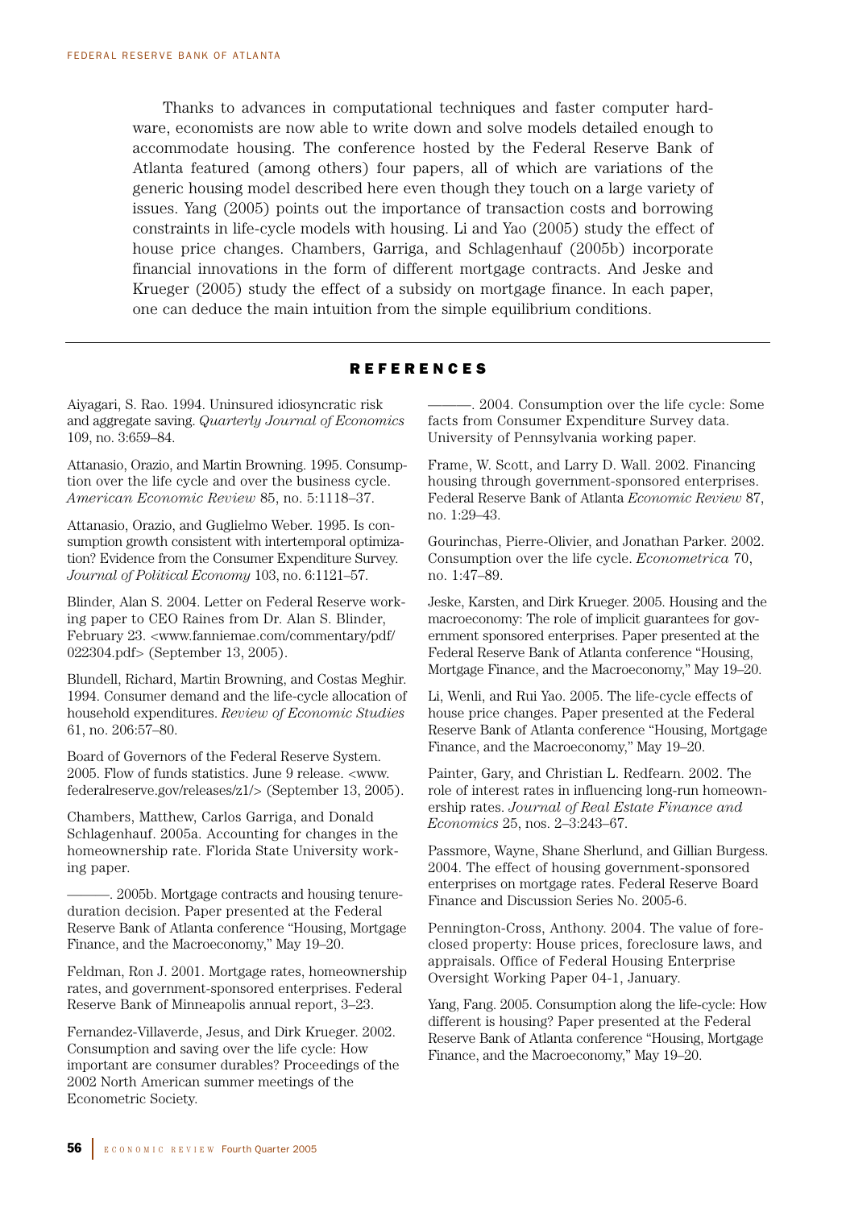Thanks to advances in computational techniques and faster computer hardware, economists are now able to write down and solve models detailed enough to accommodate housing. The conference hosted by the Federal Reserve Bank of Atlanta featured (among others) four papers, all of which are variations of the generic housing model described here even though they touch on a large variety of issues. Yang (2005) points out the importance of transaction costs and borrowing constraints in life-cycle models with housing. Li and Yao (2005) study the effect of house price changes. Chambers, Garriga, and Schlagenhauf (2005b) incorporate financial innovations in the form of different mortgage contracts. And Jeske and Krueger (2005) study the effect of a subsidy on mortgage finance. In each paper, one can deduce the main intuition from the simple equilibrium conditions.

## REFERENCES

Aiyagari, S. Rao. 1994. Uninsured idiosyncratic risk and aggregate saving. *Quarterly Journal of Economics* 109, no. 3:659–84.

Attanasio, Orazio, and Martin Browning. 1995. Consumption over the life cycle and over the business cycle. *American Economic Review* 85, no. 5:1118–37.

Attanasio, Orazio, and Guglielmo Weber. 1995. Is consumption growth consistent with intertemporal optimization? Evidence from the Consumer Expenditure Survey. *Journal of Political Economy* 103, no. 6:1121–57.

Blinder, Alan S. 2004. Letter on Federal Reserve working paper to CEO Raines from Dr. Alan S. Blinder, February 23. <www.fanniemae.com/commentary/pdf/022304.pdf> (September 13, 2005).

Blundell, Richard, Martin Browning, and Costas Meghir. 1994. Consumer demand and the life-cycle allocation of household expenditures. *Review of Economic Studies* 61, no. 206:57–80.

Board of Governors of the Federal Reserve System. 2005. Flow of funds statistics. June 9 release. <www.federalreserve.gov/releases/z1/> (September 13, 2005).

Chambers, Matthew, Carlos Garriga, and Donald Schlagenhauf. 2005a. Accounting for changes in the homeownership rate. Florida State University working paper.

———. 2005b. Mortgage contracts and housing tenure-duration decision. Paper presented at the Federal Reserve Bank of Atlanta conference "Housing, Mortgage Finance, and the Macroeconomy," May 19–20.

Feldman, Ron J. 2001. Mortgage rates, homeownership rates, and government-sponsored enterprises. Federal Reserve Bank of Minneapolis annual report, 3–23.

Fernandez-Villaverde, Jesus, and Dirk Krueger. 2002. Consumption and saving over the life cycle: How important are consumer durables? Proceedings of the 2002 North American summer meetings of the Econometric Society.

———. 2004. Consumption over the life cycle: Some facts from Consumer Expenditure Survey data. University of Pennsylvania working paper.

Frame, W. Scott, and Larry D. Wall. 2002. Financing housing through government-sponsored enterprises. Federal Reserve Bank of Atlanta *Economic Review* 87, no. 1:29–43.

Gourinchas, Pierre-Olivier, and Jonathan Parker. 2002. Consumption over the life cycle. *Econometrica* 70, no. 1:47–89.

Jeske, Karsten, and Dirk Krueger. 2005. Housing and the macroeconomy: The role of implicit guarantees for government sponsored enterprises. Paper presented at the Federal Reserve Bank of Atlanta conference "Housing, Mortgage Finance, and the Macroeconomy," May 19–20.

Li, Wenli, and Rui Yao. 2005. The life-cycle effects of house price changes. Paper presented at the Federal Reserve Bank of Atlanta conference "Housing, Mortgage Finance, and the Macroeconomy," May 19–20.

Painter, Gary, and Christian L. Redfearn. 2002. The role of interest rates in influencing long-run homeownership rates. *Journal of Real Estate Finance and Economics* 25, nos. 2–3:243–67.

Passmore, Wayne, Shane Sherlund, and Gillian Burgess. 2004. The effect of housing government-sponsored enterprises on mortgage rates. Federal Reserve Board Finance and Discussion Series No. 2005-6.

Pennington-Cross, Anthony. 2004. The value of foreclosed property: House prices, foreclosure laws, and appraisals. Office of Federal Housing Enterprise Oversight Working Paper 04-1, January.

Yang, Fang. 2005. Consumption along the life-cycle: How different is housing? Paper presented at the Federal Reserve Bank of Atlanta conference "Housing, Mortgage Finance, and the Macroeconomy," May 19–20.